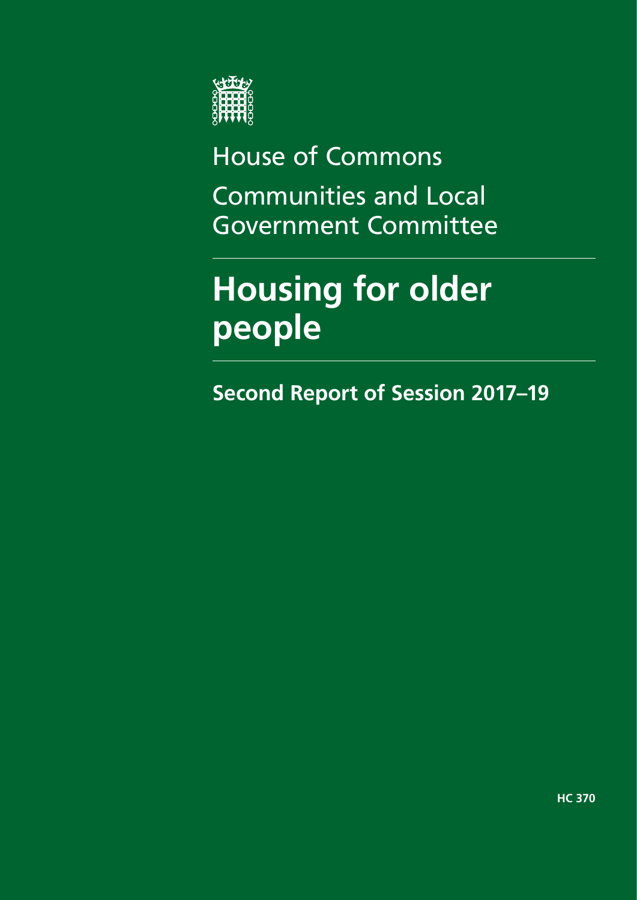House of Commons

Communities and Local Government Committee

# Housing for older people

## Second Report of Session 2017–19

HC 370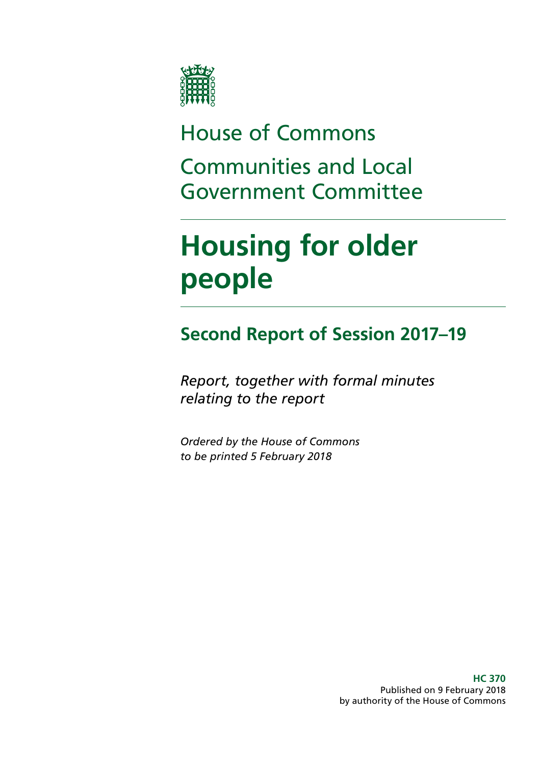House of Commons

Communities and Local Government Committee

# Housing for older people

## Second Report of Session 2017–19

*Report, together with formal minutes relating to the report*

*Ordered by the House of Commons to be printed 5 February 2018*

**HC 370**
Published on 9 February 2018
by authority of the House of Commons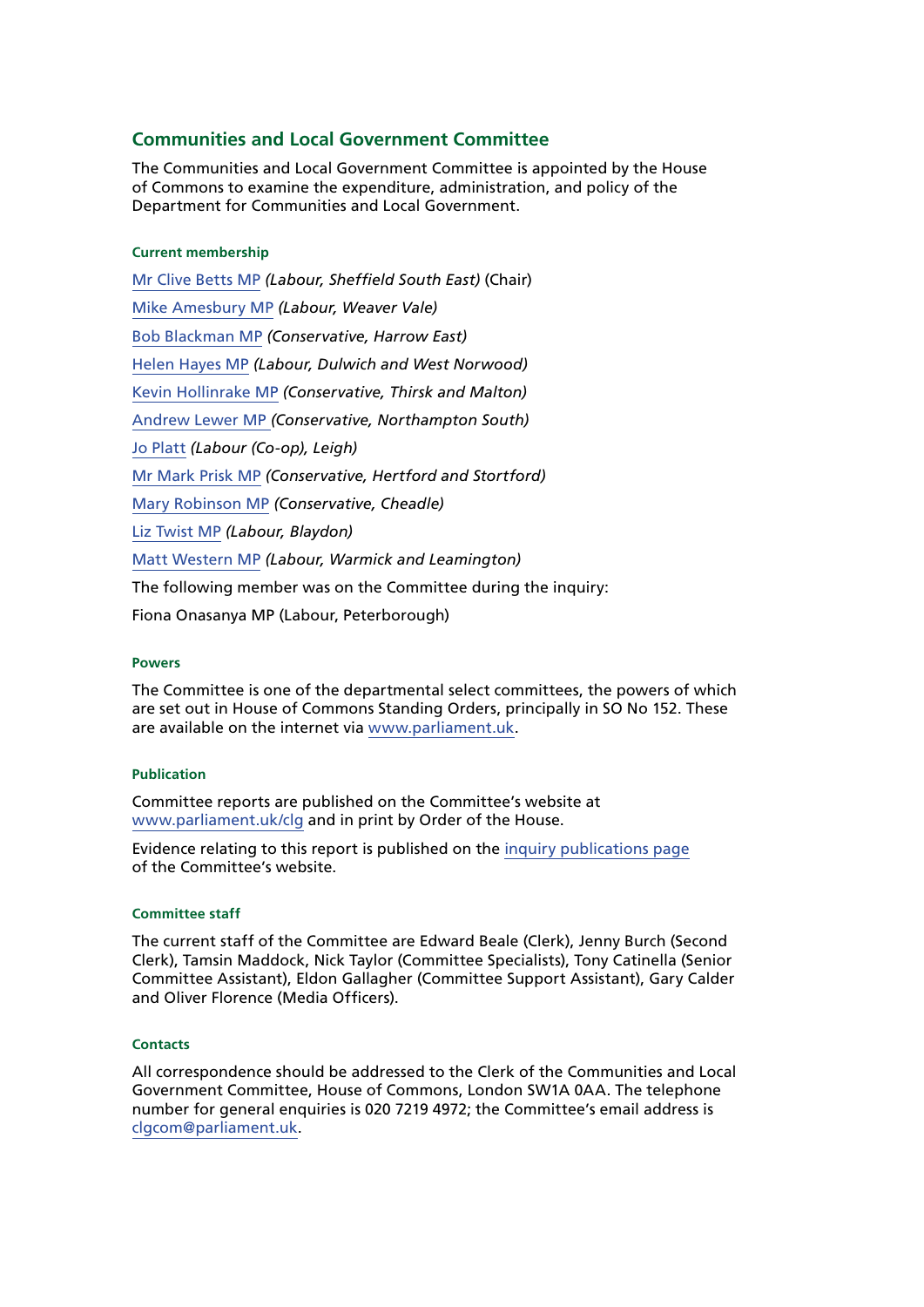## Communities and Local Government Committee

The Communities and Local Government Committee is appointed by the House of Commons to examine the expenditure, administration, and policy of the Department for Communities and Local Government.

#### Current membership

Mr Clive Betts MP *(Labour, Sheffield South East)* (Chair)

Mike Amesbury MP *(Labour, Weaver Vale)*

Bob Blackman MP *(Conservative, Harrow East)*

Helen Hayes MP *(Labour, Dulwich and West Norwood)*

Kevin Hollinrake MP *(Conservative, Thirsk and Malton)*

Andrew Lewer MP *(Conservative, Northampton South)*

Jo Platt *(Labour (Co-op), Leigh)*

Mr Mark Prisk MP *(Conservative, Hertford and Stortford)*

Mary Robinson MP *(Conservative, Cheadle)*

Liz Twist MP *(Labour, Blaydon)*

Matt Western MP *(Labour, Warmick and Leamington)*

The following member was on the Committee during the inquiry:

Fiona Onasanya MP (Labour, Peterborough)

#### Powers

The Committee is one of the departmental select committees, the powers of which are set out in House of Commons Standing Orders, principally in SO No 152. These are available on the internet via www.parliament.uk.

#### Publication

Committee reports are published on the Committee's website at www.parliament.uk/clg and in print by Order of the House.

Evidence relating to this report is published on the inquiry publications page of the Committee's website.

#### Committee staff

The current staff of the Committee are Edward Beale (Clerk), Jenny Burch (Second Clerk), Tamsin Maddock, Nick Taylor (Committee Specialists), Tony Catinella (Senior Committee Assistant), Eldon Gallagher (Committee Support Assistant), Gary Calder and Oliver Florence (Media Officers).

#### Contacts

All correspondence should be addressed to the Clerk of the Communities and Local Government Committee, House of Commons, London SW1A 0AA. The telephone number for general enquiries is 020 7219 4972; the Committee's email address is clgcom@parliament.uk.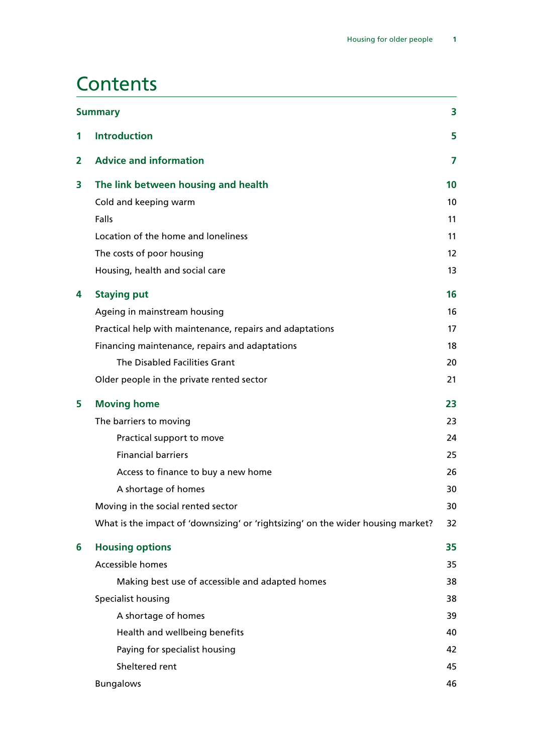# Contents

| | | |
|---|---|---|
| **Summary** | | **3** |
| **1** | **Introduction** | **5** |
| **2** | **Advice and information** | **7** |
| **3** | **The link between housing and health** | **10** |
| | Cold and keeping warm | 10 |
| | Falls | 11 |
| | Location of the home and loneliness | 11 |
| | The costs of poor housing | 12 |
| | Housing, health and social care | 13 |
| **4** | **Staying put** | **16** |
| | Ageing in mainstream housing | 16 |
| | Practical help with maintenance, repairs and adaptations | 17 |
| | Financing maintenance, repairs and adaptations | 18 |
| | The Disabled Facilities Grant | 20 |
| | Older people in the private rented sector | 21 |
| **5** | **Moving home** | **23** |
| | The barriers to moving | 23 |
| | Practical support to move | 24 |
| | Financial barriers | 25 |
| | Access to finance to buy a new home | 26 |
| | A shortage of homes | 30 |
| | Moving in the social rented sector | 30 |
| | What is the impact of 'downsizing' or 'rightsizing' on the wider housing market? | 32 |
| **6** | **Housing options** | **35** |
| | Accessible homes | 35 |
| | Making best use of accessible and adapted homes | 38 |
| | Specialist housing | 38 |
| | A shortage of homes | 39 |
| | Health and wellbeing benefits | 40 |
| | Paying for specialist housing | 42 |
| | Sheltered rent | 45 |
| | Bungalows | 46 |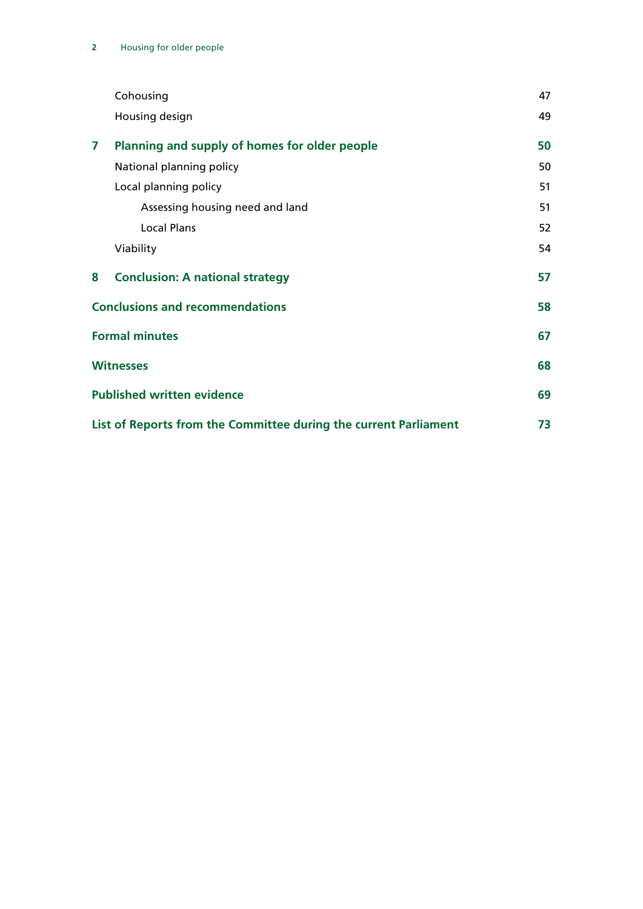Cohousing 47

Housing design 49

**7 Planning and supply of homes for older people 50**

National planning policy 50

Local planning policy 51

Assessing housing need and land 51

Local Plans 52

Viability 54

**8 Conclusion: A national strategy 57**

**Conclusions and recommendations 58**

**Formal minutes 67**

**Witnesses 68**

**Published written evidence 69**

**List of Reports from the Committee during the current Parliament 73**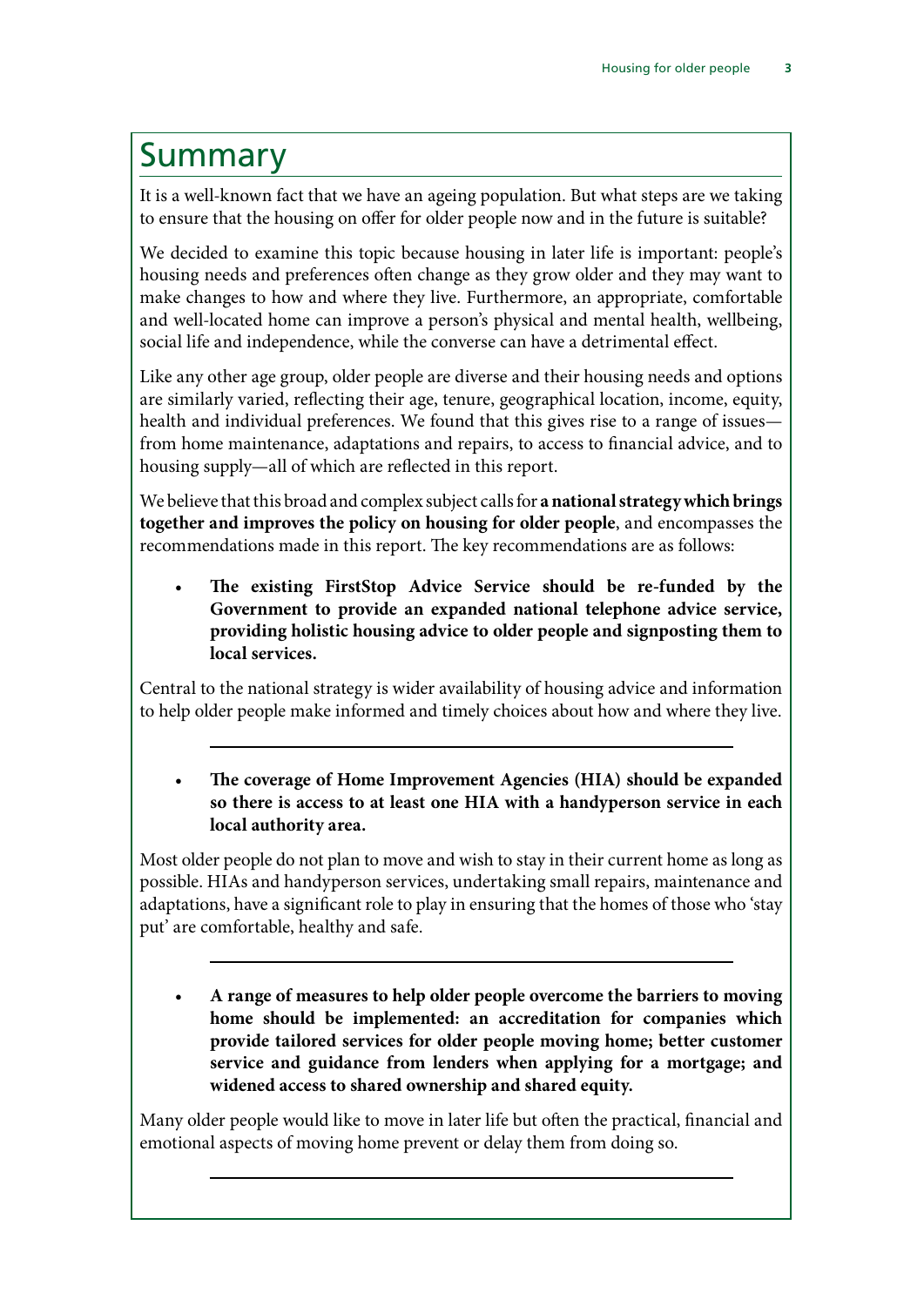# Summary

It is a well-known fact that we have an ageing population. But what steps are we taking to ensure that the housing on offer for older people now and in the future is suitable?

We decided to examine this topic because housing in later life is important: people's housing needs and preferences often change as they grow older and they may want to make changes to how and where they live. Furthermore, an appropriate, comfortable and well-located home can improve a person's physical and mental health, wellbeing, social life and independence, while the converse can have a detrimental effect.

Like any other age group, older people are diverse and their housing needs and options are similarly varied, reflecting their age, tenure, geographical location, income, equity, health and individual preferences. We found that this gives rise to a range of issues—from home maintenance, adaptations and repairs, to access to financial advice, and to housing supply—all of which are reflected in this report.

We believe that this broad and complex subject calls for **a national strategy which brings together and improves the policy on housing for older people**, and encompasses the recommendations made in this report. The key recommendations are as follows:

- **The existing FirstStop Advice Service should be re-funded by the Government to provide an expanded national telephone advice service, providing holistic housing advice to older people and signposting them to local services.**

Central to the national strategy is wider availability of housing advice and information to help older people make informed and timely choices about how and where they live.

---

- **The coverage of Home Improvement Agencies (HIA) should be expanded so there is access to at least one HIA with a handyperson service in each local authority area.**

Most older people do not plan to move and wish to stay in their current home as long as possible. HIAs and handyperson services, undertaking small repairs, maintenance and adaptations, have a significant role to play in ensuring that the homes of those who 'stay put' are comfortable, healthy and safe.

---

- **A range of measures to help older people overcome the barriers to moving home should be implemented: an accreditation for companies which provide tailored services for older people moving home; better customer service and guidance from lenders when applying for a mortgage; and widened access to shared ownership and shared equity.**

Many older people would like to move in later life but often the practical, financial and emotional aspects of moving home prevent or delay them from doing so.

---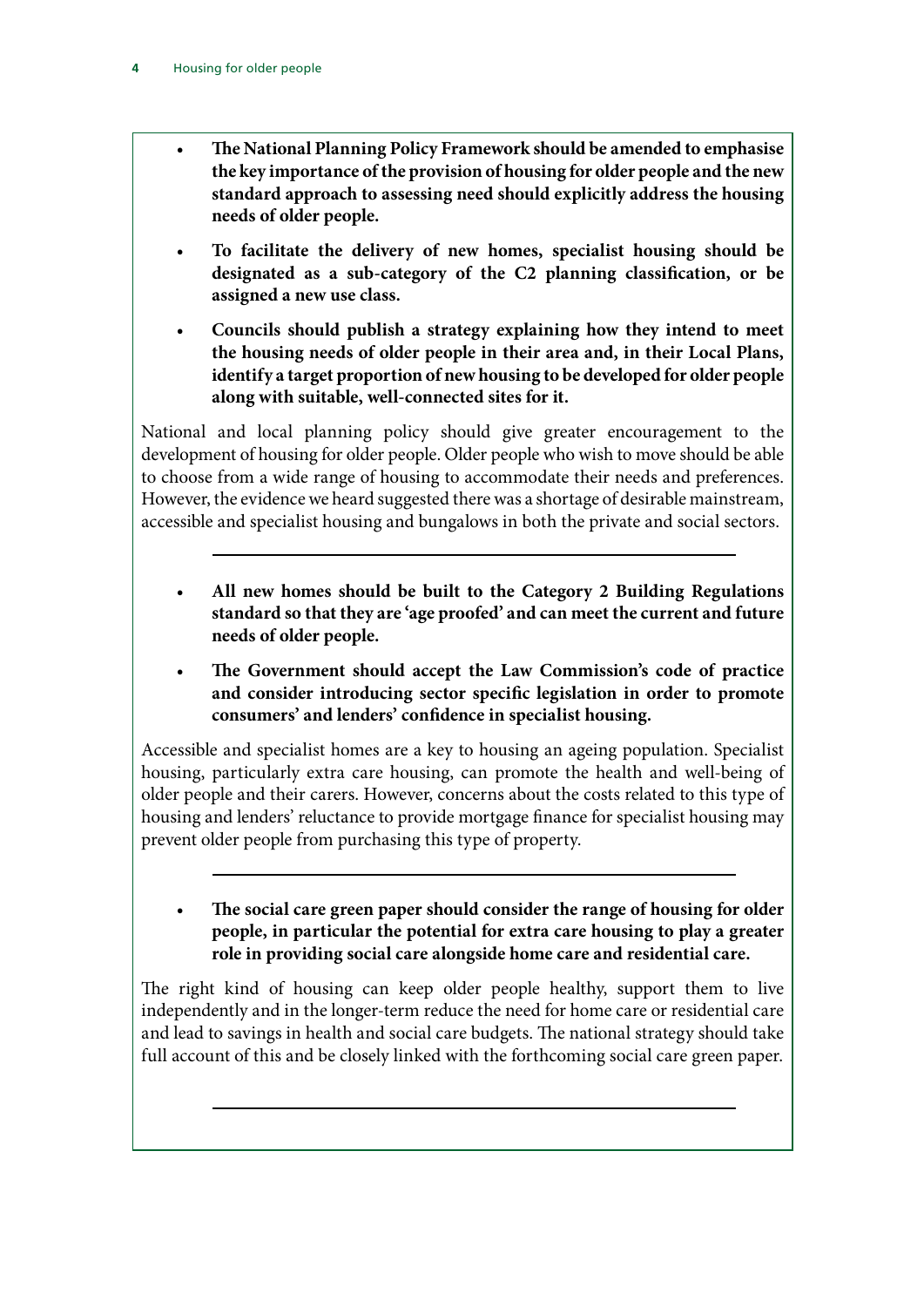- **The National Planning Policy Framework should be amended to emphasise the key importance of the provision of housing for older people and the new standard approach to assessing need should explicitly address the housing needs of older people.**

- **To facilitate the delivery of new homes, specialist housing should be designated as a sub-category of the C2 planning classification, or be assigned a new use class.**

- **Councils should publish a strategy explaining how they intend to meet the housing needs of older people in their area and, in their Local Plans, identify a target proportion of new housing to be developed for older people along with suitable, well-connected sites for it.**

National and local planning policy should give greater encouragement to the development of housing for older people. Older people who wish to move should be able to choose from a wide range of housing to accommodate their needs and preferences. However, the evidence we heard suggested there was a shortage of desirable mainstream, accessible and specialist housing and bungalows in both the private and social sectors.

---

- **All new homes should be built to the Category 2 Building Regulations standard so that they are 'age proofed' and can meet the current and future needs of older people.**

- **The Government should accept the Law Commission's code of practice and consider introducing sector specific legislation in order to promote consumers' and lenders' confidence in specialist housing.**

Accessible and specialist homes are a key to housing an ageing population. Specialist housing, particularly extra care housing, can promote the health and well-being of older people and their carers. However, concerns about the costs related to this type of housing and lenders' reluctance to provide mortgage finance for specialist housing may prevent older people from purchasing this type of property.

---

- **The social care green paper should consider the range of housing for older people, in particular the potential for extra care housing to play a greater role in providing social care alongside home care and residential care.**

The right kind of housing can keep older people healthy, support them to live independently and in the longer-term reduce the need for home care or residential care and lead to savings in health and social care budgets. The national strategy should take full account of this and be closely linked with the forthcoming social care green paper.

---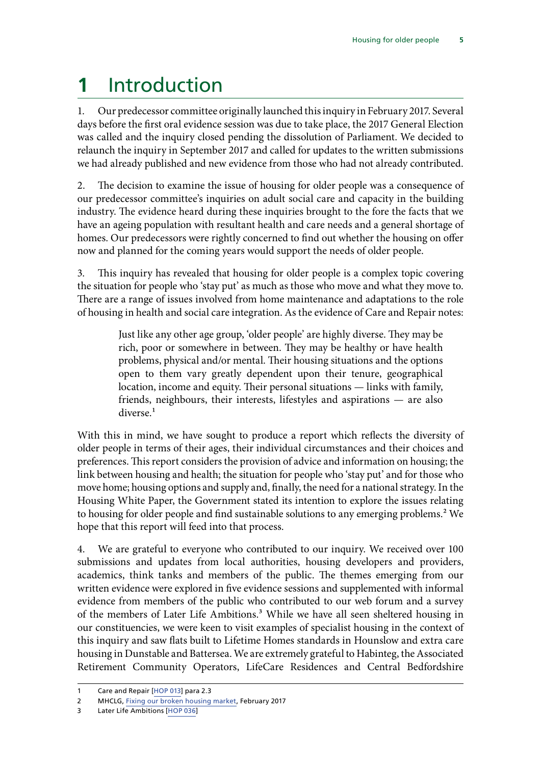# 1 Introduction

1. Our predecessor committee originally launched this inquiry in February 2017. Several days before the first oral evidence session was due to take place, the 2017 General Election was called and the inquiry closed pending the dissolution of Parliament. We decided to relaunch the inquiry in September 2017 and called for updates to the written submissions we had already published and new evidence from those who had not already contributed.

2. The decision to examine the issue of housing for older people was a consequence of our predecessor committee's inquiries on adult social care and capacity in the building industry. The evidence heard during these inquiries brought to the fore the facts that we have an ageing population with resultant health and care needs and a general shortage of homes. Our predecessors were rightly concerned to find out whether the housing on offer now and planned for the coming years would support the needs of older people.

3. This inquiry has revealed that housing for older people is a complex topic covering the situation for people who 'stay put' as much as those who move and what they move to. There are a range of issues involved from home maintenance and adaptations to the role of housing in health and social care integration. As the evidence of Care and Repair notes:

> Just like any other age group, 'older people' are highly diverse. They may be rich, poor or somewhere in between. They may be healthy or have health problems, physical and/or mental. Their housing situations and the options open to them vary greatly dependent upon their tenure, geographical location, income and equity. Their personal situations — links with family, friends, neighbours, their interests, lifestyles and aspirations — are also diverse.[1]

With this in mind, we have sought to produce a report which reflects the diversity of older people in terms of their ages, their individual circumstances and their choices and preferences. This report considers the provision of advice and information on housing; the link between housing and health; the situation for people who 'stay put' and for those who move home; housing options and supply and, finally, the need for a national strategy. In the Housing White Paper, the Government stated its intention to explore the issues relating to housing for older people and find sustainable solutions to any emerging problems.[2] We hope that this report will feed into that process.

4. We are grateful to everyone who contributed to our inquiry. We received over 100 submissions and updates from local authorities, housing developers and providers, academics, think tanks and members of the public. The themes emerging from our written evidence were explored in five evidence sessions and supplemented with informal evidence from members of the public who contributed to our web forum and a survey of the members of Later Life Ambitions.[3] While we have all seen sheltered housing in our constituencies, we were keen to visit examples of specialist housing in the context of this inquiry and saw flats built to Lifetime Homes standards in Hounslow and extra care housing in Dunstable and Battersea. We are extremely grateful to Habinteg, the Associated Retirement Community Operators, LifeCare Residences and Central Bedfordshire

---

1 Care and Repair [HOP 013] para 2.3

2 MHCLG, Fixing our broken housing market, February 2017

3 Later Life Ambitions [HOP 036]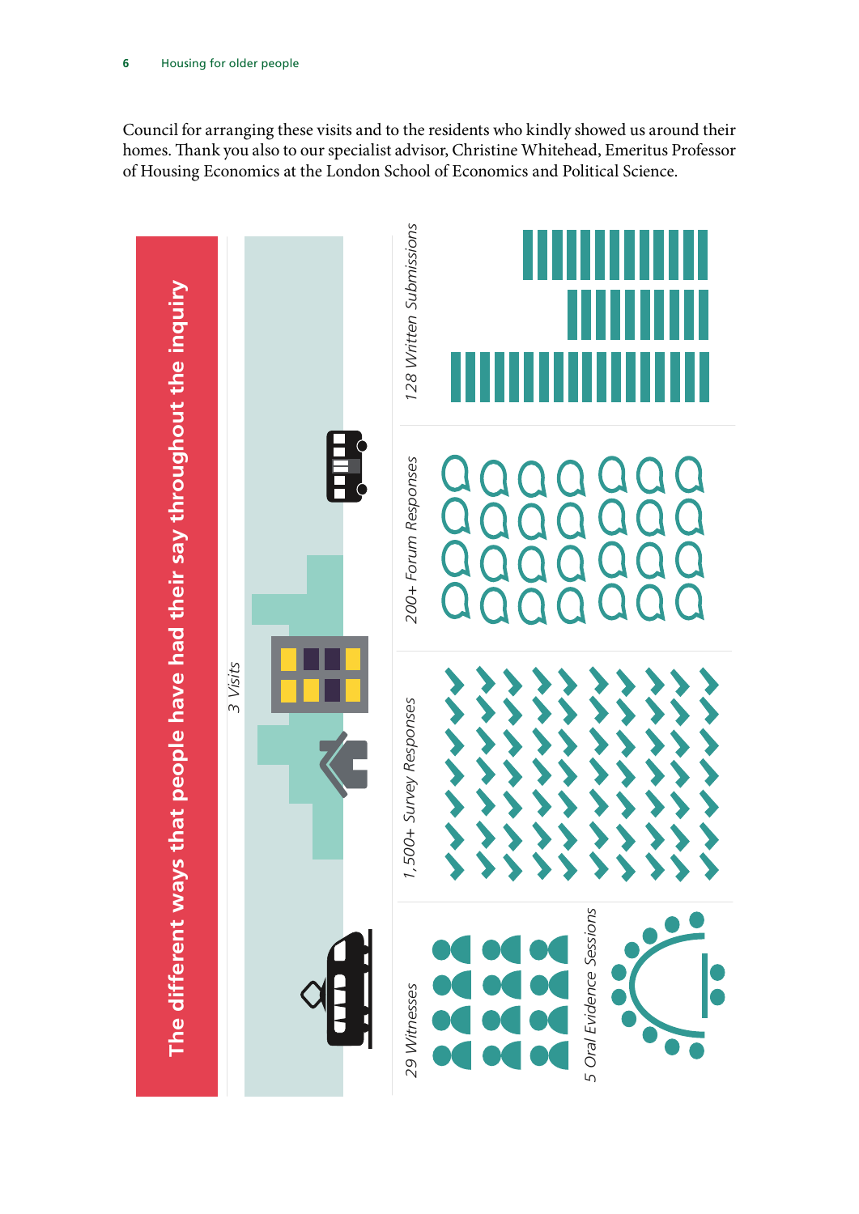Council for arranging these visits and to the residents who kindly showed us around their homes. Thank you also to our specialist advisor, Christine Whitehead, Emeritus Professor of Housing Economics at the London School of Economics and Political Science.

**The different ways that people have had their say throughout the inquiry**

*3 Visits*

*128 Written Submissions*

*200+ Forum Responses*

*1,500+ Survey Responses*

*29 Witnesses*

*5 Oral Evidence Sessions*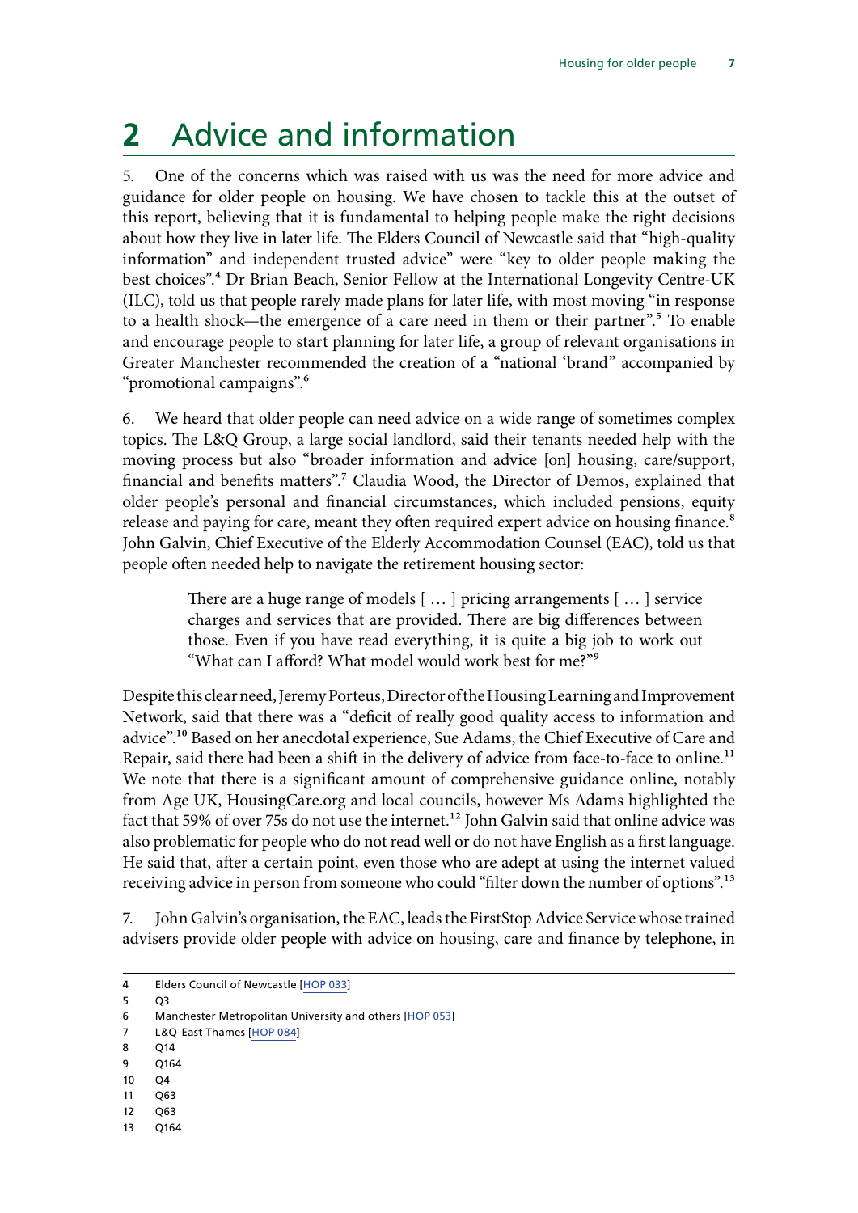# 2 Advice and information

5. One of the concerns which was raised with us was the need for more advice and guidance for older people on housing. We have chosen to tackle this at the outset of this report, believing that it is fundamental to helping people make the right decisions about how they live in later life. The Elders Council of Newcastle said that "high-quality information" and independent trusted advice" were "key to older people making the best choices".[4] Dr Brian Beach, Senior Fellow at the International Longevity Centre-UK (ILC), told us that people rarely made plans for later life, with most moving "in response to a health shock—the emergence of a care need in them or their partner".[5] To enable and encourage people to start planning for later life, a group of relevant organisations in Greater Manchester recommended the creation of a "national 'brand" accompanied by "promotional campaigns".[6]

6. We heard that older people can need advice on a wide range of sometimes complex topics. The L&Q Group, a large social landlord, said their tenants needed help with the moving process but also "broader information and advice [on] housing, care/support, financial and benefits matters".[7] Claudia Wood, the Director of Demos, explained that older people's personal and financial circumstances, which included pensions, equity release and paying for care, meant they often required expert advice on housing finance.[8] John Galvin, Chief Executive of the Elderly Accommodation Counsel (EAC), told us that people often needed help to navigate the retirement housing sector:

> There are a huge range of models [ … ] pricing arrangements [ … ] service charges and services that are provided. There are big differences between those. Even if you have read everything, it is quite a big job to work out "What can I afford? What model would work best for me?"[9]

Despite this clear need, Jeremy Porteus, Director of the Housing Learning and Improvement Network, said that there was a "deficit of really good quality access to information and advice".[10] Based on her anecdotal experience, Sue Adams, the Chief Executive of Care and Repair, said there had been a shift in the delivery of advice from face-to-face to online.[11] We note that there is a significant amount of comprehensive guidance online, notably from Age UK, HousingCare.org and local councils, however Ms Adams highlighted the fact that 59% of over 75s do not use the internet.[12] John Galvin said that online advice was also problematic for people who do not read well or do not have English as a first language. He said that, after a certain point, even those who are adept at using the internet valued receiving advice in person from someone who could "filter down the number of options".[13]

7. John Galvin's organisation, the EAC, leads the FirstStop Advice Service whose trained advisers provide older people with advice on housing, care and finance by telephone, in

---

4 Elders Council of Newcastle [HOP 033]

5 Q3

6 Manchester Metropolitan University and others [HOP 053]

7 L&Q-East Thames [HOP 084]

8 Q14

9 Q164

10 Q4

11 Q63

12 Q63

13 Q164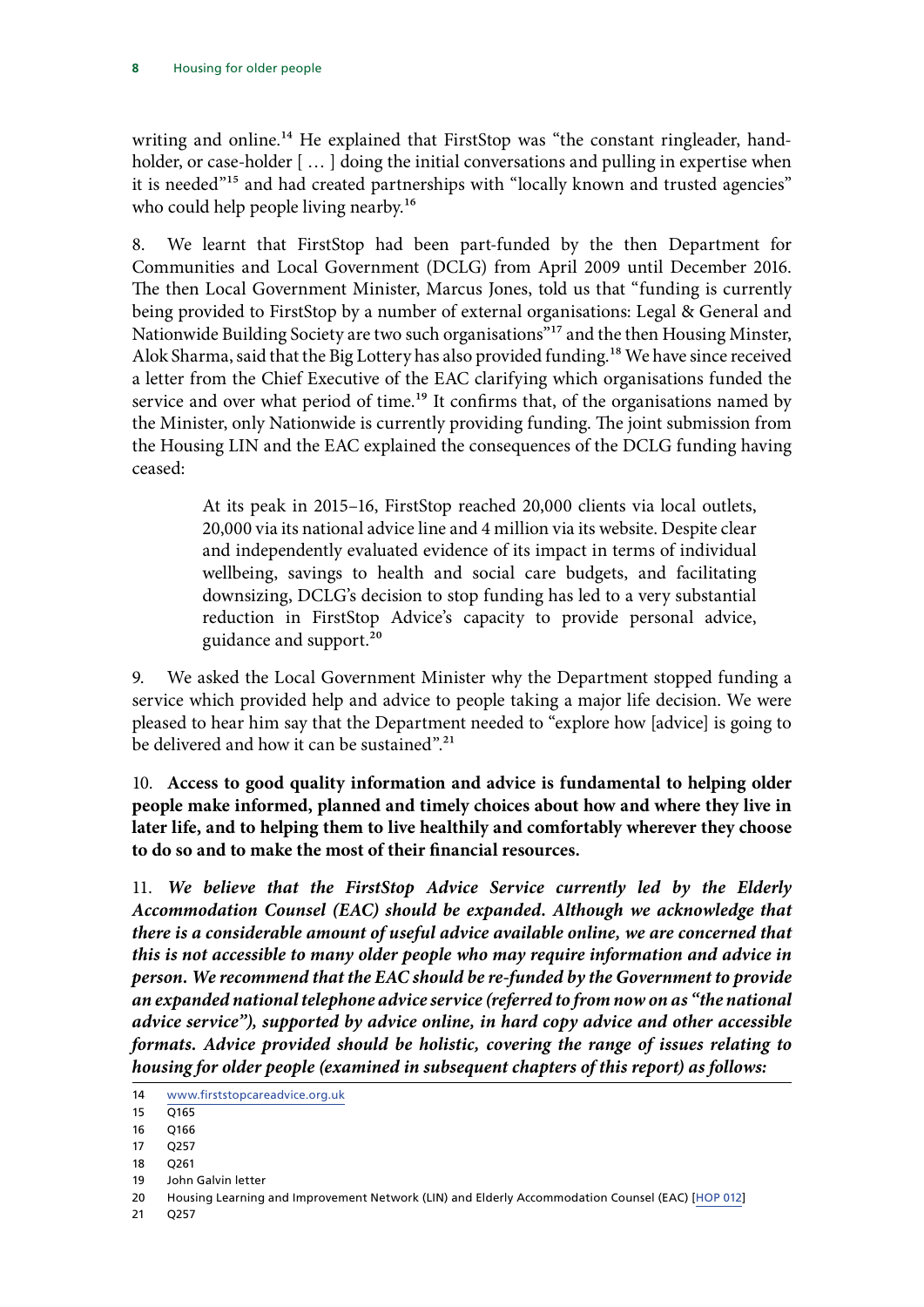writing and online.[14] He explained that FirstStop was "the constant ringleader, hand-holder, or case-holder [ … ] doing the initial conversations and pulling in expertise when it is needed"[15] and had created partnerships with "locally known and trusted agencies" who could help people living nearby.[16]

8. We learnt that FirstStop had been part-funded by the then Department for Communities and Local Government (DCLG) from April 2009 until December 2016. The then Local Government Minister, Marcus Jones, told us that "funding is currently being provided to FirstStop by a number of external organisations: Legal & General and Nationwide Building Society are two such organisations"[17] and the then Housing Minster, Alok Sharma, said that the Big Lottery has also provided funding.[18] We have since received a letter from the Chief Executive of the EAC clarifying which organisations funded the service and over what period of time.[19] It confirms that, of the organisations named by the Minister, only Nationwide is currently providing funding. The joint submission from the Housing LIN and the EAC explained the consequences of the DCLG funding having ceased:

> At its peak in 2015–16, FirstStop reached 20,000 clients via local outlets, 20,000 via its national advice line and 4 million via its website. Despite clear and independently evaluated evidence of its impact in terms of individual wellbeing, savings to health and social care budgets, and facilitating downsizing, DCLG's decision to stop funding has led to a very substantial reduction in FirstStop Advice's capacity to provide personal advice, guidance and support.[20]

9. We asked the Local Government Minister why the Department stopped funding a service which provided help and advice to people taking a major life decision. We were pleased to hear him say that the Department needed to "explore how [advice] is going to be delivered and how it can be sustained".[21]

10. **Access to good quality information and advice is fundamental to helping older people make informed, planned and timely choices about how and where they live in later life, and to helping them to live healthily and comfortably wherever they choose to do so and to make the most of their financial resources.**

11. ***We believe that the FirstStop Advice Service currently led by the Elderly Accommodation Counsel (EAC) should be expanded. Although we acknowledge that there is a considerable amount of useful advice available online, we are concerned that this is not accessible to many older people who may require information and advice in person. We recommend that the EAC should be re-funded by the Government to provide an expanded national telephone advice service (referred to from now on as "the national advice service"), supported by advice online, in hard copy advice and other accessible formats. Advice provided should be holistic, covering the range of issues relating to housing for older people (examined in subsequent chapters of this report) as follows:***

---

14 www.firststopcareadvice.org.uk
15 Q165
16 Q166
17 Q257
18 Q261
19 John Galvin letter
20 Housing Learning and Improvement Network (LIN) and Elderly Accommodation Counsel (EAC) [HOP 012]
21 Q257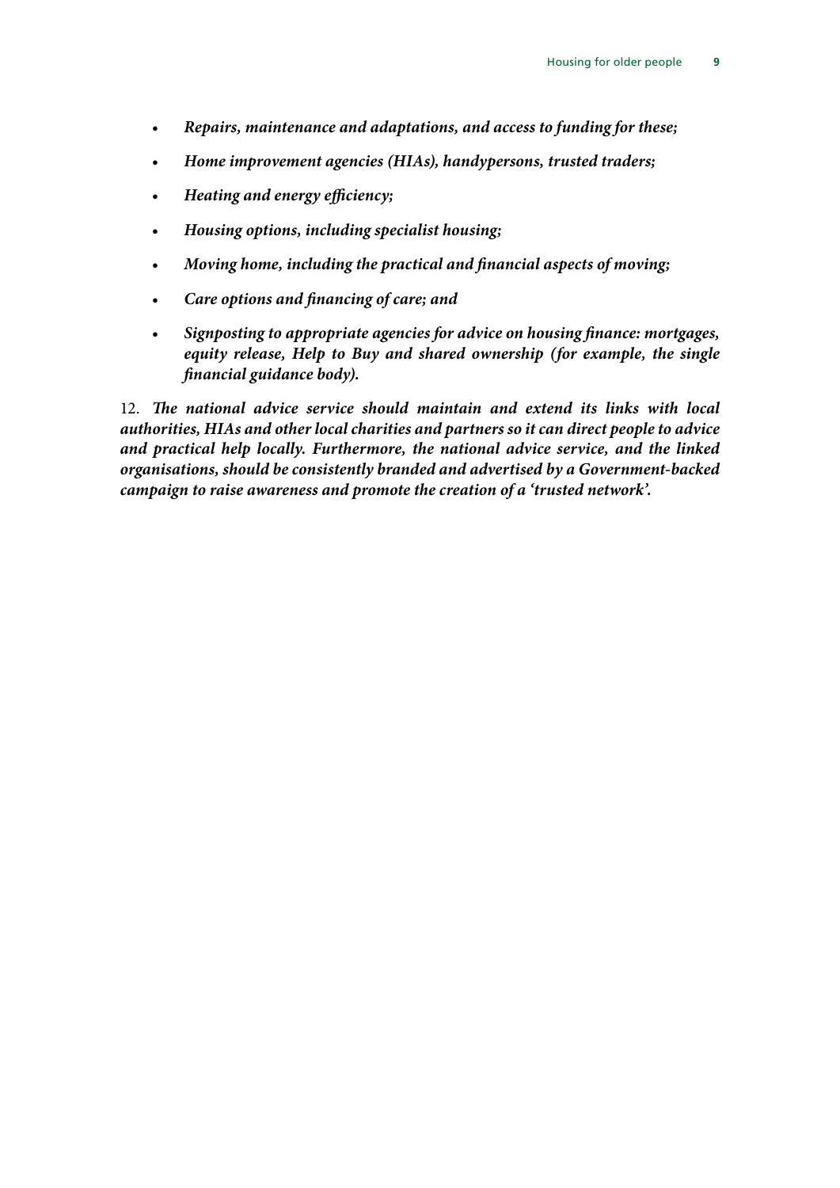- ***Repairs, maintenance and adaptations, and access to funding for these;***
- ***Home improvement agencies (HIAs), handypersons, trusted traders;***
- ***Heating and energy efficiency;***
- ***Housing options, including specialist housing;***
- ***Moving home, including the practical and financial aspects of moving;***
- ***Care options and financing of care; and***
- ***Signposting to appropriate agencies for advice on housing finance: mortgages, equity release, Help to Buy and shared ownership (for example, the single financial guidance body).***

12. ***The national advice service should maintain and extend its links with local authorities, HIAs and other local charities and partners so it can direct people to advice and practical help locally. Furthermore, the national advice service, and the linked organisations, should be consistently branded and advertised by a Government-backed campaign to raise awareness and promote the creation of a 'trusted network'.***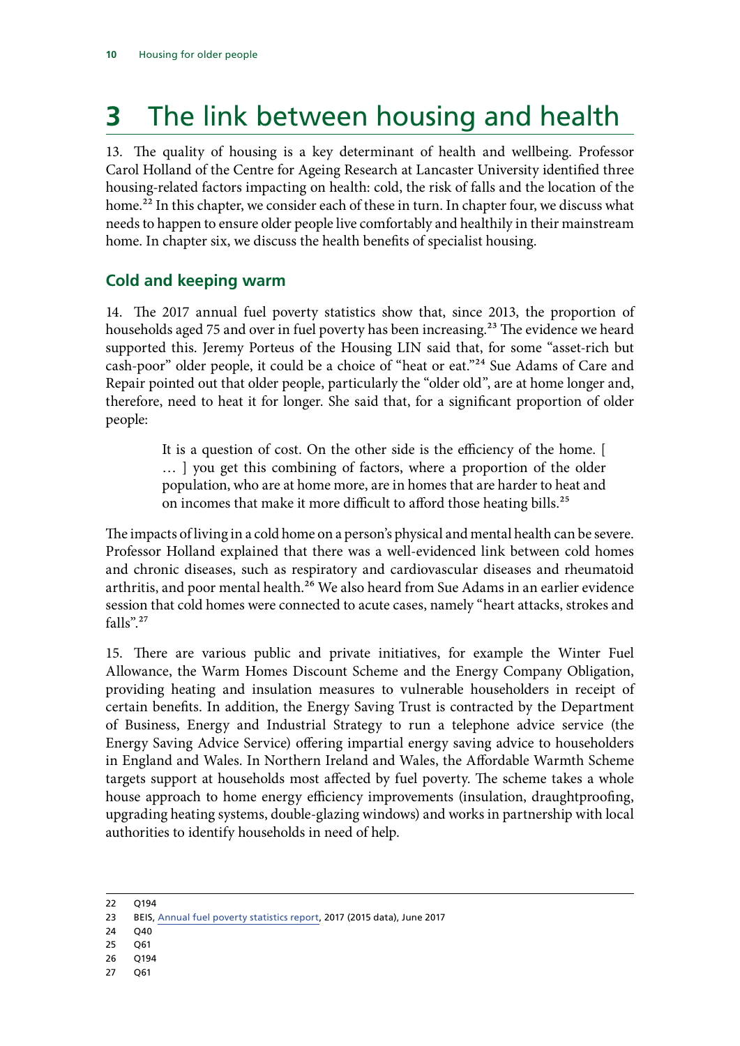# 3 The link between housing and health

13. The quality of housing is a key determinant of health and wellbeing. Professor Carol Holland of the Centre for Ageing Research at Lancaster University identified three housing-related factors impacting on health: cold, the risk of falls and the location of the home.[22] In this chapter, we consider each of these in turn. In chapter four, we discuss what needs to happen to ensure older people live comfortably and healthily in their mainstream home. In chapter six, we discuss the health benefits of specialist housing.

## Cold and keeping warm

14. The 2017 annual fuel poverty statistics show that, since 2013, the proportion of households aged 75 and over in fuel poverty has been increasing.[23] The evidence we heard supported this. Jeremy Porteus of the Housing LIN said that, for some "asset-rich but cash-poor" older people, it could be a choice of "heat or eat."[24] Sue Adams of Care and Repair pointed out that older people, particularly the "older old", are at home longer and, therefore, need to heat it for longer. She said that, for a significant proportion of older people:

> It is a question of cost. On the other side is the efficiency of the home. [ … ] you get this combining of factors, where a proportion of the older population, who are at home more, are in homes that are harder to heat and on incomes that make it more difficult to afford those heating bills.[25]

The impacts of living in a cold home on a person's physical and mental health can be severe. Professor Holland explained that there was a well-evidenced link between cold homes and chronic diseases, such as respiratory and cardiovascular diseases and rheumatoid arthritis, and poor mental health.[26] We also heard from Sue Adams in an earlier evidence session that cold homes were connected to acute cases, namely "heart attacks, strokes and falls".[27]

15. There are various public and private initiatives, for example the Winter Fuel Allowance, the Warm Homes Discount Scheme and the Energy Company Obligation, providing heating and insulation measures to vulnerable householders in receipt of certain benefits. In addition, the Energy Saving Trust is contracted by the Department of Business, Energy and Industrial Strategy to run a telephone advice service (the Energy Saving Advice Service) offering impartial energy saving advice to householders in England and Wales. In Northern Ireland and Wales, the Affordable Warmth Scheme targets support at households most affected by fuel poverty. The scheme takes a whole house approach to home energy efficiency improvements (insulation, draughtproofing, upgrading heating systems, double-glazing windows) and works in partnership with local authorities to identify households in need of help.

---

22 Q194

23 BEIS, Annual fuel poverty statistics report, 2017 (2015 data), June 2017

24 Q40

25 Q61

26 Q194

27 Q61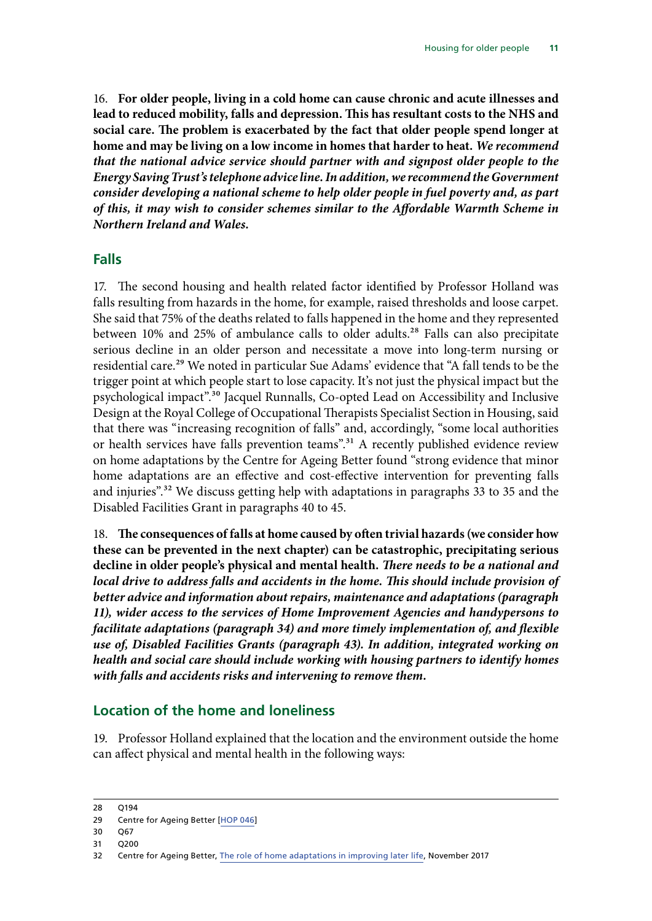16. **For older people, living in a cold home can cause chronic and acute illnesses and lead to reduced mobility, falls and depression. This has resultant costs to the NHS and social care. The problem is exacerbated by the fact that older people spend longer at home and may be living on a low income in homes that harder to heat.** ***We recommend that the national advice service should partner with and signpost older people to the Energy Saving Trust's telephone advice line. In addition, we recommend the Government consider developing a national scheme to help older people in fuel poverty and, as part of this, it may wish to consider schemes similar to the Affordable Warmth Scheme in Northern Ireland and Wales.***

## Falls

17. The second housing and health related factor identified by Professor Holland was falls resulting from hazards in the home, for example, raised thresholds and loose carpet. She said that 75% of the deaths related to falls happened in the home and they represented between 10% and 25% of ambulance calls to older adults.[28] Falls can also precipitate serious decline in an older person and necessitate a move into long-term nursing or residential care.[29] We noted in particular Sue Adams' evidence that "A fall tends to be the trigger point at which people start to lose capacity. It's not just the physical impact but the psychological impact".[30] Jacquel Runnalls, Co-opted Lead on Accessibility and Inclusive Design at the Royal College of Occupational Therapists Specialist Section in Housing, said that there was "increasing recognition of falls" and, accordingly, "some local authorities or health services have falls prevention teams".[31] A recently published evidence review on home adaptations by the Centre for Ageing Better found "strong evidence that minor home adaptations are an effective and cost-effective intervention for preventing falls and injuries".[32] We discuss getting help with adaptations in paragraphs 33 to 35 and the Disabled Facilities Grant in paragraphs 40 to 45.

18. **The consequences of falls at home caused by often trivial hazards (we consider how these can be prevented in the next chapter) can be catastrophic, precipitating serious decline in older people's physical and mental health.** ***There needs to be a national and local drive to address falls and accidents in the home. This should include provision of better advice and information about repairs, maintenance and adaptations (paragraph 11), wider access to the services of Home Improvement Agencies and handypersons to facilitate adaptations (paragraph 34) and more timely implementation of, and flexible use of, Disabled Facilities Grants (paragraph 43). In addition, integrated working on health and social care should include working with housing partners to identify homes with falls and accidents risks and intervening to remove them.***

## Location of the home and loneliness

19. Professor Holland explained that the location and the environment outside the home can affect physical and mental health in the following ways:

---

28 Q194

29 Centre for Ageing Better [HOP 046]

30 Q67

31 Q200

32 Centre for Ageing Better, The role of home adaptations in improving later life, November 2017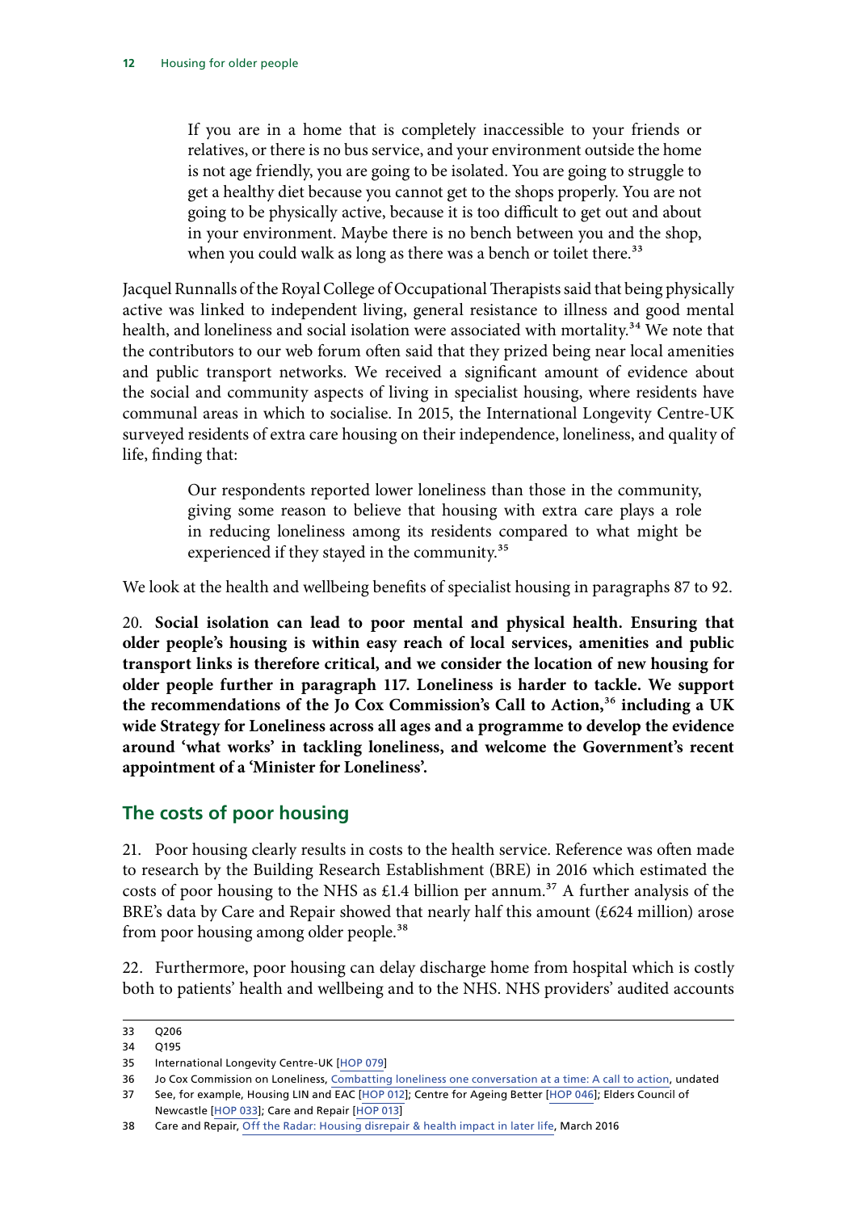> If you are in a home that is completely inaccessible to your friends or relatives, or there is no bus service, and your environment outside the home is not age friendly, you are going to be isolated. You are going to struggle to get a healthy diet because you cannot get to the shops properly. You are not going to be physically active, because it is too difficult to get out and about in your environment. Maybe there is no bench between you and the shop, when you could walk as long as there was a bench or toilet there.[33]

Jacquel Runnalls of the Royal College of Occupational Therapists said that being physically active was linked to independent living, general resistance to illness and good mental health, and loneliness and social isolation were associated with mortality.[34] We note that the contributors to our web forum often said that they prized being near local amenities and public transport networks. We received a significant amount of evidence about the social and community aspects of living in specialist housing, where residents have communal areas in which to socialise. In 2015, the International Longevity Centre-UK surveyed residents of extra care housing on their independence, loneliness, and quality of life, finding that:

> Our respondents reported lower loneliness than those in the community, giving some reason to believe that housing with extra care plays a role in reducing loneliness among its residents compared to what might be experienced if they stayed in the community.[35]

We look at the health and wellbeing benefits of specialist housing in paragraphs 87 to 92.

20. **Social isolation can lead to poor mental and physical health. Ensuring that older people's housing is within easy reach of local services, amenities and public transport links is therefore critical, and we consider the location of new housing for older people further in paragraph 117. Loneliness is harder to tackle. We support the recommendations of the Jo Cox Commission's Call to Action,[36] including a UK wide Strategy for Loneliness across all ages and a programme to develop the evidence around 'what works' in tackling loneliness, and welcome the Government's recent appointment of a 'Minister for Loneliness'.**

## The costs of poor housing

21. Poor housing clearly results in costs to the health service. Reference was often made to research by the Building Research Establishment (BRE) in 2016 which estimated the costs of poor housing to the NHS as £1.4 billion per annum.[37] A further analysis of the BRE's data by Care and Repair showed that nearly half this amount (£624 million) arose from poor housing among older people.[38]

22. Furthermore, poor housing can delay discharge home from hospital which is costly both to patients' health and wellbeing and to the NHS. NHS providers' audited accounts

---

33 Q206

34 Q195

35 International Longevity Centre-UK [HOP 079]

36 Jo Cox Commission on Loneliness, Combatting loneliness one conversation at a time: A call to action, undated

37 See, for example, Housing LIN and EAC [HOP 012]; Centre for Ageing Better [HOP 046]; Elders Council of Newcastle [HOP 033]; Care and Repair [HOP 013]

38 Care and Repair, Off the Radar: Housing disrepair & health impact in later life, March 2016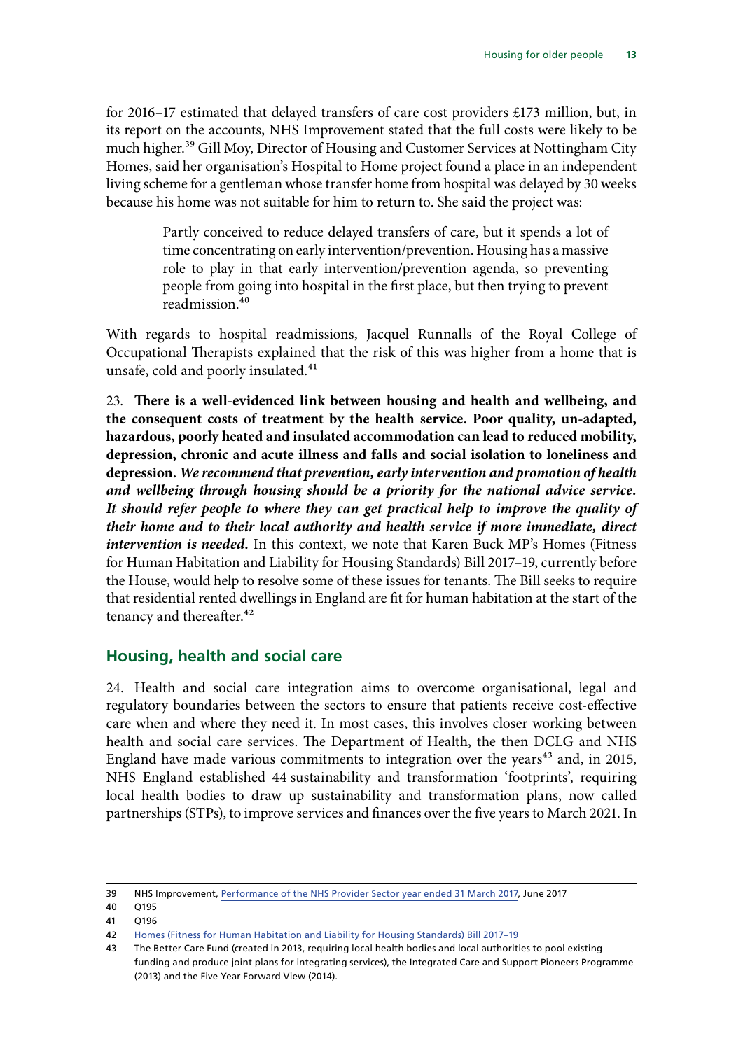for 2016–17 estimated that delayed transfers of care cost providers £173 million, but, in its report on the accounts, NHS Improvement stated that the full costs were likely to be much higher.[39] Gill Moy, Director of Housing and Customer Services at Nottingham City Homes, said her organisation's Hospital to Home project found a place in an independent living scheme for a gentleman whose transfer home from hospital was delayed by 30 weeks because his home was not suitable for him to return to. She said the project was:

> Partly conceived to reduce delayed transfers of care, but it spends a lot of time concentrating on early intervention/prevention. Housing has a massive role to play in that early intervention/prevention agenda, so preventing people from going into hospital in the first place, but then trying to prevent readmission.[40]

With regards to hospital readmissions, Jacquel Runnalls of the Royal College of Occupational Therapists explained that the risk of this was higher from a home that is unsafe, cold and poorly insulated.[41]

23. **There is a well-evidenced link between housing and health and wellbeing, and the consequent costs of treatment by the health service. Poor quality, un-adapted, hazardous, poorly heated and insulated accommodation can lead to reduced mobility, depression, chronic and acute illness and falls and social isolation to loneliness and depression.** ***We recommend that prevention, early intervention and promotion of health and wellbeing through housing should be a priority for the national advice service. It should refer people to where they can get practical help to improve the quality of their home and to their local authority and health service if more immediate, direct intervention is needed.*** In this context, we note that Karen Buck MP's Homes (Fitness for Human Habitation and Liability for Housing Standards) Bill 2017–19, currently before the House, would help to resolve some of these issues for tenants. The Bill seeks to require that residential rented dwellings in England are fit for human habitation at the start of the tenancy and thereafter.[42]

## Housing, health and social care

24. Health and social care integration aims to overcome organisational, legal and regulatory boundaries between the sectors to ensure that patients receive cost-effective care when and where they need it. In most cases, this involves closer working between health and social care services. The Department of Health, the then DCLG and NHS England have made various commitments to integration over the years[43] and, in 2015, NHS England established 44 sustainability and transformation 'footprints', requiring local health bodies to draw up sustainability and transformation plans, now called partnerships (STPs), to improve services and finances over the five years to March 2021. In

---

39 NHS Improvement, Performance of the NHS Provider Sector year ended 31 March 2017, June 2017

40 Q195

41 Q196

42 Homes (Fitness for Human Habitation and Liability for Housing Standards) Bill 2017–19

43 The Better Care Fund (created in 2013, requiring local health bodies and local authorities to pool existing funding and produce joint plans for integrating services), the Integrated Care and Support Pioneers Programme (2013) and the Five Year Forward View (2014).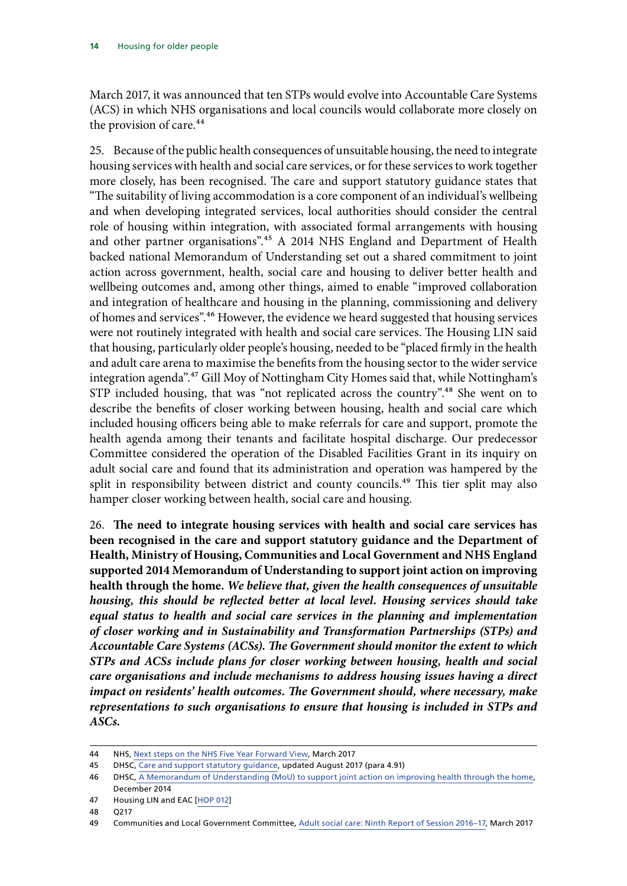March 2017, it was announced that ten STPs would evolve into Accountable Care Systems (ACS) in which NHS organisations and local councils would collaborate more closely on the provision of care.[44]

25. Because of the public health consequences of unsuitable housing, the need to integrate housing services with health and social care services, or for these services to work together more closely, has been recognised. The care and support statutory guidance states that "The suitability of living accommodation is a core component of an individual's wellbeing and when developing integrated services, local authorities should consider the central role of housing within integration, with associated formal arrangements with housing and other partner organisations".[45] A 2014 NHS England and Department of Health backed national Memorandum of Understanding set out a shared commitment to joint action across government, health, social care and housing to deliver better health and wellbeing outcomes and, among other things, aimed to enable "improved collaboration and integration of healthcare and housing in the planning, commissioning and delivery of homes and services".[46] However, the evidence we heard suggested that housing services were not routinely integrated with health and social care services. The Housing LIN said that housing, particularly older people's housing, needed to be "placed firmly in the health and adult care arena to maximise the benefits from the housing sector to the wider service integration agenda".[47] Gill Moy of Nottingham City Homes said that, while Nottingham's STP included housing, that was "not replicated across the country".[48] She went on to describe the benefits of closer working between housing, health and social care which included housing officers being able to make referrals for care and support, promote the health agenda among their tenants and facilitate hospital discharge. Our predecessor Committee considered the operation of the Disabled Facilities Grant in its inquiry on adult social care and found that its administration and operation was hampered by the split in responsibility between district and county councils.[49] This tier split may also hamper closer working between health, social care and housing.

26. **The need to integrate housing services with health and social care services has been recognised in the care and support statutory guidance and the Department of Health, Ministry of Housing, Communities and Local Government and NHS England supported 2014 Memorandum of Understanding to support joint action on improving health through the home.** ***We believe that, given the health consequences of unsuitable housing, this should be reflected better at local level. Housing services should take equal status to health and social care services in the planning and implementation of closer working and in Sustainability and Transformation Partnerships (STPs) and Accountable Care Systems (ACSs). The Government should monitor the extent to which STPs and ACSs include plans for closer working between housing, health and social care organisations and include mechanisms to address housing issues having a direct impact on residents' health outcomes. The Government should, where necessary, make representations to such organisations to ensure that housing is included in STPs and ASCs.***

---

44 NHS, Next steps on the NHS Five Year Forward View, March 2017

45 DHSC, Care and support statutory guidance, updated August 2017 (para 4.91)

46 DHSC, A Memorandum of Understanding (MoU) to support joint action on improving health through the home, December 2014

47 Housing LIN and EAC [HOP 012]

48 Q217

49 Communities and Local Government Committee, Adult social care: Ninth Report of Session 2016–17, March 2017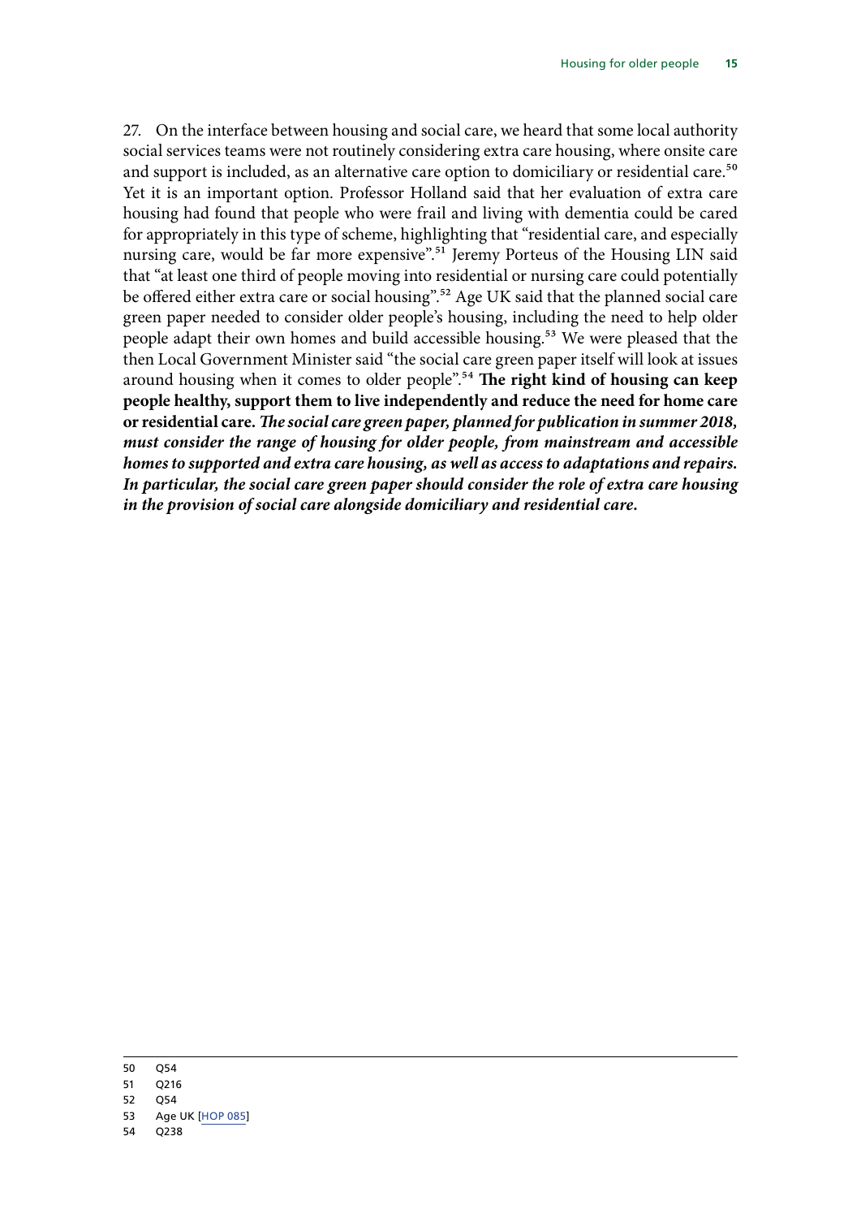27. On the interface between housing and social care, we heard that some local authority social services teams were not routinely considering extra care housing, where onsite care and support is included, as an alternative care option to domiciliary or residential care.[50] Yet it is an important option. Professor Holland said that her evaluation of extra care housing had found that people who were frail and living with dementia could be cared for appropriately in this type of scheme, highlighting that "residential care, and especially nursing care, would be far more expensive".[51] Jeremy Porteus of the Housing LIN said that "at least one third of people moving into residential or nursing care could potentially be offered either extra care or social housing".[52] Age UK said that the planned social care green paper needed to consider older people's housing, including the need to help older people adapt their own homes and build accessible housing.[53] We were pleased that the then Local Government Minister said "the social care green paper itself will look at issues around housing when it comes to older people".[54] **The right kind of housing can keep people healthy, support them to live independently and reduce the need for home care or residential care.** ***The social care green paper, planned for publication in summer 2018, must consider the range of housing for older people, from mainstream and accessible homes to supported and extra care housing, as well as access to adaptations and repairs. In particular, the social care green paper should consider the role of extra care housing in the provision of social care alongside domiciliary and residential care.***

50 Q54
51 Q216
52 Q54
53 Age UK [HOP 085]
54 Q238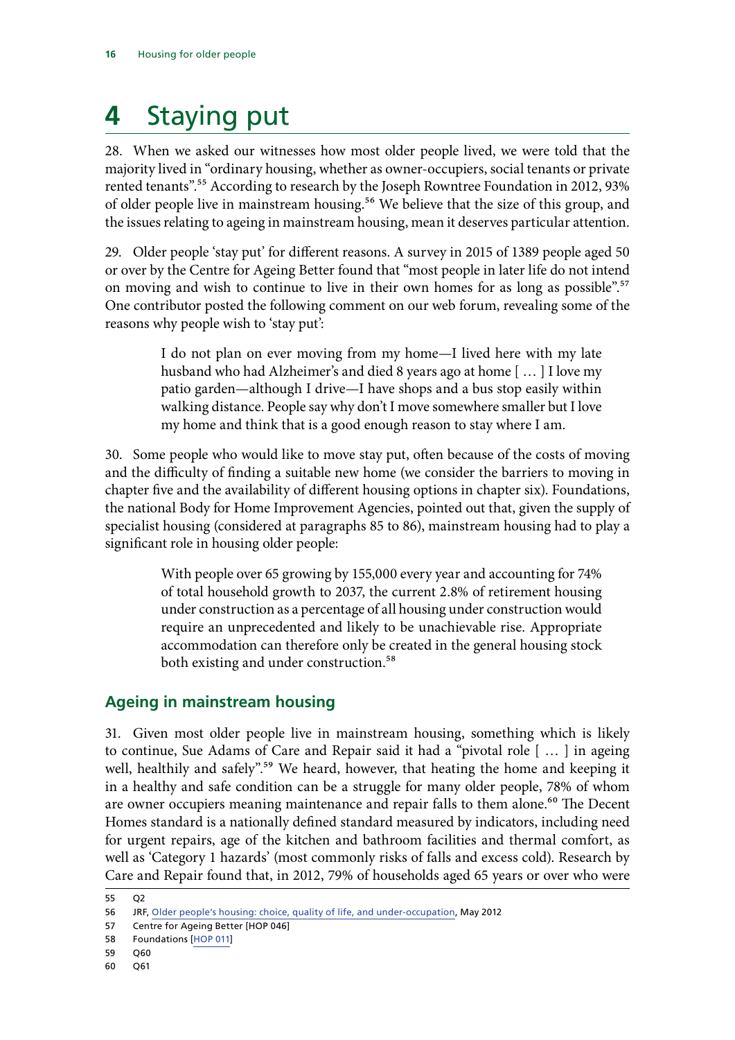# 4 Staying put

28. When we asked our witnesses how most older people lived, we were told that the majority lived in "ordinary housing, whether as owner-occupiers, social tenants or private rented tenants".[55] According to research by the Joseph Rowntree Foundation in 2012, 93% of older people live in mainstream housing.[56] We believe that the size of this group, and the issues relating to ageing in mainstream housing, mean it deserves particular attention.

29. Older people 'stay put' for different reasons. A survey in 2015 of 1389 people aged 50 or over by the Centre for Ageing Better found that "most people in later life do not intend on moving and wish to continue to live in their own homes for as long as possible".[57] One contributor posted the following comment on our web forum, revealing some of the reasons why people wish to 'stay put':

> I do not plan on ever moving from my home—I lived here with my late husband who had Alzheimer's and died 8 years ago at home [ … ] I love my patio garden—although I drive—I have shops and a bus stop easily within walking distance. People say why don't I move somewhere smaller but I love my home and think that is a good enough reason to stay where I am.

30. Some people who would like to move stay put, often because of the costs of moving and the difficulty of finding a suitable new home (we consider the barriers to moving in chapter five and the availability of different housing options in chapter six). Foundations, the national Body for Home Improvement Agencies, pointed out that, given the supply of specialist housing (considered at paragraphs 85 to 86), mainstream housing had to play a significant role in housing older people:

> With people over 65 growing by 155,000 every year and accounting for 74% of total household growth to 2037, the current 2.8% of retirement housing under construction as a percentage of all housing under construction would require an unprecedented and likely to be unachievable rise. Appropriate accommodation can therefore only be created in the general housing stock both existing and under construction.[58]

## Ageing in mainstream housing

31. Given most older people live in mainstream housing, something which is likely to continue, Sue Adams of Care and Repair said it had a "pivotal role [ … ] in ageing well, healthily and safely".[59] We heard, however, that heating the home and keeping it in a healthy and safe condition can be a struggle for many older people, 78% of whom are owner occupiers meaning maintenance and repair falls to them alone.[60] The Decent Homes standard is a nationally defined standard measured by indicators, including need for urgent repairs, age of the kitchen and bathroom facilities and thermal comfort, as well as 'Category 1 hazards' (most commonly risks of falls and excess cold). Research by Care and Repair found that, in 2012, 79% of households aged 65 years or over who were

55 Q2

56 JRF, Older people's housing: choice, quality of life, and under-occupation, May 2012

57 Centre for Ageing Better [HOP 046]

58 Foundations [HOP 011]

59 Q60

60 Q61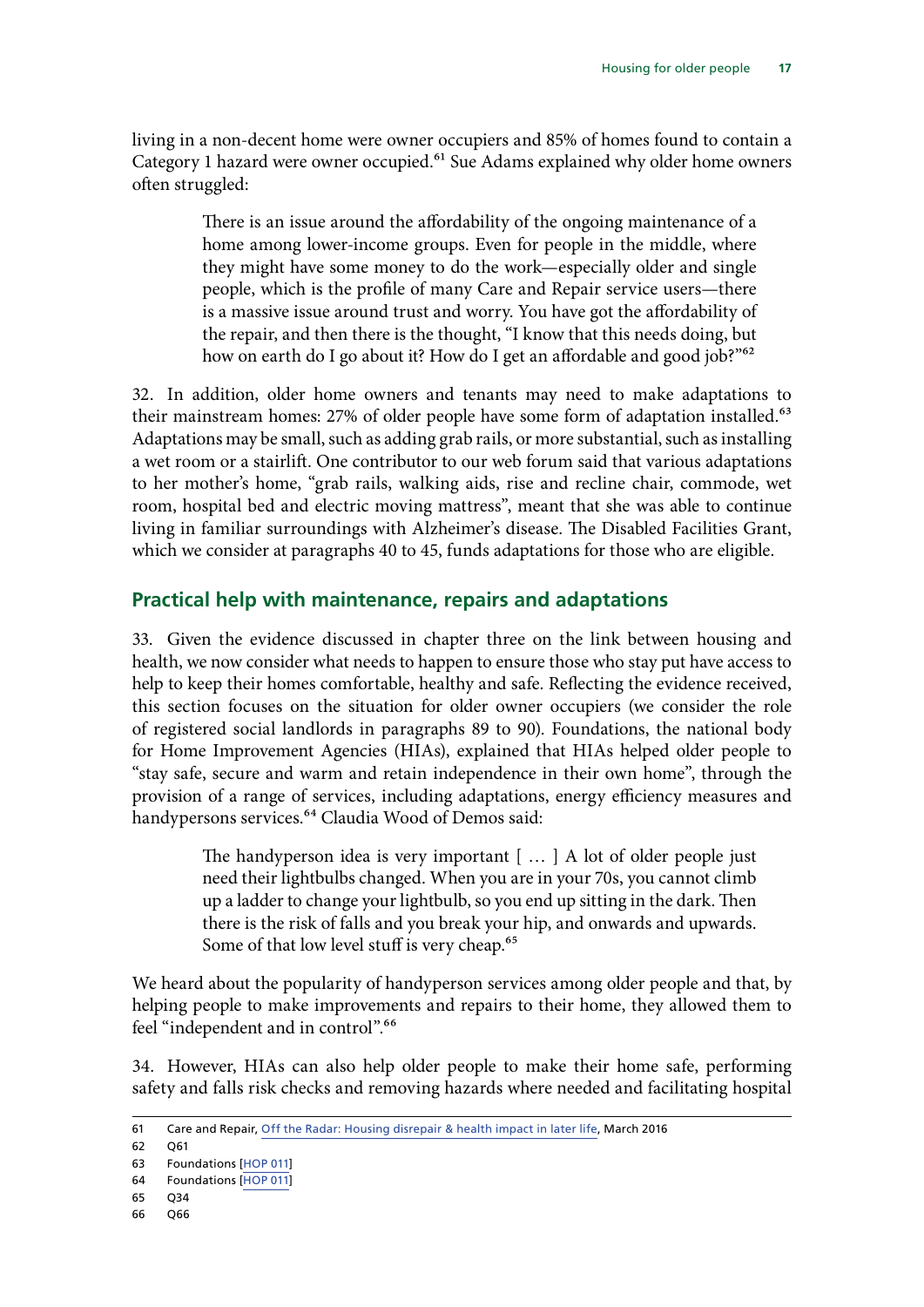living in a non-decent home were owner occupiers and 85% of homes found to contain a Category 1 hazard were owner occupied.[61] Sue Adams explained why older home owners often struggled:

> There is an issue around the affordability of the ongoing maintenance of a home among lower-income groups. Even for people in the middle, where they might have some money to do the work—especially older and single people, which is the profile of many Care and Repair service users—there is a massive issue around trust and worry. You have got the affordability of the repair, and then there is the thought, "I know that this needs doing, but how on earth do I go about it? How do I get an affordable and good job?"[62]

32. In addition, older home owners and tenants may need to make adaptations to their mainstream homes: 27% of older people have some form of adaptation installed.[63] Adaptations may be small, such as adding grab rails, or more substantial, such as installing a wet room or a stairlift. One contributor to our web forum said that various adaptations to her mother's home, "grab rails, walking aids, rise and recline chair, commode, wet room, hospital bed and electric moving mattress", meant that she was able to continue living in familiar surroundings with Alzheimer's disease. The Disabled Facilities Grant, which we consider at paragraphs 40 to 45, funds adaptations for those who are eligible.

## Practical help with maintenance, repairs and adaptations

33. Given the evidence discussed in chapter three on the link between housing and health, we now consider what needs to happen to ensure those who stay put have access to help to keep their homes comfortable, healthy and safe. Reflecting the evidence received, this section focuses on the situation for older owner occupiers (we consider the role of registered social landlords in paragraphs 89 to 90). Foundations, the national body for Home Improvement Agencies (HIAs), explained that HIAs helped older people to "stay safe, secure and warm and retain independence in their own home", through the provision of a range of services, including adaptations, energy efficiency measures and handypersons services.[64] Claudia Wood of Demos said:

> The handyperson idea is very important [ … ] A lot of older people just need their lightbulbs changed. When you are in your 70s, you cannot climb up a ladder to change your lightbulb, so you end up sitting in the dark. Then there is the risk of falls and you break your hip, and onwards and upwards. Some of that low level stuff is very cheap.[65]

We heard about the popularity of handyperson services among older people and that, by helping people to make improvements and repairs to their home, they allowed them to feel "independent and in control".[66]

34. However, HIAs can also help older people to make their home safe, performing safety and falls risk checks and removing hazards where needed and facilitating hospital

---

61 Care and Repair, Off the Radar: Housing disrepair & health impact in later life, March 2016

62 Q61

63 Foundations [HOP 011]

64 Foundations [HOP 011]

65 Q34

66 Q66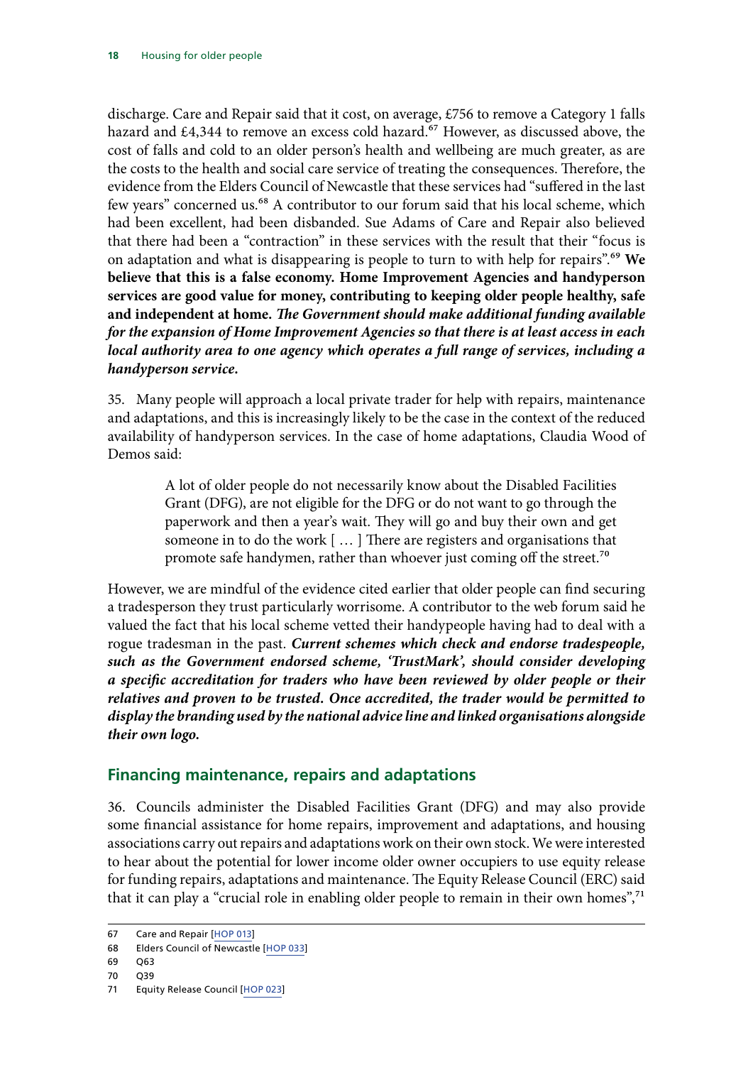discharge. Care and Repair said that it cost, on average, £756 to remove a Category 1 falls hazard and £4,344 to remove an excess cold hazard.[67] However, as discussed above, the cost of falls and cold to an older person's health and wellbeing are much greater, as are the costs to the health and social care service of treating the consequences. Therefore, the evidence from the Elders Council of Newcastle that these services had "suffered in the last few years" concerned us.[68] A contributor to our forum said that his local scheme, which had been excellent, had been disbanded. Sue Adams of Care and Repair also believed that there had been a "contraction" in these services with the result that their "focus is on adaptation and what is disappearing is people to turn to with help for repairs".[69] **We believe that this is a false economy. Home Improvement Agencies and handyperson services are good value for money, contributing to keeping older people healthy, safe and independent at home.** ***The Government should make additional funding available for the expansion of Home Improvement Agencies so that there is at least access in each local authority area to one agency which operates a full range of services, including a handyperson service.***

35. Many people will approach a local private trader for help with repairs, maintenance and adaptations, and this is increasingly likely to be the case in the context of the reduced availability of handyperson services. In the case of home adaptations, Claudia Wood of Demos said:

> A lot of older people do not necessarily know about the Disabled Facilities Grant (DFG), are not eligible for the DFG or do not want to go through the paperwork and then a year's wait. They will go and buy their own and get someone in to do the work [ … ] There are registers and organisations that promote safe handymen, rather than whoever just coming off the street.[70]

However, we are mindful of the evidence cited earlier that older people can find securing a tradesperson they trust particularly worrisome. A contributor to the web forum said he valued the fact that his local scheme vetted their handypeople having had to deal with a rogue tradesman in the past. ***Current schemes which check and endorse tradespeople, such as the Government endorsed scheme, 'TrustMark', should consider developing a specific accreditation for traders who have been reviewed by older people or their relatives and proven to be trusted. Once accredited, the trader would be permitted to display the branding used by the national advice line and linked organisations alongside their own logo.***

## Financing maintenance, repairs and adaptations

36. Councils administer the Disabled Facilities Grant (DFG) and may also provide some financial assistance for home repairs, improvement and adaptations, and housing associations carry out repairs and adaptations work on their own stock. We were interested to hear about the potential for lower income older owner occupiers to use equity release for funding repairs, adaptations and maintenance. The Equity Release Council (ERC) said that it can play a "crucial role in enabling older people to remain in their own homes",[71]

---

67 Care and Repair [HOP 013]

68 Elders Council of Newcastle [HOP 033]

69 Q63

70 Q39

71 Equity Release Council [HOP 023]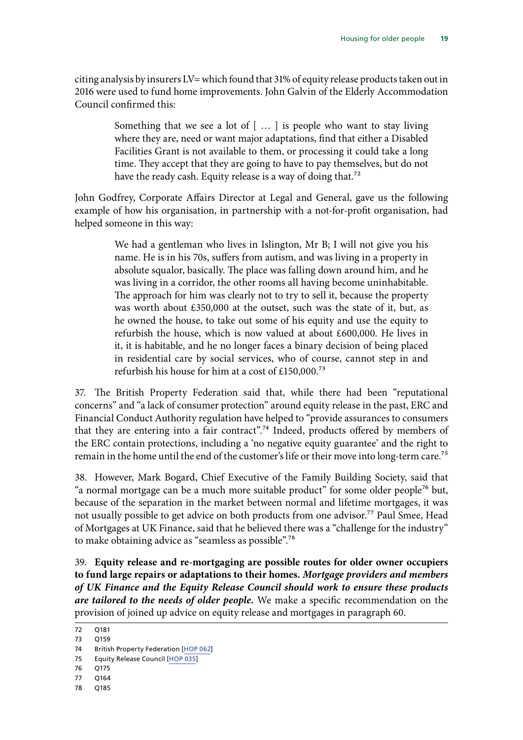citing analysis by insurers LV= which found that 31% of equity release products taken out in 2016 were used to fund home improvements. John Galvin of the Elderly Accommodation Council confirmed this:

> Something that we see a lot of [ … ] is people who want to stay living where they are, need or want major adaptations, find that either a Disabled Facilities Grant is not available to them, or processing it could take a long time. They accept that they are going to have to pay themselves, but do not have the ready cash. Equity release is a way of doing that.[72]

John Godfrey, Corporate Affairs Director at Legal and General, gave us the following example of how his organisation, in partnership with a not-for-profit organisation, had helped someone in this way:

> We had a gentleman who lives in Islington, Mr B; I will not give you his name. He is in his 70s, suffers from autism, and was living in a property in absolute squalor, basically. The place was falling down around him, and he was living in a corridor, the other rooms all having become uninhabitable. The approach for him was clearly not to try to sell it, because the property was worth about £350,000 at the outset, such was the state of it, but, as he owned the house, to take out some of his equity and use the equity to refurbish the house, which is now valued at about £600,000. He lives in it, it is habitable, and he no longer faces a binary decision of being placed in residential care by social services, who of course, cannot step in and refurbish his house for him at a cost of £150,000.[73]

37. The British Property Federation said that, while there had been "reputational concerns" and "a lack of consumer protection" around equity release in the past, ERC and Financial Conduct Authority regulation have helped to "provide assurances to consumers that they are entering into a fair contract".[74] Indeed, products offered by members of the ERC contain protections, including a 'no negative equity guarantee' and the right to remain in the home until the end of the customer's life or their move into long-term care.[75]

38. However, Mark Bogard, Chief Executive of the Family Building Society, said that "a normal mortgage can be a much more suitable product" for some older people[76] but, because of the separation in the market between normal and lifetime mortgages, it was not usually possible to get advice on both products from one advisor.[77] Paul Smee, Head of Mortgages at UK Finance, said that he believed there was a "challenge for the industry" to make obtaining advice as "seamless as possible".[78]

39. **Equity release and re-mortgaging are possible routes for older owner occupiers to fund large repairs or adaptations to their homes.** ***Mortgage providers and members of UK Finance and the Equity Release Council should work to ensure these products are tailored to the needs of older people.*** We make a specific recommendation on the provision of joined up advice on equity release and mortgages in paragraph 60.

72 Q181
73 Q159
74 British Property Federation [HOP 062]
75 Equity Release Council [HOP 035]
76 Q175
77 Q164
78 Q185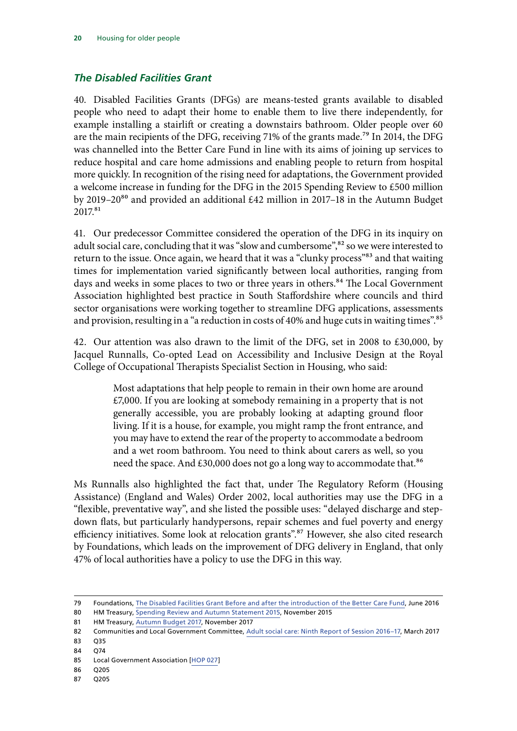### *The Disabled Facilities Grant*

40. Disabled Facilities Grants (DFGs) are means-tested grants available to disabled people who need to adapt their home to enable them to live there independently, for example installing a stairlift or creating a downstairs bathroom. Older people over 60 are the main recipients of the DFG, receiving 71% of the grants made.[79] In 2014, the DFG was channelled into the Better Care Fund in line with its aims of joining up services to reduce hospital and care home admissions and enabling people to return from hospital more quickly. In recognition of the rising need for adaptations, the Government provided a welcome increase in funding for the DFG in the 2015 Spending Review to £500 million by 2019–20[80] and provided an additional £42 million in 2017–18 in the Autumn Budget 2017.[81]

41. Our predecessor Committee considered the operation of the DFG in its inquiry on adult social care, concluding that it was "slow and cumbersome",[82] so we were interested to return to the issue. Once again, we heard that it was a "clunky process"[83] and that waiting times for implementation varied significantly between local authorities, ranging from days and weeks in some places to two or three years in others.[84] The Local Government Association highlighted best practice in South Staffordshire where councils and third sector organisations were working together to streamline DFG applications, assessments and provision, resulting in a "a reduction in costs of 40% and huge cuts in waiting times".[85]

42. Our attention was also drawn to the limit of the DFG, set in 2008 to £30,000, by Jacquel Runnalls, Co-opted Lead on Accessibility and Inclusive Design at the Royal College of Occupational Therapists Specialist Section in Housing, who said:

> Most adaptations that help people to remain in their own home are around £7,000. If you are looking at somebody remaining in a property that is not generally accessible, you are probably looking at adapting ground floor living. If it is a house, for example, you might ramp the front entrance, and you may have to extend the rear of the property to accommodate a bedroom and a wet room bathroom. You need to think about carers as well, so you need the space. And £30,000 does not go a long way to accommodate that.[86]

Ms Runnalls also highlighted the fact that, under The Regulatory Reform (Housing Assistance) (England and Wales) Order 2002, local authorities may use the DFG in a "flexible, preventative way", and she listed the possible uses: "delayed discharge and step-down flats, but particularly handypersons, repair schemes and fuel poverty and energy efficiency initiatives. Some look at relocation grants".[87] However, she also cited research by Foundations, which leads on the improvement of DFG delivery in England, that only 47% of local authorities have a policy to use the DFG in this way.

---

79 Foundations, The Disabled Facilities Grant Before and after the introduction of the Better Care Fund, June 2016

80 HM Treasury, Spending Review and Autumn Statement 2015, November 2015

81 HM Treasury, Autumn Budget 2017, November 2017

82 Communities and Local Government Committee, Adult social care: Ninth Report of Session 2016–17, March 2017

83 Q35

84 Q74

85 Local Government Association [HOP 027]

86 Q205

87 Q205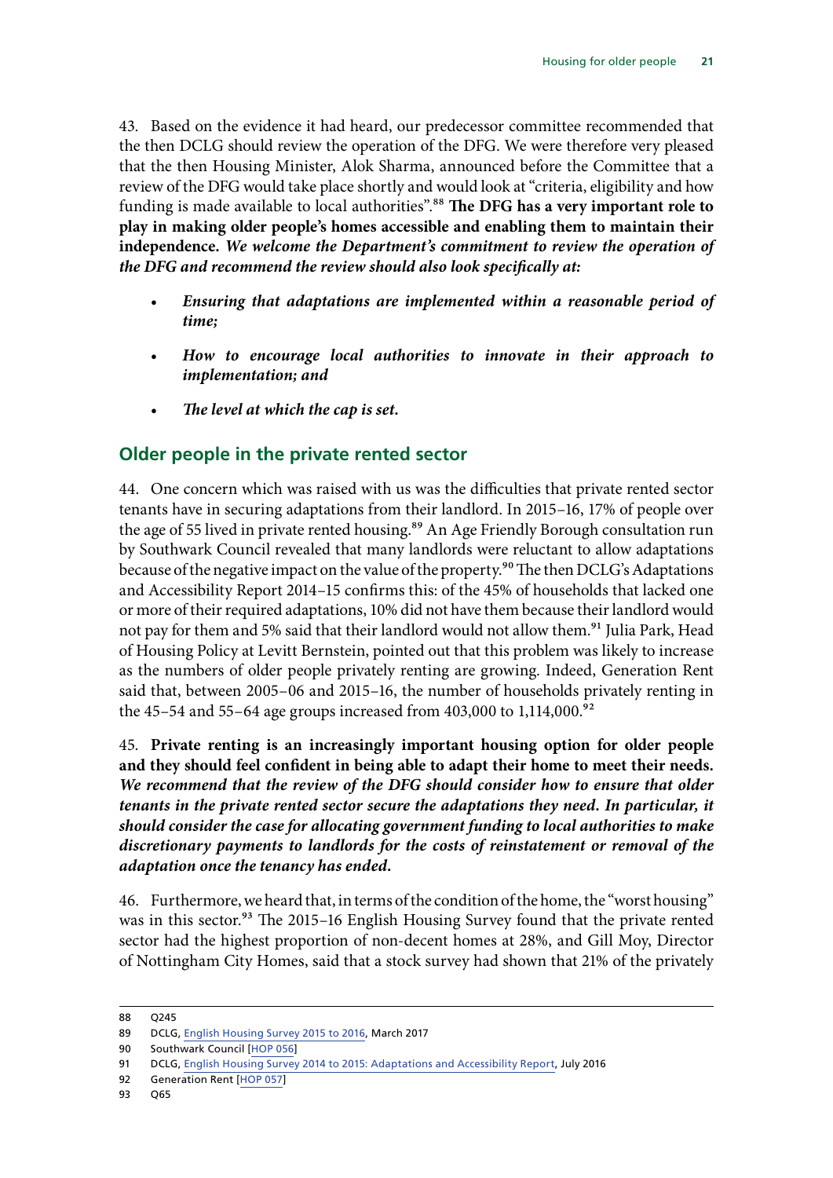43. Based on the evidence it had heard, our predecessor committee recommended that the then DCLG should review the operation of the DFG. We were therefore very pleased that the then Housing Minister, Alok Sharma, announced before the Committee that a review of the DFG would take place shortly and would look at "criteria, eligibility and how funding is made available to local authorities".[88] **The DFG has a very important role to play in making older people's homes accessible and enabling them to maintain their independence.** ***We welcome the Department's commitment to review the operation of the DFG and recommend the review should also look specifically at:***

- ***Ensuring that adaptations are implemented within a reasonable period of time;***
- ***How to encourage local authorities to innovate in their approach to implementation; and***
- ***The level at which the cap is set.***

## Older people in the private rented sector

44. One concern which was raised with us was the difficulties that private rented sector tenants have in securing adaptations from their landlord. In 2015–16, 17% of people over the age of 55 lived in private rented housing.[89] An Age Friendly Borough consultation run by Southwark Council revealed that many landlords were reluctant to allow adaptations because of the negative impact on the value of the property.[90] The then DCLG's Adaptations and Accessibility Report 2014–15 confirms this: of the 45% of households that lacked one or more of their required adaptations, 10% did not have them because their landlord would not pay for them and 5% said that their landlord would not allow them.[91] Julia Park, Head of Housing Policy at Levitt Bernstein, pointed out that this problem was likely to increase as the numbers of older people privately renting are growing. Indeed, Generation Rent said that, between 2005–06 and 2015–16, the number of households privately renting in the 45–54 and 55–64 age groups increased from 403,000 to 1,114,000.[92]

45. **Private renting is an increasingly important housing option for older people and they should feel confident in being able to adapt their home to meet their needs.** ***We recommend that the review of the DFG should consider how to ensure that older tenants in the private rented sector secure the adaptations they need. In particular, it should consider the case for allocating government funding to local authorities to make discretionary payments to landlords for the costs of reinstatement or removal of the adaptation once the tenancy has ended.***

46. Furthermore, we heard that, in terms of the condition of the home, the "worst housing" was in this sector.[93] The 2015–16 English Housing Survey found that the private rented sector had the highest proportion of non-decent homes at 28%, and Gill Moy, Director of Nottingham City Homes, said that a stock survey had shown that 21% of the privately

---

88 Q245

89 DCLG, English Housing Survey 2015 to 2016, March 2017

90 Southwark Council [HOP 056]

91 DCLG, English Housing Survey 2014 to 2015: Adaptations and Accessibility Report, July 2016

92 Generation Rent [HOP 057]

93 Q65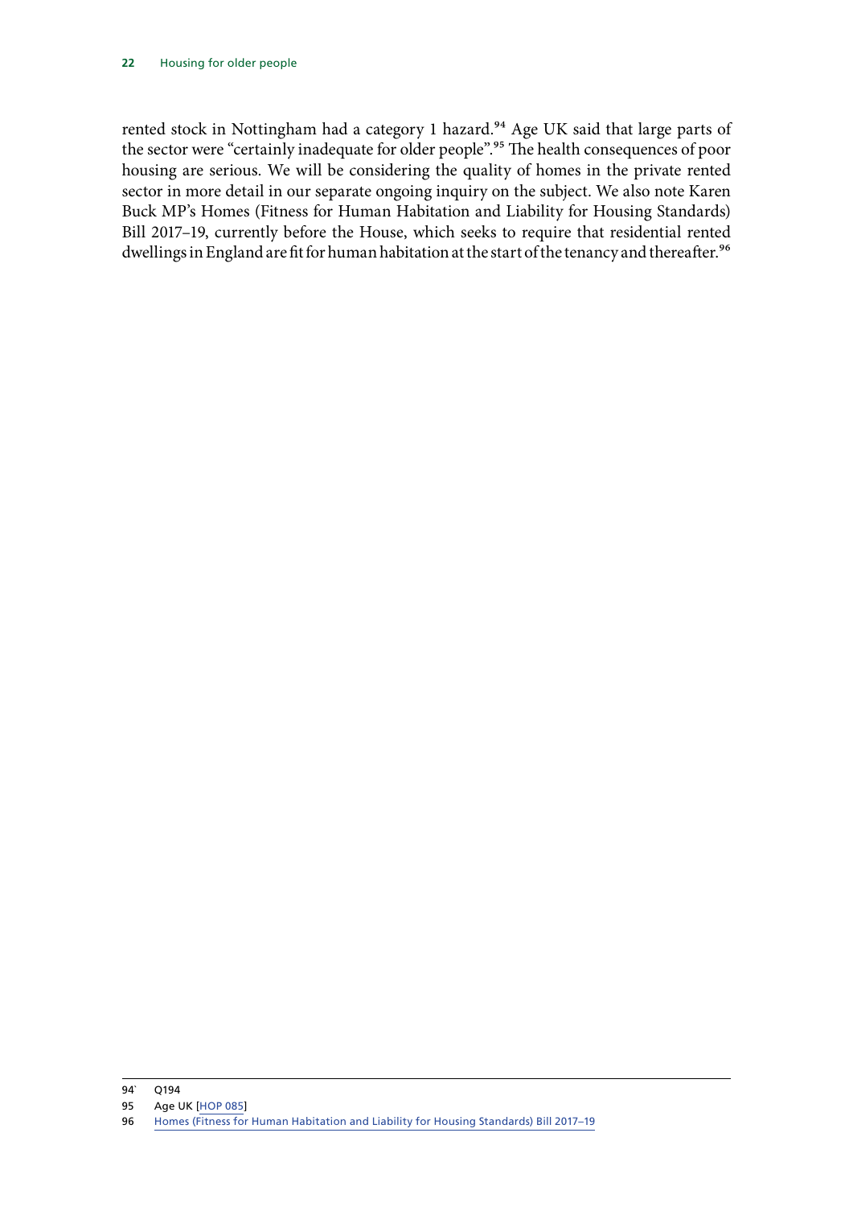rented stock in Nottingham had a category 1 hazard.[94] Age UK said that large parts of the sector were "certainly inadequate for older people".[95] The health consequences of poor housing are serious. We will be considering the quality of homes in the private rented sector in more detail in our separate ongoing inquiry on the subject. We also note Karen Buck MP's Homes (Fitness for Human Habitation and Liability for Housing Standards) Bill 2017–19, currently before the House, which seeks to require that residential rented dwellings in England are fit for human habitation at the start of the tenancy and thereafter.[96]

---

94` Q194

95 Age UK [HOP 085]

96 Homes (Fitness for Human Habitation and Liability for Housing Standards) Bill 2017–19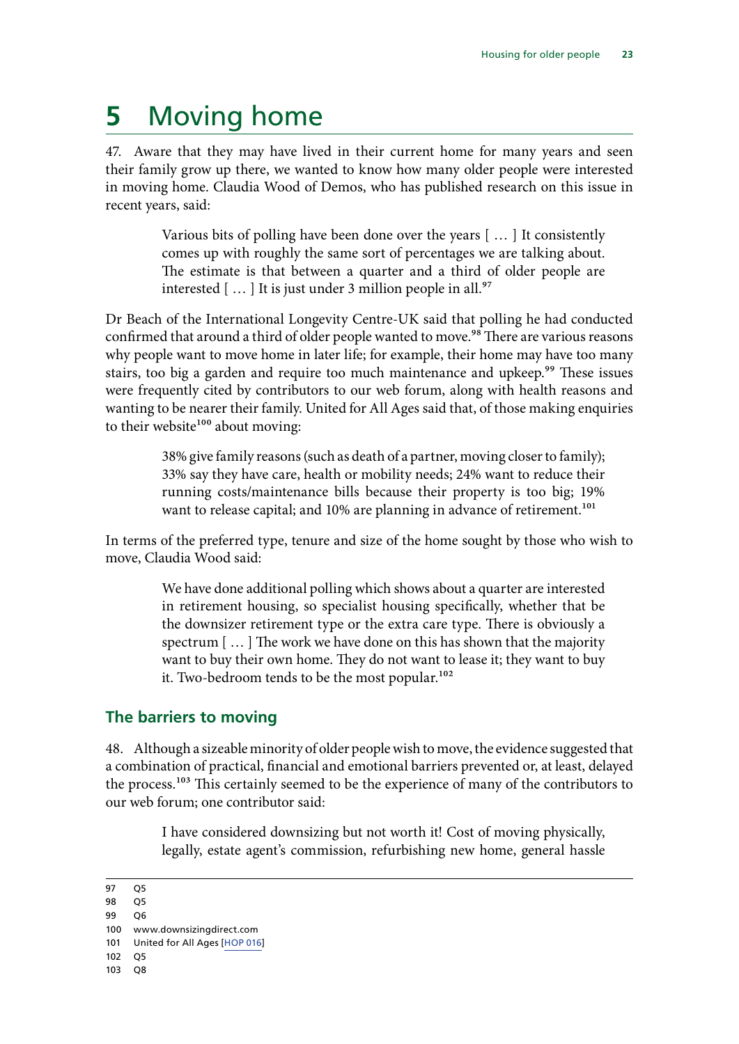# 5 Moving home

47. Aware that they may have lived in their current home for many years and seen their family grow up there, we wanted to know how many older people were interested in moving home. Claudia Wood of Demos, who has published research on this issue in recent years, said:

> Various bits of polling have been done over the years [ … ] It consistently comes up with roughly the same sort of percentages we are talking about. The estimate is that between a quarter and a third of older people are interested [ … ] It is just under 3 million people in all.[97]

Dr Beach of the International Longevity Centre-UK said that polling he had conducted confirmed that around a third of older people wanted to move.[98] There are various reasons why people want to move home in later life; for example, their home may have too many stairs, too big a garden and require too much maintenance and upkeep.[99] These issues were frequently cited by contributors to our web forum, along with health reasons and wanting to be nearer their family. United for All Ages said that, of those making enquiries to their website[100] about moving:

> 38% give family reasons (such as death of a partner, moving closer to family); 33% say they have care, health or mobility needs; 24% want to reduce their running costs/maintenance bills because their property is too big; 19% want to release capital; and 10% are planning in advance of retirement.[101]

In terms of the preferred type, tenure and size of the home sought by those who wish to move, Claudia Wood said:

> We have done additional polling which shows about a quarter are interested in retirement housing, so specialist housing specifically, whether that be the downsizer retirement type or the extra care type. There is obviously a spectrum [ … ] The work we have done on this has shown that the majority want to buy their own home. They do not want to lease it; they want to buy it. Two-bedroom tends to be the most popular.[102]

## The barriers to moving

48. Although a sizeable minority of older people wish to move, the evidence suggested that a combination of practical, financial and emotional barriers prevented or, at least, delayed the process.[103] This certainly seemed to be the experience of many of the contributors to our web forum; one contributor said:

> I have considered downsizing but not worth it! Cost of moving physically, legally, estate agent's commission, refurbishing new home, general hassle

---

97 Q5

98 Q5

99 Q6

100 www.downsizingdirect.com

101 United for All Ages [HOP 016]

102 Q5

103 Q8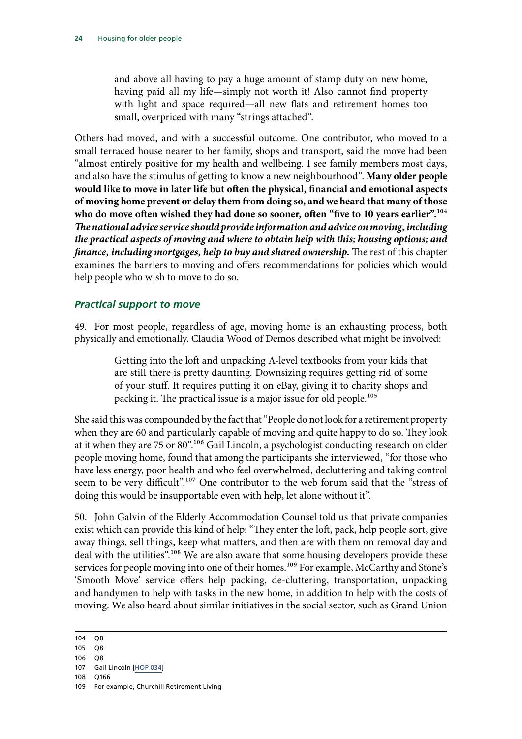> and above all having to pay a huge amount of stamp duty on new home, having paid all my life—simply not worth it! Also cannot find property with light and space required—all new flats and retirement homes too small, overpriced with many "strings attached".

Others had moved, and with a successful outcome. One contributor, who moved to a small terraced house nearer to her family, shops and transport, said the move had been "almost entirely positive for my health and wellbeing. I see family members most days, and also have the stimulus of getting to know a new neighbourhood". **Many older people would like to move in later life but often the physical, financial and emotional aspects of moving home prevent or delay them from doing so, and we heard that many of those who do move often wished they had done so sooner, often "five to 10 years earlier".**[104] ***The national advice service should provide information and advice on moving, including the practical aspects of moving and where to obtain help with this; housing options; and finance, including mortgages, help to buy and shared ownership.*** The rest of this chapter examines the barriers to moving and offers recommendations for policies which would help people who wish to move to do so.

### *Practical support to move*

49. For most people, regardless of age, moving home is an exhausting process, both physically and emotionally. Claudia Wood of Demos described what might be involved:

> Getting into the loft and unpacking A-level textbooks from your kids that are still there is pretty daunting. Downsizing requires getting rid of some of your stuff. It requires putting it on eBay, giving it to charity shops and packing it. The practical issue is a major issue for old people.[105]

She said this was compounded by the fact that "People do not look for a retirement property when they are 60 and particularly capable of moving and quite happy to do so. They look at it when they are 75 or 80".[106] Gail Lincoln, a psychologist conducting research on older people moving home, found that among the participants she interviewed, "for those who have less energy, poor health and who feel overwhelmed, decluttering and taking control seem to be very difficult".[107] One contributor to the web forum said that the "stress of doing this would be insupportable even with help, let alone without it".

50. John Galvin of the Elderly Accommodation Counsel told us that private companies exist which can provide this kind of help: "They enter the loft, pack, help people sort, give away things, sell things, keep what matters, and then are with them on removal day and deal with the utilities".[108] We are also aware that some housing developers provide these services for people moving into one of their homes.[109] For example, McCarthy and Stone's 'Smooth Move' service offers help packing, de-cluttering, transportation, unpacking and handymen to help with tasks in the new home, in addition to help with the costs of moving. We also heard about similar initiatives in the social sector, such as Grand Union

---

104 Q8

105 Q8

106 Q8

107 Gail Lincoln [HOP 034]

108 Q166

109 For example, Churchill Retirement Living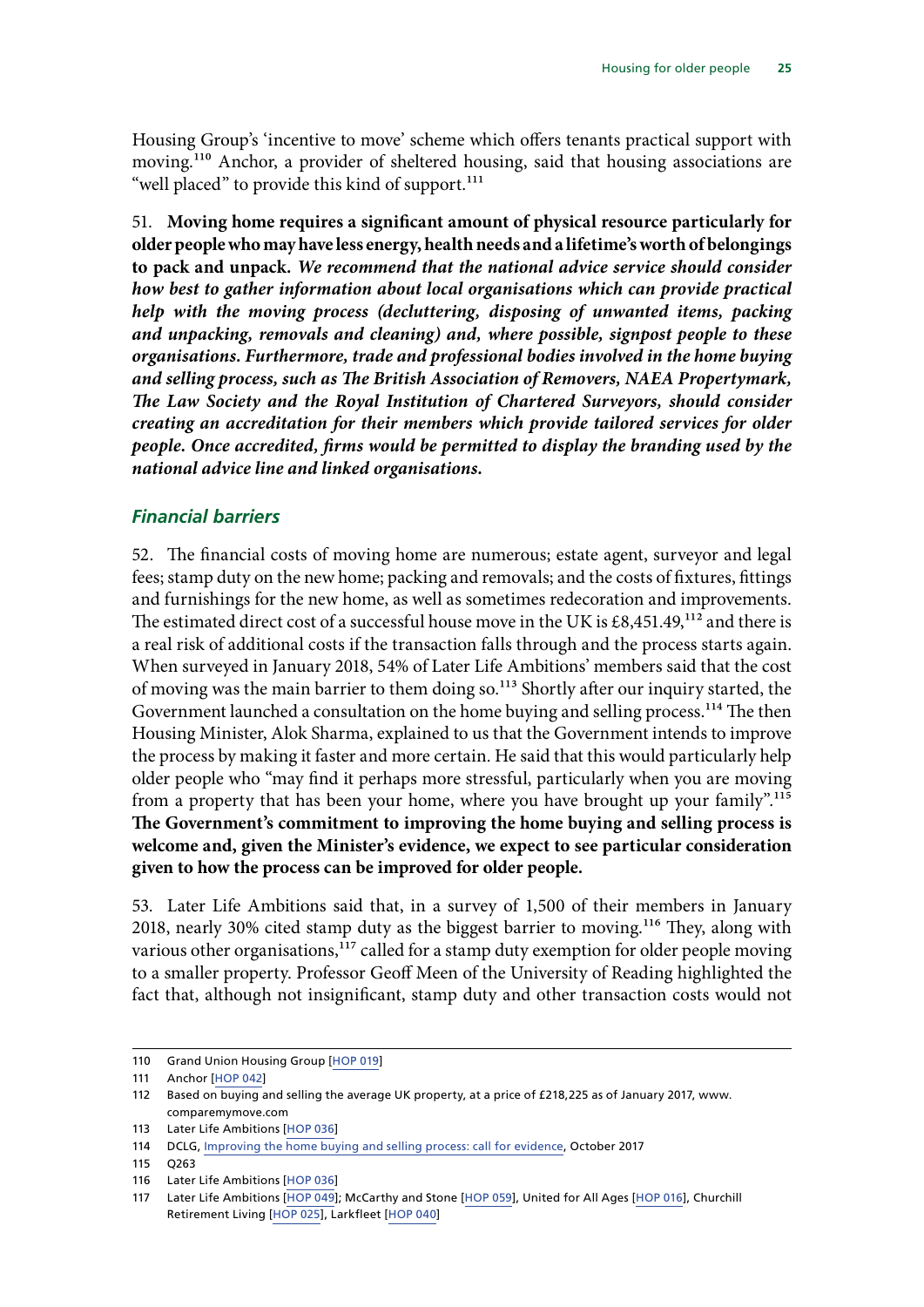Housing Group's 'incentive to move' scheme which offers tenants practical support with moving.[110] Anchor, a provider of sheltered housing, said that housing associations are "well placed" to provide this kind of support.[111]

51. **Moving home requires a significant amount of physical resource particularly for older people who may have less energy, health needs and a lifetime's worth of belongings to pack and unpack.** ***We recommend that the national advice service should consider how best to gather information about local organisations which can provide practical help with the moving process (decluttering, disposing of unwanted items, packing and unpacking, removals and cleaning) and, where possible, signpost people to these organisations. Furthermore, trade and professional bodies involved in the home buying and selling process, such as The British Association of Removers, NAEA Propertymark, The Law Society and the Royal Institution of Chartered Surveyors, should consider creating an accreditation for their members which provide tailored services for older people. Once accredited, firms would be permitted to display the branding used by the national advice line and linked organisations.***

### *Financial barriers*

52. The financial costs of moving home are numerous; estate agent, surveyor and legal fees; stamp duty on the new home; packing and removals; and the costs of fixtures, fittings and furnishings for the new home, as well as sometimes redecoration and improvements. The estimated direct cost of a successful house move in the UK is £8,451.49,[112] and there is a real risk of additional costs if the transaction falls through and the process starts again. When surveyed in January 2018, 54% of Later Life Ambitions' members said that the cost of moving was the main barrier to them doing so.[113] Shortly after our inquiry started, the Government launched a consultation on the home buying and selling process.[114] The then Housing Minister, Alok Sharma, explained to us that the Government intends to improve the process by making it faster and more certain. He said that this would particularly help older people who "may find it perhaps more stressful, particularly when you are moving from a property that has been your home, where you have brought up your family".[115] **The Government's commitment to improving the home buying and selling process is welcome and, given the Minister's evidence, we expect to see particular consideration given to how the process can be improved for older people.**

53. Later Life Ambitions said that, in a survey of 1,500 of their members in January 2018, nearly 30% cited stamp duty as the biggest barrier to moving.[116] They, along with various other organisations,[117] called for a stamp duty exemption for older people moving to a smaller property. Professor Geoff Meen of the University of Reading highlighted the fact that, although not insignificant, stamp duty and other transaction costs would not

---

110 Grand Union Housing Group [HOP 019]

111 Anchor [HOP 042]

112 Based on buying and selling the average UK property, at a price of £218,225 as of January 2017, www.comparemymove.com

113 Later Life Ambitions [HOP 036]

114 DCLG, Improving the home buying and selling process: call for evidence, October 2017

115 Q263

116 Later Life Ambitions [HOP 036]

117 Later Life Ambitions [HOP 049]; McCarthy and Stone [HOP 059], United for All Ages [HOP 016], Churchill Retirement Living [HOP 025], Larkfleet [HOP 040]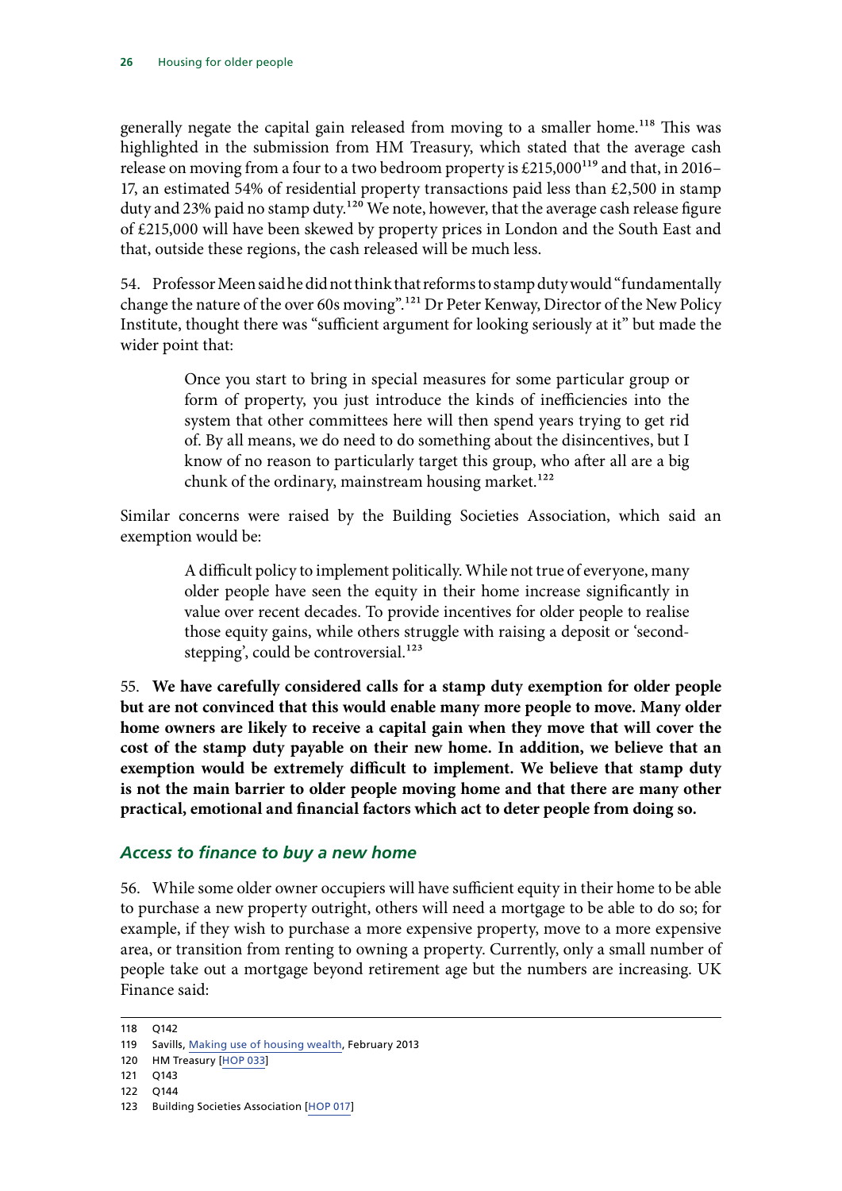generally negate the capital gain released from moving to a smaller home.[118] This was highlighted in the submission from HM Treasury, which stated that the average cash release on moving from a four to a two bedroom property is £215,000[119] and that, in 2016–17, an estimated 54% of residential property transactions paid less than £2,500 in stamp duty and 23% paid no stamp duty.[120] We note, however, that the average cash release figure of £215,000 will have been skewed by property prices in London and the South East and that, outside these regions, the cash released will be much less.

54. Professor Meen said he did not think that reforms to stamp duty would "fundamentally change the nature of the over 60s moving".[121] Dr Peter Kenway, Director of the New Policy Institute, thought there was "sufficient argument for looking seriously at it" but made the wider point that:

> Once you start to bring in special measures for some particular group or form of property, you just introduce the kinds of inefficiencies into the system that other committees here will then spend years trying to get rid of. By all means, we do need to do something about the disincentives, but I know of no reason to particularly target this group, who after all are a big chunk of the ordinary, mainstream housing market.[122]

Similar concerns were raised by the Building Societies Association, which said an exemption would be:

> A difficult policy to implement politically. While not true of everyone, many older people have seen the equity in their home increase significantly in value over recent decades. To provide incentives for older people to realise those equity gains, while others struggle with raising a deposit or 'second-stepping', could be controversial.[123]

55. **We have carefully considered calls for a stamp duty exemption for older people but are not convinced that this would enable many more people to move. Many older home owners are likely to receive a capital gain when they move that will cover the cost of the stamp duty payable on their new home. In addition, we believe that an exemption would be extremely difficult to implement. We believe that stamp duty is not the main barrier to older people moving home and that there are many other practical, emotional and financial factors which act to deter people from doing so.**

### *Access to finance to buy a new home*

56. While some older owner occupiers will have sufficient equity in their home to be able to purchase a new property outright, others will need a mortgage to be able to do so; for example, if they wish to purchase a more expensive property, move to a more expensive area, or transition from renting to owning a property. Currently, only a small number of people take out a mortgage beyond retirement age but the numbers are increasing. UK Finance said:

---

118 Q142

119 Savills, Making use of housing wealth, February 2013

120 HM Treasury [HOP 033]

121 Q143

122 Q144

123 Building Societies Association [HOP 017]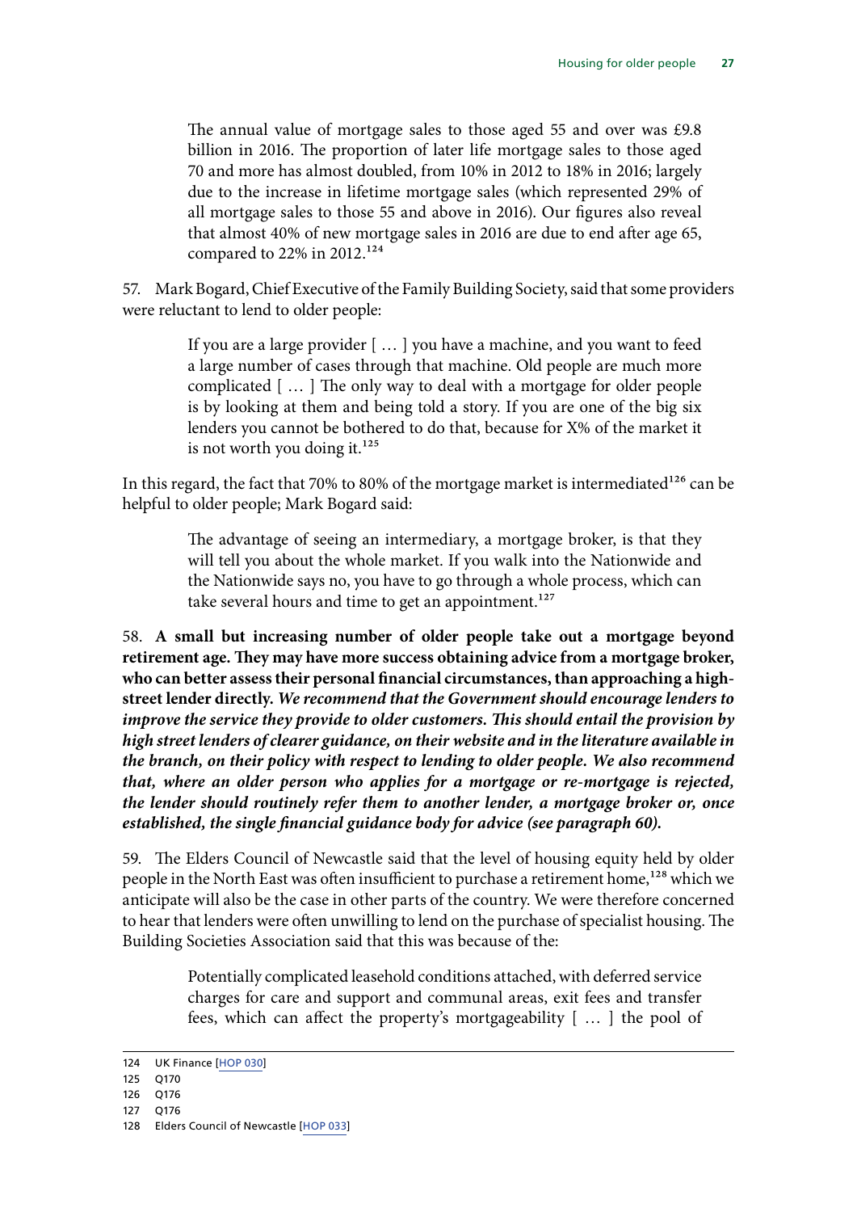> The annual value of mortgage sales to those aged 55 and over was £9.8 billion in 2016. The proportion of later life mortgage sales to those aged 70 and more has almost doubled, from 10% in 2012 to 18% in 2016; largely due to the increase in lifetime mortgage sales (which represented 29% of all mortgage sales to those 55 and above in 2016). Our figures also reveal that almost 40% of new mortgage sales in 2016 are due to end after age 65, compared to 22% in 2012.[124]

57. Mark Bogard, Chief Executive of the Family Building Society, said that some providers were reluctant to lend to older people:

> If you are a large provider [ … ] you have a machine, and you want to feed a large number of cases through that machine. Old people are much more complicated [ … ] The only way to deal with a mortgage for older people is by looking at them and being told a story. If you are one of the big six lenders you cannot be bothered to do that, because for X% of the market it is not worth you doing it.[125]

In this regard, the fact that 70% to 80% of the mortgage market is intermediated[126] can be helpful to older people; Mark Bogard said:

> The advantage of seeing an intermediary, a mortgage broker, is that they will tell you about the whole market. If you walk into the Nationwide and the Nationwide says no, you have to go through a whole process, which can take several hours and time to get an appointment.[127]

58. **A small but increasing number of older people take out a mortgage beyond retirement age. They may have more success obtaining advice from a mortgage broker, who can better assess their personal financial circumstances, than approaching a high-street lender directly.** ***We recommend that the Government should encourage lenders to improve the service they provide to older customers. This should entail the provision by high street lenders of clearer guidance, on their website and in the literature available in the branch, on their policy with respect to lending to older people. We also recommend that, where an older person who applies for a mortgage or re-mortgage is rejected, the lender should routinely refer them to another lender, a mortgage broker or, once established, the single financial guidance body for advice (see paragraph 60).***

59. The Elders Council of Newcastle said that the level of housing equity held by older people in the North East was often insufficient to purchase a retirement home,[128] which we anticipate will also be the case in other parts of the country. We were therefore concerned to hear that lenders were often unwilling to lend on the purchase of specialist housing. The Building Societies Association said that this was because of the:

> Potentially complicated leasehold conditions attached, with deferred service charges for care and support and communal areas, exit fees and transfer fees, which can affect the property's mortgageability [ … ] the pool of

---

124 UK Finance [HOP 030]

125 Q170

126 Q176

127 Q176

128 Elders Council of Newcastle [HOP 033]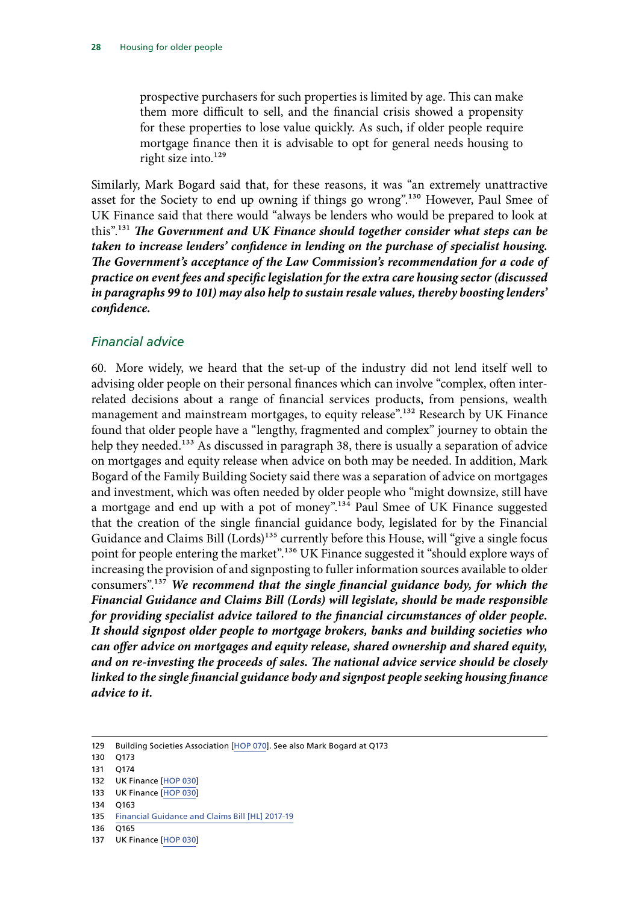> prospective purchasers for such properties is limited by age. This can make them more difficult to sell, and the financial crisis showed a propensity for these properties to lose value quickly. As such, if older people require mortgage finance then it is advisable to opt for general needs housing to right size into.[129]

Similarly, Mark Bogard said that, for these reasons, it was "an extremely unattractive asset for the Society to end up owning if things go wrong".[130] However, Paul Smee of UK Finance said that there would "always be lenders who would be prepared to look at this".[131] ***The Government and UK Finance should together consider what steps can be taken to increase lenders' confidence in lending on the purchase of specialist housing. The Government's acceptance of the Law Commission's recommendation for a code of practice on event fees and specific legislation for the extra care housing sector (discussed in paragraphs 99 to 101) may also help to sustain resale values, thereby boosting lenders' confidence.***

### *Financial advice*

60. More widely, we heard that the set-up of the industry did not lend itself well to advising older people on their personal finances which can involve "complex, often inter-related decisions about a range of financial services products, from pensions, wealth management and mainstream mortgages, to equity release".[132] Research by UK Finance found that older people have a "lengthy, fragmented and complex" journey to obtain the help they needed.[133] As discussed in paragraph 38, there is usually a separation of advice on mortgages and equity release when advice on both may be needed. In addition, Mark Bogard of the Family Building Society said there was a separation of advice on mortgages and investment, which was often needed by older people who "might downsize, still have a mortgage and end up with a pot of money".[134] Paul Smee of UK Finance suggested that the creation of the single financial guidance body, legislated for by the Financial Guidance and Claims Bill (Lords)[135] currently before this House, will "give a single focus point for people entering the market".[136] UK Finance suggested it "should explore ways of increasing the provision of and signposting to fuller information sources available to older consumers".[137] ***We recommend that the single financial guidance body, for which the Financial Guidance and Claims Bill (Lords) will legislate, should be made responsible for providing specialist advice tailored to the financial circumstances of older people. It should signpost older people to mortgage brokers, banks and building societies who can offer advice on mortgages and equity release, shared ownership and shared equity, and on re-investing the proceeds of sales. The national advice service should be closely linked to the single financial guidance body and signpost people seeking housing finance advice to it.***

---

129 Building Societies Association [HOP 070]. See also Mark Bogard at Q173

130 Q173

131 Q174

132 UK Finance [HOP 030]

133 UK Finance [HOP 030]

134 Q163

135 Financial Guidance and Claims Bill [HL] 2017-19

136 Q165

137 UK Finance [HOP 030]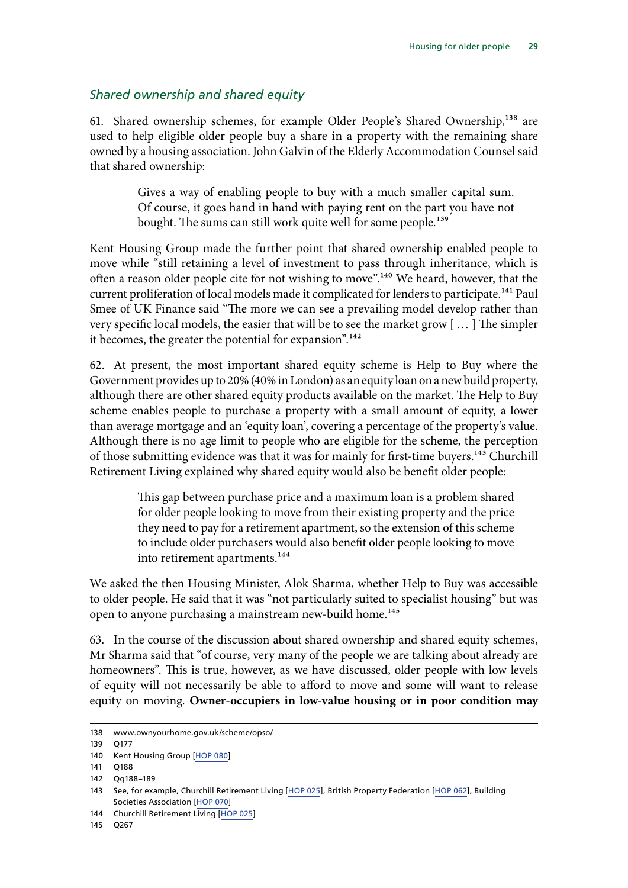### *Shared ownership and shared equity*

61. Shared ownership schemes, for example Older People's Shared Ownership,[138] are used to help eligible older people buy a share in a property with the remaining share owned by a housing association. John Galvin of the Elderly Accommodation Counsel said that shared ownership:

> Gives a way of enabling people to buy with a much smaller capital sum. Of course, it goes hand in hand with paying rent on the part you have not bought. The sums can still work quite well for some people.[139]

Kent Housing Group made the further point that shared ownership enabled people to move while "still retaining a level of investment to pass through inheritance, which is often a reason older people cite for not wishing to move".[140] We heard, however, that the current proliferation of local models made it complicated for lenders to participate.[141] Paul Smee of UK Finance said "The more we can see a prevailing model develop rather than very specific local models, the easier that will be to see the market grow [ … ] The simpler it becomes, the greater the potential for expansion".[142]

62. At present, the most important shared equity scheme is Help to Buy where the Government provides up to 20% (40% in London) as an equity loan on a new build property, although there are other shared equity products available on the market. The Help to Buy scheme enables people to purchase a property with a small amount of equity, a lower than average mortgage and an 'equity loan', covering a percentage of the property's value. Although there is no age limit to people who are eligible for the scheme, the perception of those submitting evidence was that it was for mainly for first-time buyers.[143] Churchill Retirement Living explained why shared equity would also be benefit older people:

> This gap between purchase price and a maximum loan is a problem shared for older people looking to move from their existing property and the price they need to pay for a retirement apartment, so the extension of this scheme to include older purchasers would also benefit older people looking to move into retirement apartments.[144]

We asked the then Housing Minister, Alok Sharma, whether Help to Buy was accessible to older people. He said that it was "not particularly suited to specialist housing" but was open to anyone purchasing a mainstream new-build home.[145]

63. In the course of the discussion about shared ownership and shared equity schemes, Mr Sharma said that "of course, very many of the people we are talking about already are homeowners". This is true, however, as we have discussed, older people with low levels of equity will not necessarily be able to afford to move and some will want to release equity on moving. **Owner-occupiers in low-value housing or in poor condition may**

---

138 www.ownyourhome.gov.uk/scheme/opso/

139 Q177

140 Kent Housing Group [HOP 080]

141 Q188

142 Qq188–189

143 See, for example, Churchill Retirement Living [HOP 025], British Property Federation [HOP 062], Building Societies Association [HOP 070]

144 Churchill Retirement Living [HOP 025]

145 Q267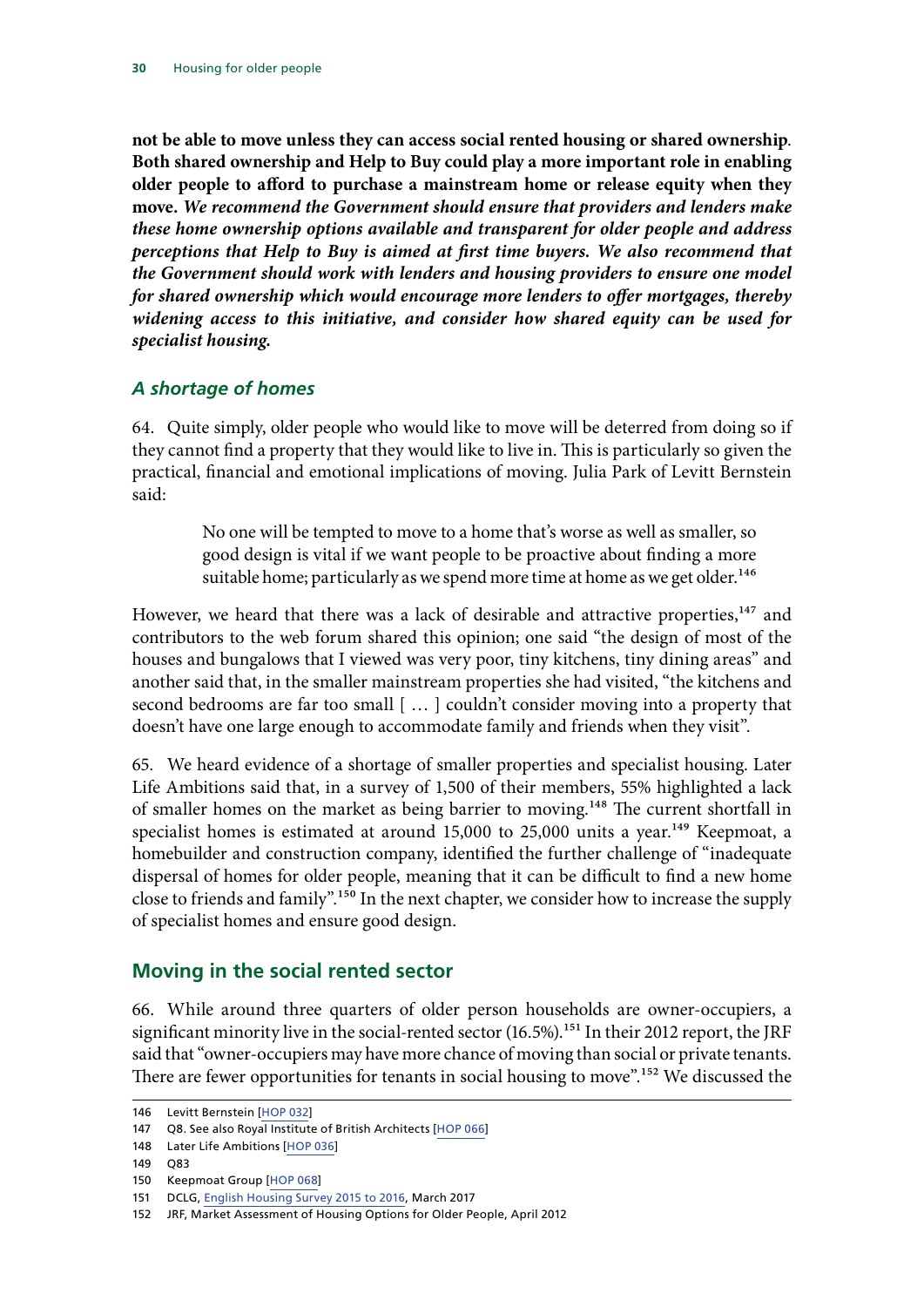**not be able to move unless they can access social rented housing or shared ownership. Both shared ownership and Help to Buy could play a more important role in enabling older people to afford to purchase a mainstream home or release equity when they move.** ***We recommend the Government should ensure that providers and lenders make these home ownership options available and transparent for older people and address perceptions that Help to Buy is aimed at first time buyers. We also recommend that the Government should work with lenders and housing providers to ensure one model for shared ownership which would encourage more lenders to offer mortgages, thereby widening access to this initiative, and consider how shared equity can be used for specialist housing.***

### *A shortage of homes*

64. Quite simply, older people who would like to move will be deterred from doing so if they cannot find a property that they would like to live in. This is particularly so given the practical, financial and emotional implications of moving. Julia Park of Levitt Bernstein said:

> No one will be tempted to move to a home that's worse as well as smaller, so good design is vital if we want people to be proactive about finding a more suitable home; particularly as we spend more time at home as we get older.[146]

However, we heard that there was a lack of desirable and attractive properties,[147] and contributors to the web forum shared this opinion; one said "the design of most of the houses and bungalows that I viewed was very poor, tiny kitchens, tiny dining areas" and another said that, in the smaller mainstream properties she had visited, "the kitchens and second bedrooms are far too small [ … ] couldn't consider moving into a property that doesn't have one large enough to accommodate family and friends when they visit".

65. We heard evidence of a shortage of smaller properties and specialist housing. Later Life Ambitions said that, in a survey of 1,500 of their members, 55% highlighted a lack of smaller homes on the market as being barrier to moving.[148] The current shortfall in specialist homes is estimated at around 15,000 to 25,000 units a year.[149] Keepmoat, a homebuilder and construction company, identified the further challenge of "inadequate dispersal of homes for older people, meaning that it can be difficult to find a new home close to friends and family".[150] In the next chapter, we consider how to increase the supply of specialist homes and ensure good design.

## Moving in the social rented sector

66. While around three quarters of older person households are owner-occupiers, a significant minority live in the social-rented sector (16.5%).[151] In their 2012 report, the JRF said that "owner-occupiers may have more chance of moving than social or private tenants. There are fewer opportunities for tenants in social housing to move".[152] We discussed the

---

146 Levitt Bernstein [HOP 032]

147 Q8. See also Royal Institute of British Architects [HOP 066]

148 Later Life Ambitions [HOP 036]

149 Q83

150 Keepmoat Group [HOP 068]

151 DCLG, English Housing Survey 2015 to 2016, March 2017

152 JRF, Market Assessment of Housing Options for Older People, April 2012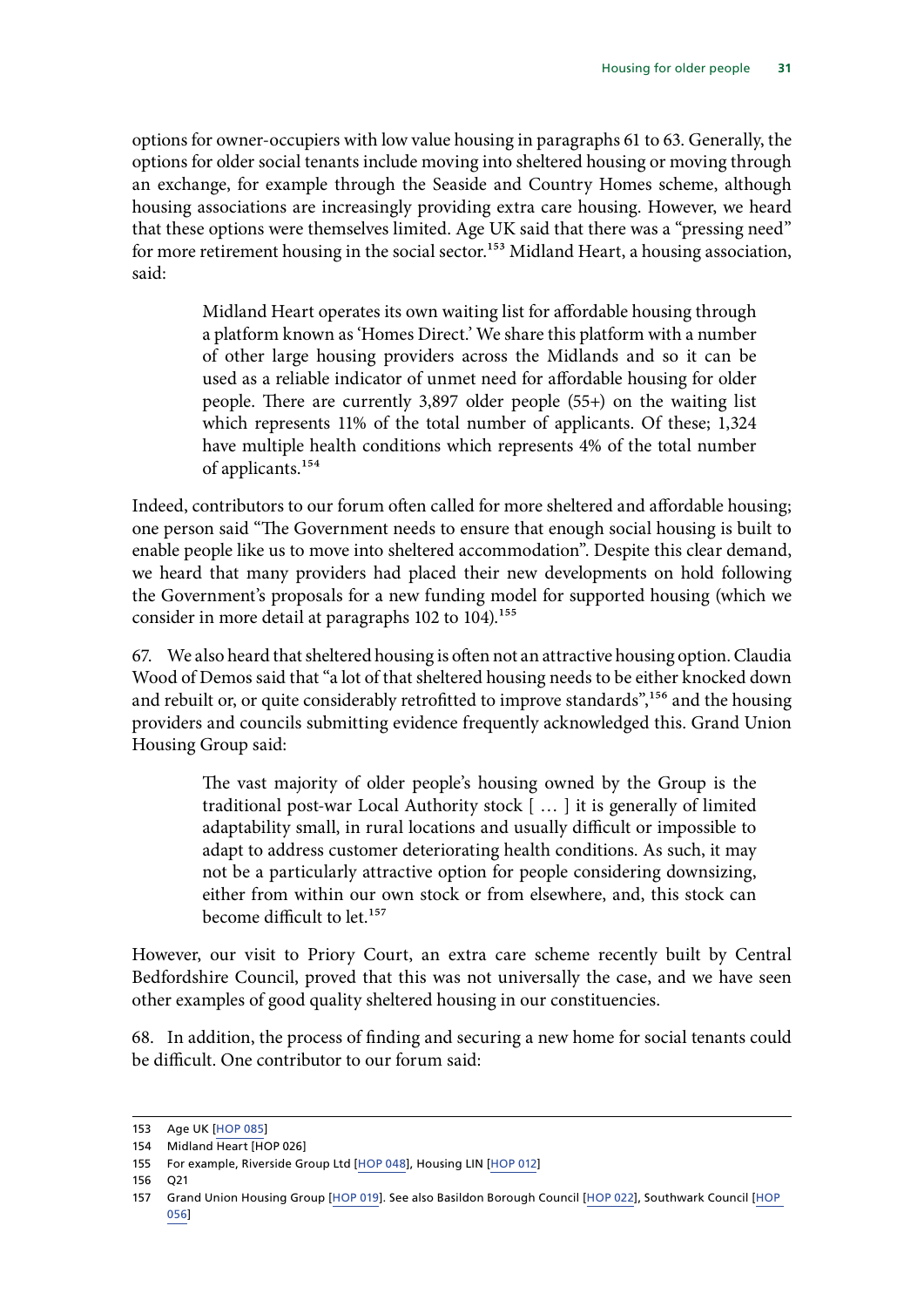options for owner-occupiers with low value housing in paragraphs 61 to 63. Generally, the options for older social tenants include moving into sheltered housing or moving through an exchange, for example through the Seaside and Country Homes scheme, although housing associations are increasingly providing extra care housing. However, we heard that these options were themselves limited. Age UK said that there was a "pressing need" for more retirement housing in the social sector.[153] Midland Heart, a housing association, said:

> Midland Heart operates its own waiting list for affordable housing through a platform known as 'Homes Direct.' We share this platform with a number of other large housing providers across the Midlands and so it can be used as a reliable indicator of unmet need for affordable housing for older people. There are currently 3,897 older people (55+) on the waiting list which represents 11% of the total number of applicants. Of these; 1,324 have multiple health conditions which represents 4% of the total number of applicants.[154]

Indeed, contributors to our forum often called for more sheltered and affordable housing; one person said "The Government needs to ensure that enough social housing is built to enable people like us to move into sheltered accommodation". Despite this clear demand, we heard that many providers had placed their new developments on hold following the Government's proposals for a new funding model for supported housing (which we consider in more detail at paragraphs 102 to 104).[155]

67. We also heard that sheltered housing is often not an attractive housing option. Claudia Wood of Demos said that "a lot of that sheltered housing needs to be either knocked down and rebuilt or, or quite considerably retrofitted to improve standards",[156] and the housing providers and councils submitting evidence frequently acknowledged this. Grand Union Housing Group said:

> The vast majority of older people's housing owned by the Group is the traditional post-war Local Authority stock [ … ] it is generally of limited adaptability small, in rural locations and usually difficult or impossible to adapt to address customer deteriorating health conditions. As such, it may not be a particularly attractive option for people considering downsizing, either from within our own stock or from elsewhere, and, this stock can become difficult to let.[157]

However, our visit to Priory Court, an extra care scheme recently built by Central Bedfordshire Council, proved that this was not universally the case, and we have seen other examples of good quality sheltered housing in our constituencies.

68. In addition, the process of finding and securing a new home for social tenants could be difficult. One contributor to our forum said:

---

153 Age UK [HOP 085]

154 Midland Heart [HOP 026]

155 For example, Riverside Group Ltd [HOP 048], Housing LIN [HOP 012]

156 Q21

157 Grand Union Housing Group [HOP 019]. See also Basildon Borough Council [HOP 022], Southwark Council [HOP 056]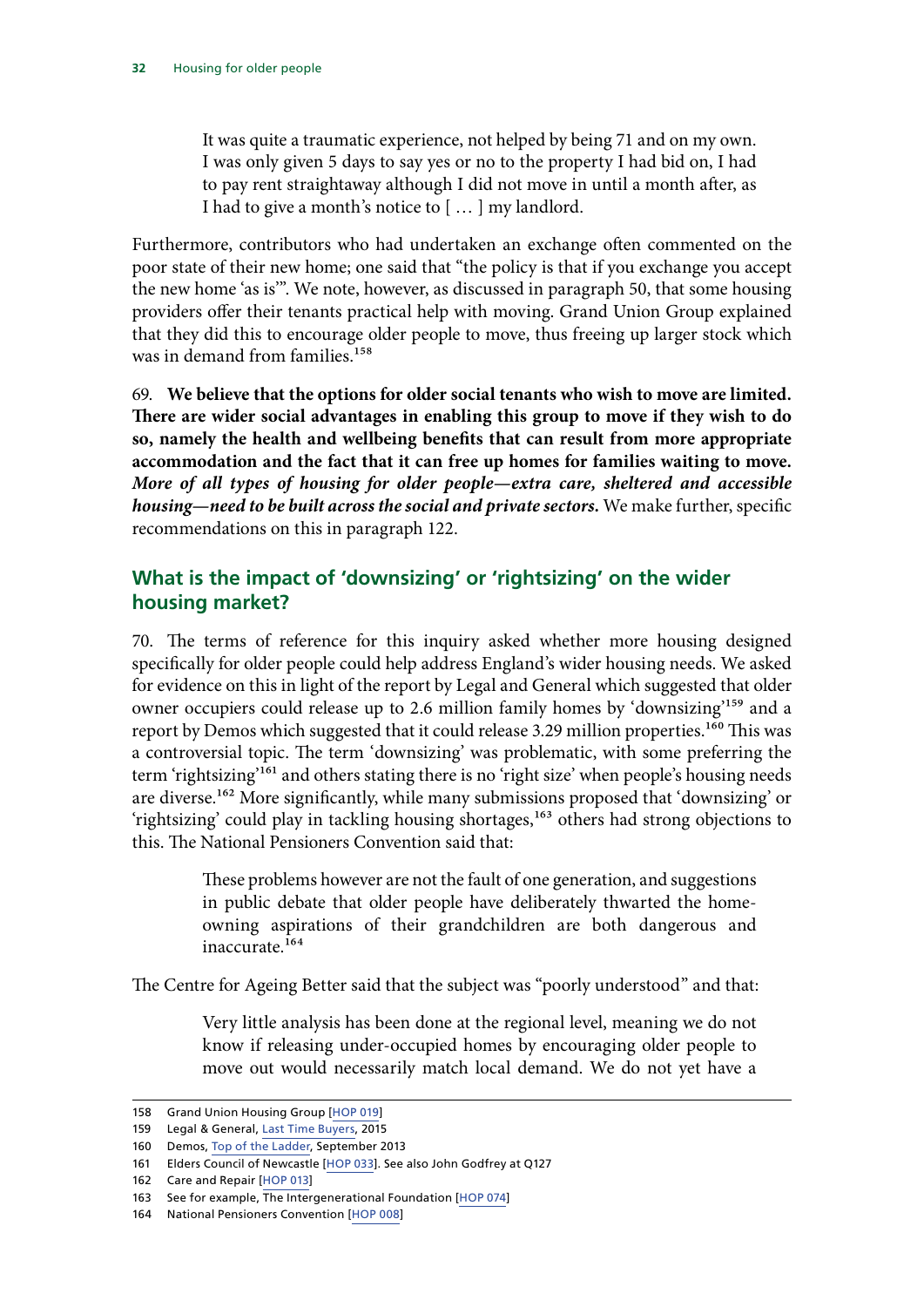> It was quite a traumatic experience, not helped by being 71 and on my own. I was only given 5 days to say yes or no to the property I had bid on, I had to pay rent straightaway although I did not move in until a month after, as I had to give a month's notice to [ … ] my landlord.

Furthermore, contributors who had undertaken an exchange often commented on the poor state of their new home; one said that "the policy is that if you exchange you accept the new home 'as is'". We note, however, as discussed in paragraph 50, that some housing providers offer their tenants practical help with moving. Grand Union Group explained that they did this to encourage older people to move, thus freeing up larger stock which was in demand from families.[158]

69. **We believe that the options for older social tenants who wish to move are limited. There are wider social advantages in enabling this group to move if they wish to do so, namely the health and wellbeing benefits that can result from more appropriate accommodation and the fact that it can free up homes for families waiting to move.** ***More of all types of housing for older people—extra care, sheltered and accessible housing—need to be built across the social and private sectors.*** We make further, specific recommendations on this in paragraph 122.

## What is the impact of 'downsizing' or 'rightsizing' on the wider housing market?

70. The terms of reference for this inquiry asked whether more housing designed specifically for older people could help address England's wider housing needs. We asked for evidence on this in light of the report by Legal and General which suggested that older owner occupiers could release up to 2.6 million family homes by 'downsizing'[159] and a report by Demos which suggested that it could release 3.29 million properties.[160] This was a controversial topic. The term 'downsizing' was problematic, with some preferring the term 'rightsizing'[161] and others stating there is no 'right size' when people's housing needs are diverse.[162] More significantly, while many submissions proposed that 'downsizing' or 'rightsizing' could play in tackling housing shortages,[163] others had strong objections to this. The National Pensioners Convention said that:

> These problems however are not the fault of one generation, and suggestions in public debate that older people have deliberately thwarted the home-owning aspirations of their grandchildren are both dangerous and inaccurate.[164]

The Centre for Ageing Better said that the subject was "poorly understood" and that:

> Very little analysis has been done at the regional level, meaning we do not know if releasing under-occupied homes by encouraging older people to move out would necessarily match local demand. We do not yet have a

158 Grand Union Housing Group [HOP 019]

159 Legal & General, Last Time Buyers, 2015

160 Demos, Top of the Ladder, September 2013

161 Elders Council of Newcastle [HOP 033]. See also John Godfrey at Q127

162 Care and Repair [HOP 013]

163 See for example, The Intergenerational Foundation [HOP 074]

164 National Pensioners Convention [HOP 008]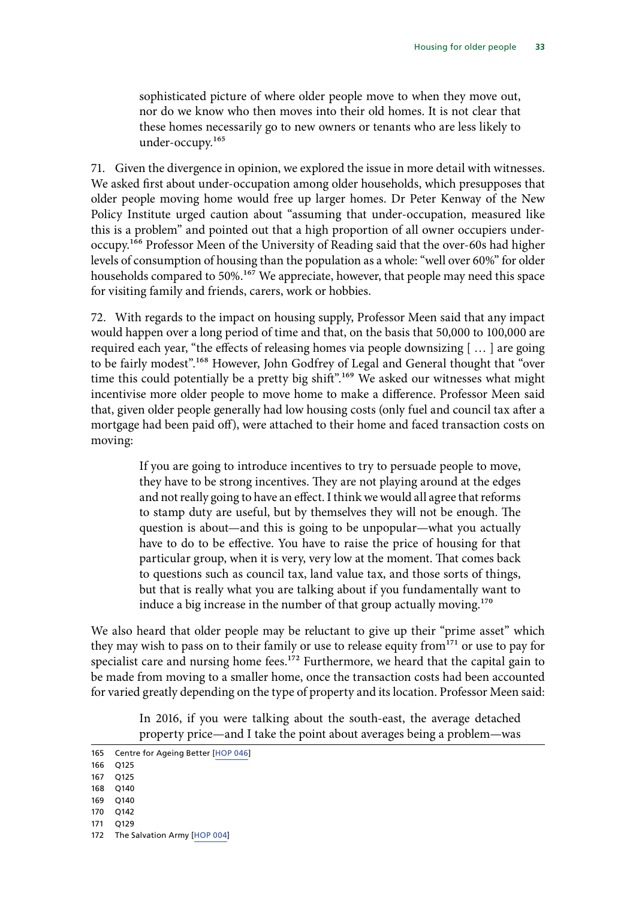> sophisticated picture of where older people move to when they move out, nor do we know who then moves into their old homes. It is not clear that these homes necessarily go to new owners or tenants who are less likely to under-occupy.[165]

71. Given the divergence in opinion, we explored the issue in more detail with witnesses. We asked first about under-occupation among older households, which presupposes that older people moving home would free up larger homes. Dr Peter Kenway of the New Policy Institute urged caution about "assuming that under-occupation, measured like this is a problem" and pointed out that a high proportion of all owner occupiers under-occupy.[166] Professor Meen of the University of Reading said that the over-60s had higher levels of consumption of housing than the population as a whole: "well over 60%" for older households compared to 50%.[167] We appreciate, however, that people may need this space for visiting family and friends, carers, work or hobbies.

72. With regards to the impact on housing supply, Professor Meen said that any impact would happen over a long period of time and that, on the basis that 50,000 to 100,000 are required each year, "the effects of releasing homes via people downsizing [ … ] are going to be fairly modest".[168] However, John Godfrey of Legal and General thought that "over time this could potentially be a pretty big shift".[169] We asked our witnesses what might incentivise more older people to move home to make a difference. Professor Meen said that, given older people generally had low housing costs (only fuel and council tax after a mortgage had been paid off), were attached to their home and faced transaction costs on moving:

> If you are going to introduce incentives to try to persuade people to move, they have to be strong incentives. They are not playing around at the edges and not really going to have an effect. I think we would all agree that reforms to stamp duty are useful, but by themselves they will not be enough. The question is about—and this is going to be unpopular—what you actually have to do to be effective. You have to raise the price of housing for that particular group, when it is very, very low at the moment. That comes back to questions such as council tax, land value tax, and those sorts of things, but that is really what you are talking about if you fundamentally want to induce a big increase in the number of that group actually moving.[170]

We also heard that older people may be reluctant to give up their "prime asset" which they may wish to pass on to their family or use to release equity from[171] or use to pay for specialist care and nursing home fees.[172] Furthermore, we heard that the capital gain to be made from moving to a smaller home, once the transaction costs had been accounted for varied greatly depending on the type of property and its location. Professor Meen said:

> In 2016, if you were talking about the south-east, the average detached property price—and I take the point about averages being a problem—was

---

165 Centre for Ageing Better [HOP 046]

166 Q125

167 Q125

168 Q140

169 Q140

170 Q142

171 Q129

172 The Salvation Army [HOP 004]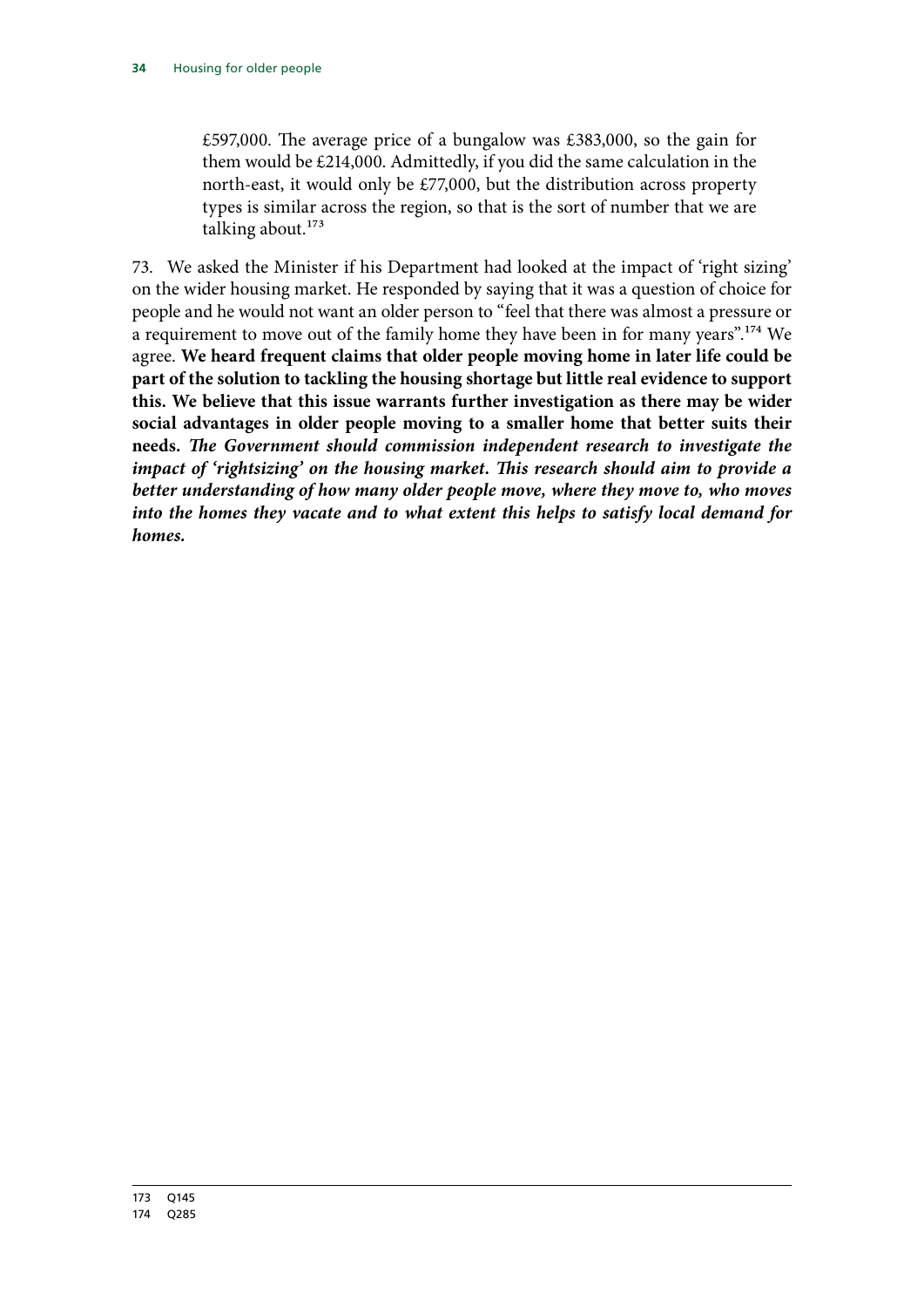> £597,000. The average price of a bungalow was £383,000, so the gain for them would be £214,000. Admittedly, if you did the same calculation in the north-east, it would only be £77,000, but the distribution across property types is similar across the region, so that is the sort of number that we are talking about.[173]

73. We asked the Minister if his Department had looked at the impact of 'right sizing' on the wider housing market. He responded by saying that it was a question of choice for people and he would not want an older person to "feel that there was almost a pressure or a requirement to move out of the family home they have been in for many years".[174] We agree. **We heard frequent claims that older people moving home in later life could be part of the solution to tackling the housing shortage but little real evidence to support this. We believe that this issue warrants further investigation as there may be wider social advantages in older people moving to a smaller home that better suits their needs.** ***The Government should commission independent research to investigate the impact of 'rightsizing' on the housing market. This research should aim to provide a better understanding of how many older people move, where they move to, who moves into the homes they vacate and to what extent this helps to satisfy local demand for homes.***

173 Q145
174 Q285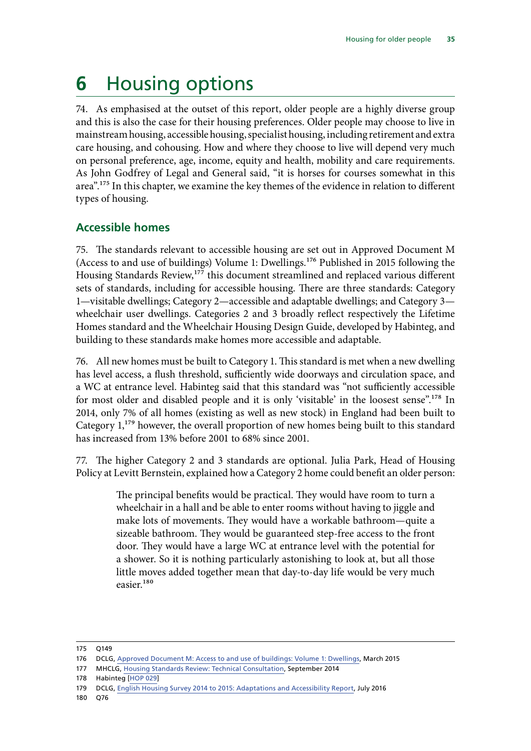# 6 Housing options

74. As emphasised at the outset of this report, older people are a highly diverse group and this is also the case for their housing preferences. Older people may choose to live in mainstream housing, accessible housing, specialist housing, including retirement and extra care housing, and cohousing. How and where they choose to live will depend very much on personal preference, age, income, equity and health, mobility and care requirements. As John Godfrey of Legal and General said, "it is horses for courses somewhat in this area".[175] In this chapter, we examine the key themes of the evidence in relation to different types of housing.

## Accessible homes

75. The standards relevant to accessible housing are set out in Approved Document M (Access to and use of buildings) Volume 1: Dwellings.[176] Published in 2015 following the Housing Standards Review,[177] this document streamlined and replaced various different sets of standards, including for accessible housing. There are three standards: Category 1—visitable dwellings; Category 2—accessible and adaptable dwellings; and Category 3—wheelchair user dwellings. Categories 2 and 3 broadly reflect respectively the Lifetime Homes standard and the Wheelchair Housing Design Guide, developed by Habinteg, and building to these standards make homes more accessible and adaptable.

76. All new homes must be built to Category 1. This standard is met when a new dwelling has level access, a flush threshold, sufficiently wide doorways and circulation space, and a WC at entrance level. Habinteg said that this standard was "not sufficiently accessible for most older and disabled people and it is only 'visitable' in the loosest sense".[178] In 2014, only 7% of all homes (existing as well as new stock) in England had been built to Category 1,[179] however, the overall proportion of new homes being built to this standard has increased from 13% before 2001 to 68% since 2001.

77. The higher Category 2 and 3 standards are optional. Julia Park, Head of Housing Policy at Levitt Bernstein, explained how a Category 2 home could benefit an older person:

> The principal benefits would be practical. They would have room to turn a wheelchair in a hall and be able to enter rooms without having to jiggle and make lots of movements. They would have a workable bathroom—quite a sizeable bathroom. They would be guaranteed step-free access to the front door. They would have a large WC at entrance level with the potential for a shower. So it is nothing particularly astonishing to look at, but all those little moves added together mean that day-to-day life would be very much easier.[180]

---

175 Q149

176 DCLG, Approved Document M: Access to and use of buildings: Volume 1: Dwellings, March 2015

177 MHCLG, Housing Standards Review: Technical Consultation, September 2014

178 Habinteg [HOP 029]

179 DCLG, English Housing Survey 2014 to 2015: Adaptations and Accessibility Report, July 2016

180 Q76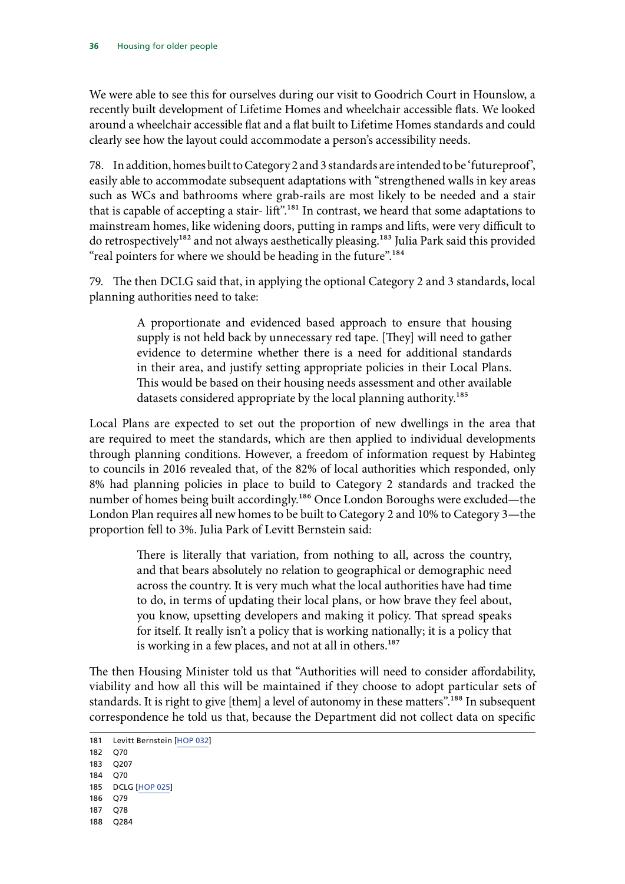We were able to see this for ourselves during our visit to Goodrich Court in Hounslow, a recently built development of Lifetime Homes and wheelchair accessible flats. We looked around a wheelchair accessible flat and a flat built to Lifetime Homes standards and could clearly see how the layout could accommodate a person's accessibility needs.

78. In addition, homes built to Category 2 and 3 standards are intended to be 'futureproof', easily able to accommodate subsequent adaptations with "strengthened walls in key areas such as WCs and bathrooms where grab-rails are most likely to be needed and a stair that is capable of accepting a stair- lift".[181] In contrast, we heard that some adaptations to mainstream homes, like widening doors, putting in ramps and lifts, were very difficult to do retrospectively[182] and not always aesthetically pleasing.[183] Julia Park said this provided "real pointers for where we should be heading in the future".[184]

79. The then DCLG said that, in applying the optional Category 2 and 3 standards, local planning authorities need to take:

> A proportionate and evidenced based approach to ensure that housing supply is not held back by unnecessary red tape. [They] will need to gather evidence to determine whether there is a need for additional standards in their area, and justify setting appropriate policies in their Local Plans. This would be based on their housing needs assessment and other available datasets considered appropriate by the local planning authority.[185]

Local Plans are expected to set out the proportion of new dwellings in the area that are required to meet the standards, which are then applied to individual developments through planning conditions. However, a freedom of information request by Habinteg to councils in 2016 revealed that, of the 82% of local authorities which responded, only 8% had planning policies in place to build to Category 2 standards and tracked the number of homes being built accordingly.[186] Once London Boroughs were excluded—the London Plan requires all new homes to be built to Category 2 and 10% to Category 3—the proportion fell to 3%. Julia Park of Levitt Bernstein said:

> There is literally that variation, from nothing to all, across the country, and that bears absolutely no relation to geographical or demographic need across the country. It is very much what the local authorities have had time to do, in terms of updating their local plans, or how brave they feel about, you know, upsetting developers and making it policy. That spread speaks for itself. It really isn't a policy that is working nationally; it is a policy that is working in a few places, and not at all in others.[187]

The then Housing Minister told us that "Authorities will need to consider affordability, viability and how all this will be maintained if they choose to adopt particular sets of standards. It is right to give [them] a level of autonomy in these matters".[188] In subsequent correspondence he told us that, because the Department did not collect data on specific

181 Levitt Bernstein [HOP 032]
182 Q70
183 Q207
184 Q70
185 DCLG [HOP 025]
186 Q79
187 Q78
188 Q284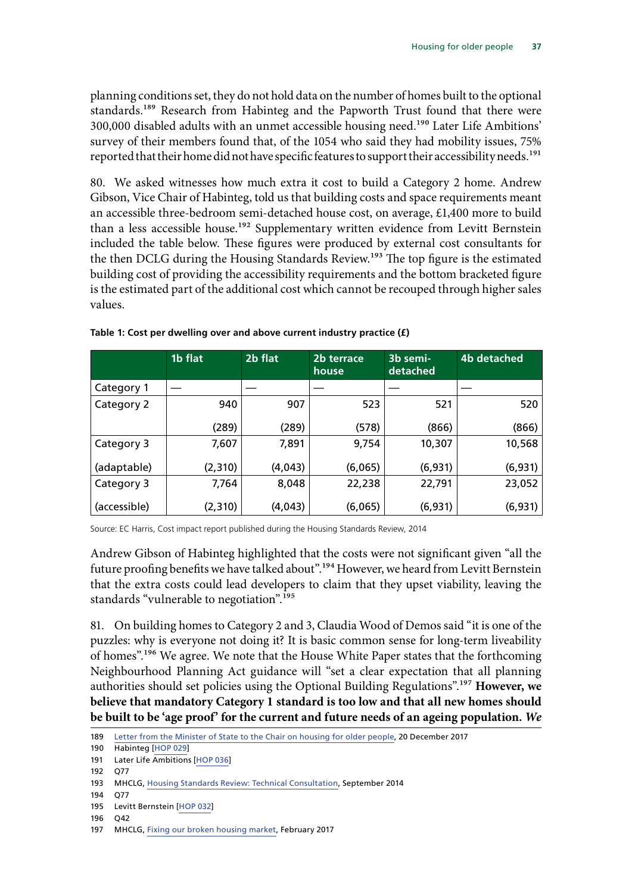planning conditions set, they do not hold data on the number of homes built to the optional standards.[189] Research from Habinteg and the Papworth Trust found that there were 300,000 disabled adults with an unmet accessible housing need.[190] Later Life Ambitions' survey of their members found that, of the 1054 who said they had mobility issues, 75% reported that their home did not have specific features to support their accessibility needs.[191]

80. We asked witnesses how much extra it cost to build a Category 2 home. Andrew Gibson, Vice Chair of Habinteg, told us that building costs and space requirements meant an accessible three-bedroom semi-detached house cost, on average, £1,400 more to build than a less accessible house.[192] Supplementary written evidence from Levitt Bernstein included the table below. These figures were produced by external cost consultants for the then DCLG during the Housing Standards Review.[193] The top figure is the estimated building cost of providing the accessibility requirements and the bottom bracketed figure is the estimated part of the additional cost which cannot be recouped through higher sales values.

**Table 1: Cost per dwelling over and above current industry practice (£)**

| | 1b flat | 2b flat | 2b terrace house | 3b semi-detached | 4b detached |
|---|---|---|---|---|---|
| Category 1 | — | — | — | — | — |
| Category 2 | 940<br>(289) | 907<br>(289) | 523<br>(578) | 521<br>(866) | 520<br>(866) |
| Category 3 (adaptable) | 7,607<br>(2,310) | 7,891<br>(4,043) | 9,754<br>(6,065) | 10,307<br>(6,931) | 10,568<br>(6,931) |
| Category 3 (accessible) | 7,764<br>(2,310) | 8,048<br>(4,043) | 22,238<br>(6,065) | 22,791<br>(6,931) | 23,052<br>(6,931) |

Source: EC Harris, Cost impact report published during the Housing Standards Review, 2014

Andrew Gibson of Habinteg highlighted that the costs were not significant given "all the future proofing benefits we have talked about".[194] However, we heard from Levitt Bernstein that the extra costs could lead developers to claim that they upset viability, leaving the standards "vulnerable to negotiation".[195]

81. On building homes to Category 2 and 3, Claudia Wood of Demos said "it is one of the puzzles: why is everyone not doing it? It is basic common sense for long-term liveability of homes".[196] We agree. We note that the House White Paper states that the forthcoming Neighbourhood Planning Act guidance will "set a clear expectation that all planning authorities should set policies using the Optional Building Regulations".[197] **However, we believe that mandatory Category 1 standard is too low and that all new homes should be built to be 'age proof' for the current and future needs of an ageing population.** ***We***

189 Letter from the Minister of State to the Chair on housing for older people, 20 December 2017

190 Habinteg [HOP 029]

191 Later Life Ambitions [HOP 036]

192 Q77

193 MHCLG, Housing Standards Review: Technical Consultation, September 2014

194 Q77

195 Levitt Bernstein [HOP 032]

196 Q42

197 MHCLG, Fixing our broken housing market, February 2017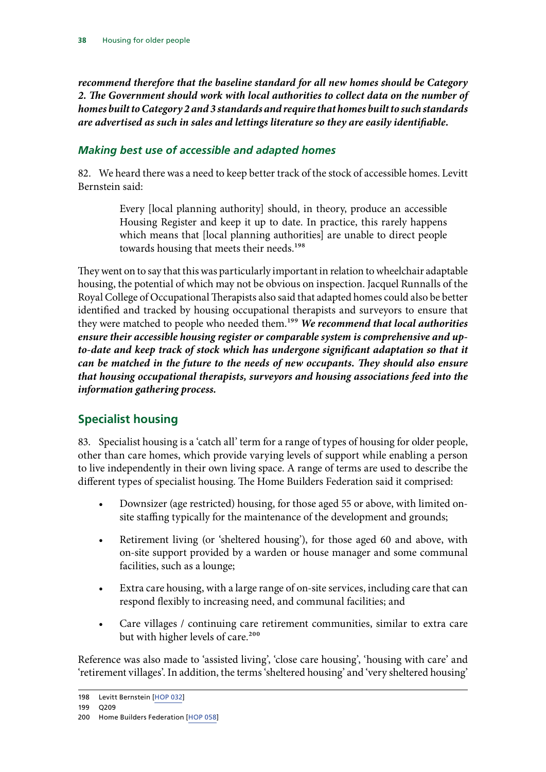***recommend therefore that the baseline standard for all new homes should be Category 2. The Government should work with local authorities to collect data on the number of homes built to Category 2 and 3 standards and require that homes built to such standards are advertised as such in sales and lettings literature so they are easily identifiable.***

### *Making best use of accessible and adapted homes*

82. We heard there was a need to keep better track of the stock of accessible homes. Levitt Bernstein said:

> Every [local planning authority] should, in theory, produce an accessible Housing Register and keep it up to date. In practice, this rarely happens which means that [local planning authorities] are unable to direct people towards housing that meets their needs.[198]

They went on to say that this was particularly important in relation to wheelchair adaptable housing, the potential of which may not be obvious on inspection. Jacquel Runnalls of the Royal College of Occupational Therapists also said that adapted homes could also be better identified and tracked by housing occupational therapists and surveyors to ensure that they were matched to people who needed them.[199] ***We recommend that local authorities ensure their accessible housing register or comparable system is comprehensive and up-to-date and keep track of stock which has undergone significant adaptation so that it can be matched in the future to the needs of new occupants. They should also ensure that housing occupational therapists, surveyors and housing associations feed into the information gathering process.***

## Specialist housing

83. Specialist housing is a 'catch all' term for a range of types of housing for older people, other than care homes, which provide varying levels of support while enabling a person to live independently in their own living space. A range of terms are used to describe the different types of specialist housing. The Home Builders Federation said it comprised:

- Downsizer (age restricted) housing, for those aged 55 or above, with limited on-site staffing typically for the maintenance of the development and grounds;
- Retirement living (or 'sheltered housing'), for those aged 60 and above, with on-site support provided by a warden or house manager and some communal facilities, such as a lounge;
- Extra care housing, with a large range of on-site services, including care that can respond flexibly to increasing need, and communal facilities; and
- Care villages / continuing care retirement communities, similar to extra care but with higher levels of care.[200]

Reference was also made to 'assisted living', 'close care housing', 'housing with care' and 'retirement villages'. In addition, the terms 'sheltered housing' and 'very sheltered housing'

198 Levitt Bernstein [HOP 032]

199 Q209

200 Home Builders Federation [HOP 058]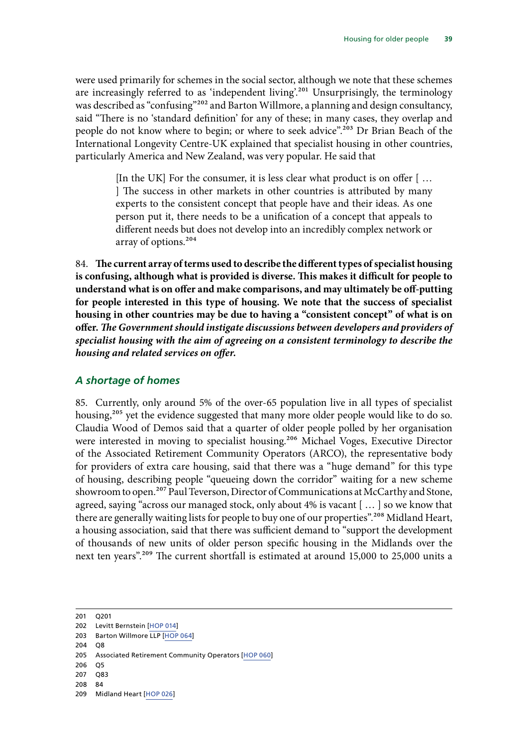were used primarily for schemes in the social sector, although we note that these schemes are increasingly referred to as 'independent living'.[201] Unsurprisingly, the terminology was described as "confusing"[202] and Barton Willmore, a planning and design consultancy, said "There is no 'standard definition' for any of these; in many cases, they overlap and people do not know where to begin; or where to seek advice".[203] Dr Brian Beach of the International Longevity Centre-UK explained that specialist housing in other countries, particularly America and New Zealand, was very popular. He said that

> [In the UK] For the consumer, it is less clear what product is on offer [ … ] The success in other markets in other countries is attributed by many experts to the consistent concept that people have and their ideas. As one person put it, there needs to be a unification of a concept that appeals to different needs but does not develop into an incredibly complex network or array of options.[204]

84. **The current array of terms used to describe the different types of specialist housing is confusing, although what is provided is diverse. This makes it difficult for people to understand what is on offer and make comparisons, and may ultimately be off-putting for people interested in this type of housing. We note that the success of specialist housing in other countries may be due to having a "consistent concept" of what is on offer.** ***The Government should instigate discussions between developers and providers of specialist housing with the aim of agreeing on a consistent terminology to describe the housing and related services on offer.***

### *A shortage of homes*

85. Currently, only around 5% of the over-65 population live in all types of specialist housing,[205] yet the evidence suggested that many more older people would like to do so. Claudia Wood of Demos said that a quarter of older people polled by her organisation were interested in moving to specialist housing.[206] Michael Voges, Executive Director of the Associated Retirement Community Operators (ARCO), the representative body for providers of extra care housing, said that there was a "huge demand" for this type of housing, describing people "queueing down the corridor" waiting for a new scheme showroom to open.[207] Paul Teverson, Director of Communications at McCarthy and Stone, agreed, saying "across our managed stock, only about 4% is vacant [ … ] so we know that there are generally waiting lists for people to buy one of our properties".[208] Midland Heart, a housing association, said that there was sufficient demand to "support the development of thousands of new units of older person specific housing in the Midlands over the next ten years".[209] The current shortfall is estimated at around 15,000 to 25,000 units a

---

201 Q201
202 Levitt Bernstein [HOP 014]
203 Barton Willmore LLP [HOP 064]
204 Q8
205 Associated Retirement Community Operators [HOP 060]
206 Q5
207 Q83
208 84
209 Midland Heart [HOP 026]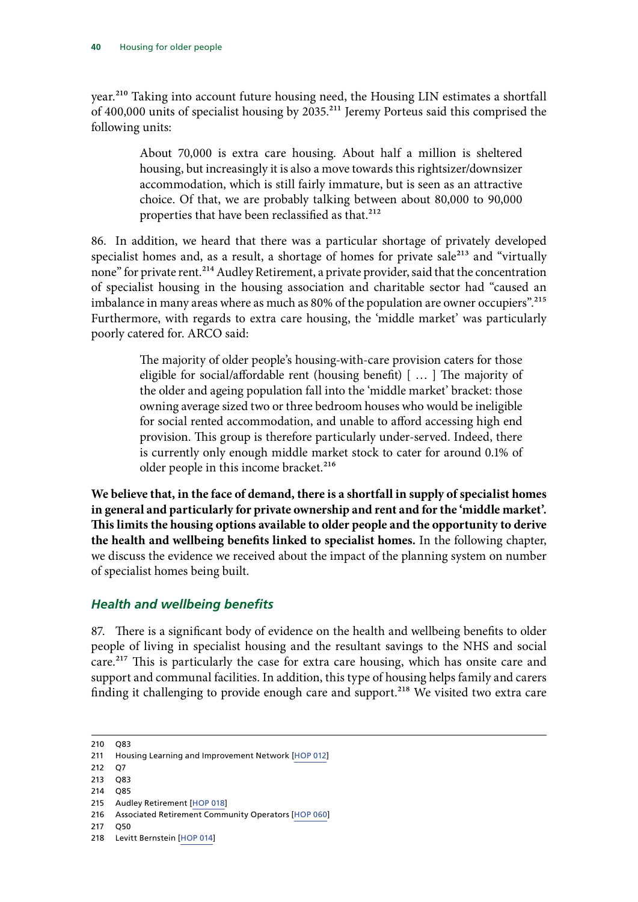year.[210] Taking into account future housing need, the Housing LIN estimates a shortfall of 400,000 units of specialist housing by 2035.[211] Jeremy Porteus said this comprised the following units:

> About 70,000 is extra care housing. About half a million is sheltered housing, but increasingly it is also a move towards this rightsizer/downsizer accommodation, which is still fairly immature, but is seen as an attractive choice. Of that, we are probably talking between about 80,000 to 90,000 properties that have been reclassified as that.[212]

86. In addition, we heard that there was a particular shortage of privately developed specialist homes and, as a result, a shortage of homes for private sale[213] and "virtually none" for private rent.[214] Audley Retirement, a private provider, said that the concentration of specialist housing in the housing association and charitable sector had "caused an imbalance in many areas where as much as 80% of the population are owner occupiers".[215] Furthermore, with regards to extra care housing, the 'middle market' was particularly poorly catered for. ARCO said:

> The majority of older people's housing-with-care provision caters for those eligible for social/affordable rent (housing benefit) [ … ] The majority of the older and ageing population fall into the 'middle market' bracket: those owning average sized two or three bedroom houses who would be ineligible for social rented accommodation, and unable to afford accessing high end provision. This group is therefore particularly under-served. Indeed, there is currently only enough middle market stock to cater for around 0.1% of older people in this income bracket.[216]

**We believe that, in the face of demand, there is a shortfall in supply of specialist homes in general and particularly for private ownership and rent and for the 'middle market'. This limits the housing options available to older people and the opportunity to derive the health and wellbeing benefits linked to specialist homes.** In the following chapter, we discuss the evidence we received about the impact of the planning system on number of specialist homes being built.

### *Health and wellbeing benefits*

87. There is a significant body of evidence on the health and wellbeing benefits to older people of living in specialist housing and the resultant savings to the NHS and social care.[217] This is particularly the case for extra care housing, which has onsite care and support and communal facilities. In addition, this type of housing helps family and carers finding it challenging to provide enough care and support.[218] We visited two extra care

---

210 Q83
211 Housing Learning and Improvement Network [HOP 012]
212 Q7
213 Q83
214 Q85
215 Audley Retirement [HOP 018]
216 Associated Retirement Community Operators [HOP 060]
217 Q50
218 Levitt Bernstein [HOP 014]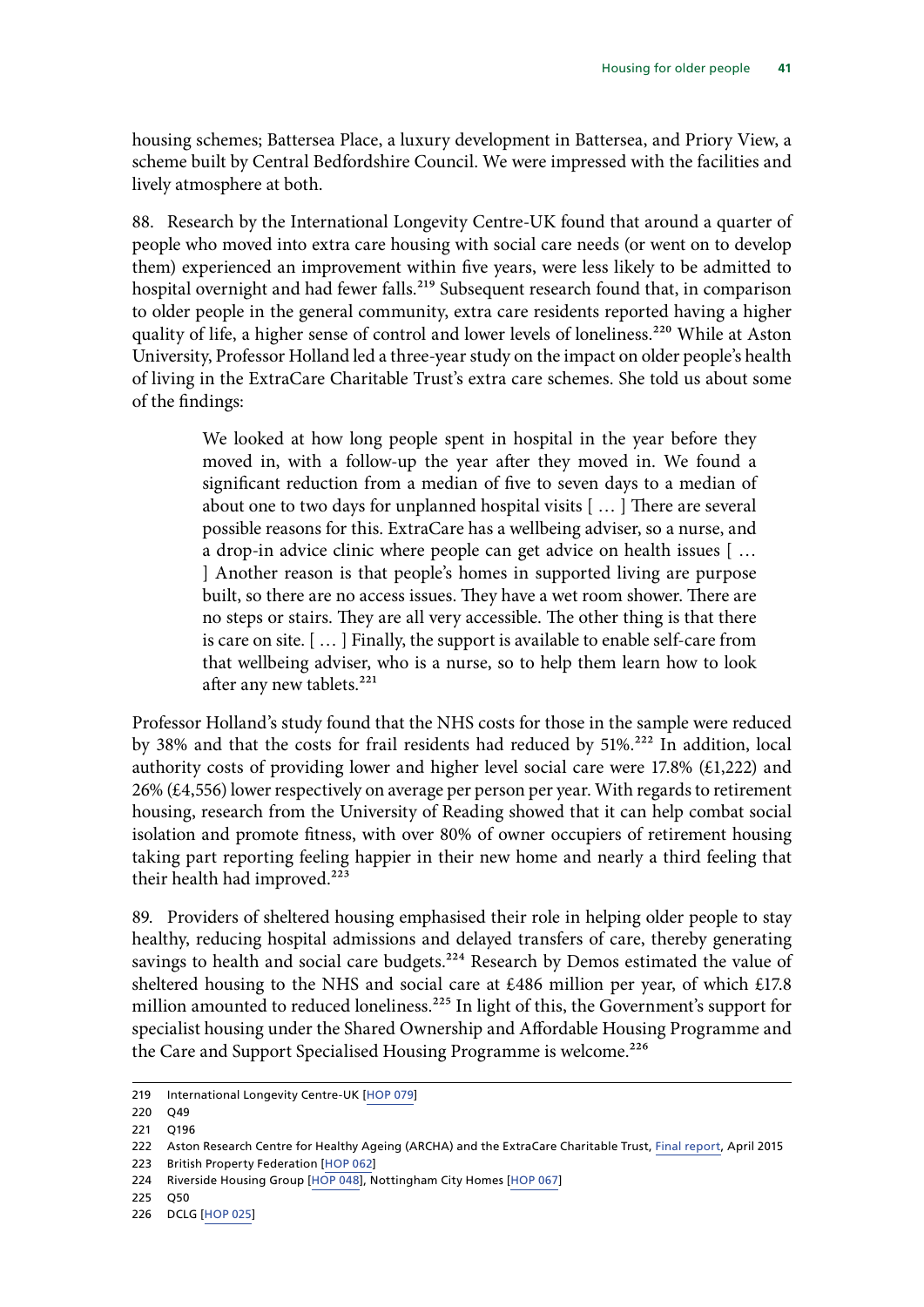housing schemes; Battersea Place, a luxury development in Battersea, and Priory View, a scheme built by Central Bedfordshire Council. We were impressed with the facilities and lively atmosphere at both.

88. Research by the International Longevity Centre-UK found that around a quarter of people who moved into extra care housing with social care needs (or went on to develop them) experienced an improvement within five years, were less likely to be admitted to hospital overnight and had fewer falls.[219] Subsequent research found that, in comparison to older people in the general community, extra care residents reported having a higher quality of life, a higher sense of control and lower levels of loneliness.[220] While at Aston University, Professor Holland led a three-year study on the impact on older people's health of living in the ExtraCare Charitable Trust's extra care schemes. She told us about some of the findings:

> We looked at how long people spent in hospital in the year before they moved in, with a follow-up the year after they moved in. We found a significant reduction from a median of five to seven days to a median of about one to two days for unplanned hospital visits [ … ] There are several possible reasons for this. ExtraCare has a wellbeing adviser, so a nurse, and a drop-in advice clinic where people can get advice on health issues [ … ] Another reason is that people's homes in supported living are purpose built, so there are no access issues. They have a wet room shower. There are no steps or stairs. They are all very accessible. The other thing is that there is care on site. [ … ] Finally, the support is available to enable self-care from that wellbeing adviser, who is a nurse, so to help them learn how to look after any new tablets.[221]

Professor Holland's study found that the NHS costs for those in the sample were reduced by 38% and that the costs for frail residents had reduced by 51%.[222] In addition, local authority costs of providing lower and higher level social care were 17.8% (£1,222) and 26% (£4,556) lower respectively on average per person per year. With regards to retirement housing, research from the University of Reading showed that it can help combat social isolation and promote fitness, with over 80% of owner occupiers of retirement housing taking part reporting feeling happier in their new home and nearly a third feeling that their health had improved.[223]

89. Providers of sheltered housing emphasised their role in helping older people to stay healthy, reducing hospital admissions and delayed transfers of care, thereby generating savings to health and social care budgets.[224] Research by Demos estimated the value of sheltered housing to the NHS and social care at £486 million per year, of which £17.8 million amounted to reduced loneliness.[225] In light of this, the Government's support for specialist housing under the Shared Ownership and Affordable Housing Programme and the Care and Support Specialised Housing Programme is welcome.[226]

---

219 International Longevity Centre-UK [HOP 079]

220 Q49

221 Q196

222 Aston Research Centre for Healthy Ageing (ARCHA) and the ExtraCare Charitable Trust, Final report, April 2015

223 British Property Federation [HOP 062]

224 Riverside Housing Group [HOP 048], Nottingham City Homes [HOP 067]

225 Q50

226 DCLG [HOP 025]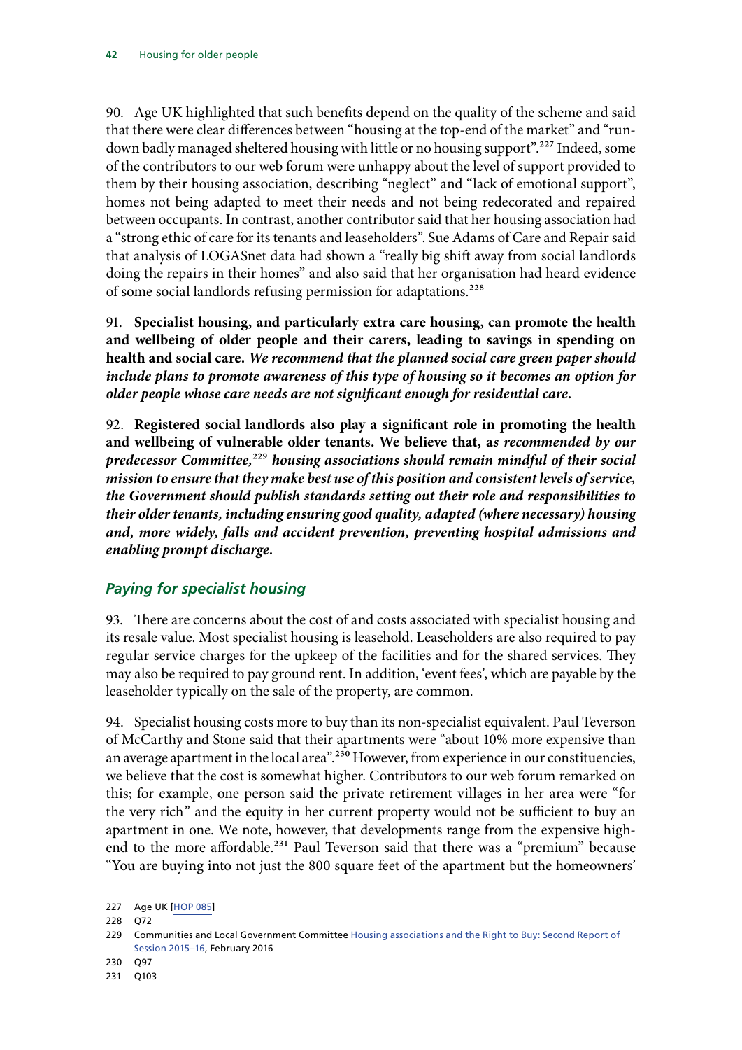90. Age UK highlighted that such benefits depend on the quality of the scheme and said that there were clear differences between "housing at the top-end of the market" and "run-down badly managed sheltered housing with little or no housing support".[227] Indeed, some of the contributors to our web forum were unhappy about the level of support provided to them by their housing association, describing "neglect" and "lack of emotional support", homes not being adapted to meet their needs and not being redecorated and repaired between occupants. In contrast, another contributor said that her housing association had a "strong ethic of care for its tenants and leaseholders". Sue Adams of Care and Repair said that analysis of LOGASnet data had shown a "really big shift away from social landlords doing the repairs in their homes" and also said that her organisation had heard evidence of some social landlords refusing permission for adaptations.[228]

91. **Specialist housing, and particularly extra care housing, can promote the health and wellbeing of older people and their carers, leading to savings in spending on health and social care.** ***We recommend that the planned social care green paper should include plans to promote awareness of this type of housing so it becomes an option for older people whose care needs are not significant enough for residential care.***

92. **Registered social landlords also play a significant role in promoting the health and wellbeing of vulnerable older tenants. We believe that, a*****s recommended by our predecessor Committee,***[229] ***housing associations should remain mindful of their social mission to ensure that they make best use of this position and consistent levels of service, the Government should publish standards setting out their role and responsibilities to their older tenants, including ensuring good quality, adapted (where necessary) housing and, more widely, falls and accident prevention, preventing hospital admissions and enabling prompt discharge.***

### *Paying for specialist housing*

93. There are concerns about the cost of and costs associated with specialist housing and its resale value. Most specialist housing is leasehold. Leaseholders are also required to pay regular service charges for the upkeep of the facilities and for the shared services. They may also be required to pay ground rent. In addition, 'event fees', which are payable by the leaseholder typically on the sale of the property, are common.

94. Specialist housing costs more to buy than its non-specialist equivalent. Paul Teverson of McCarthy and Stone said that their apartments were "about 10% more expensive than an average apartment in the local area".[230] However, from experience in our constituencies, we believe that the cost is somewhat higher. Contributors to our web forum remarked on this; for example, one person said the private retirement villages in her area were "for the very rich" and the equity in her current property would not be sufficient to buy an apartment in one. We note, however, that developments range from the expensive high-end to the more affordable.[231] Paul Teverson said that there was a "premium" because "You are buying into not just the 800 square feet of the apartment but the homeowners'

---

227 Age UK [HOP 085]

228 Q72

229 Communities and Local Government Committee Housing associations and the Right to Buy: Second Report of Session 2015–16, February 2016

230 Q97

231 Q103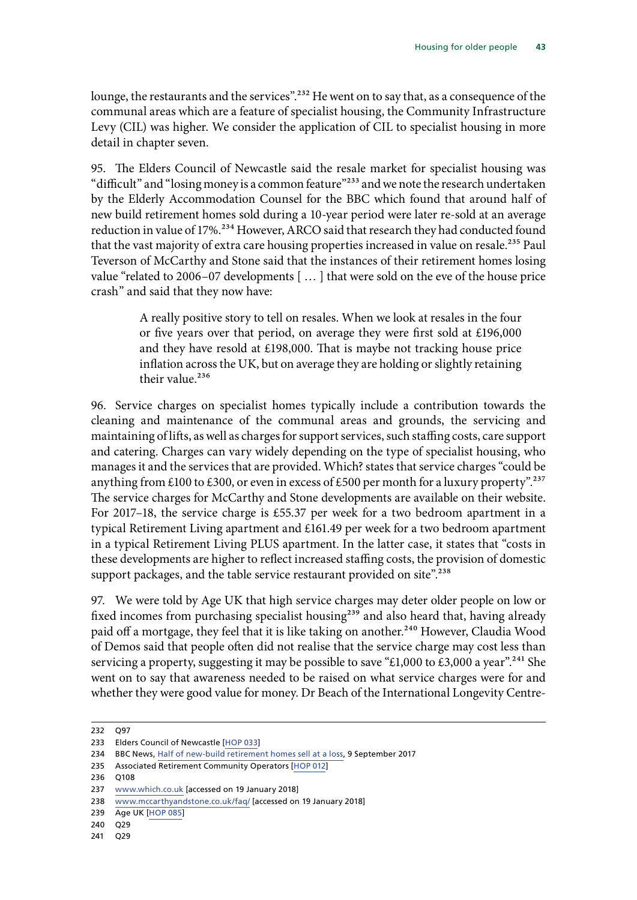lounge, the restaurants and the services".[232] He went on to say that, as a consequence of the communal areas which are a feature of specialist housing, the Community Infrastructure Levy (CIL) was higher. We consider the application of CIL to specialist housing in more detail in chapter seven.

95. The Elders Council of Newcastle said the resale market for specialist housing was "difficult" and "losing money is a common feature"[233] and we note the research undertaken by the Elderly Accommodation Counsel for the BBC which found that around half of new build retirement homes sold during a 10-year period were later re-sold at an average reduction in value of 17%.[234] However, ARCO said that research they had conducted found that the vast majority of extra care housing properties increased in value on resale.[235] Paul Teverson of McCarthy and Stone said that the instances of their retirement homes losing value "related to 2006–07 developments [ … ] that were sold on the eve of the house price crash" and said that they now have:

> A really positive story to tell on resales. When we look at resales in the four or five years over that period, on average they were first sold at £196,000 and they have resold at £198,000. That is maybe not tracking house price inflation across the UK, but on average they are holding or slightly retaining their value.[236]

96. Service charges on specialist homes typically include a contribution towards the cleaning and maintenance of the communal areas and grounds, the servicing and maintaining of lifts, as well as charges for support services, such staffing costs, care support and catering. Charges can vary widely depending on the type of specialist housing, who manages it and the services that are provided. Which? states that service charges "could be anything from £100 to £300, or even in excess of £500 per month for a luxury property".[237] The service charges for McCarthy and Stone developments are available on their website. For 2017–18, the service charge is £55.37 per week for a two bedroom apartment in a typical Retirement Living apartment and £161.49 per week for a two bedroom apartment in a typical Retirement Living PLUS apartment. In the latter case, it states that "costs in these developments are higher to reflect increased staffing costs, the provision of domestic support packages, and the table service restaurant provided on site".[238]

97. We were told by Age UK that high service charges may deter older people on low or fixed incomes from purchasing specialist housing[239] and also heard that, having already paid off a mortgage, they feel that it is like taking on another.[240] However, Claudia Wood of Demos said that people often did not realise that the service charge may cost less than servicing a property, suggesting it may be possible to save "£1,000 to £3,000 a year".[241] She went on to say that awareness needed to be raised on what service charges were for and whether they were good value for money. Dr Beach of the International Longevity Centre-

---

232 Q97

233 Elders Council of Newcastle [HOP 033]

234 BBC News, Half of new-build retirement homes sell at a loss, 9 September 2017

235 Associated Retirement Community Operators [HOP 012]

236 Q108

237 www.which.co.uk [accessed on 19 January 2018]

238 www.mccarthyandstone.co.uk/faq/ [accessed on 19 January 2018]

239 Age UK [HOP 085]

240 Q29

241 Q29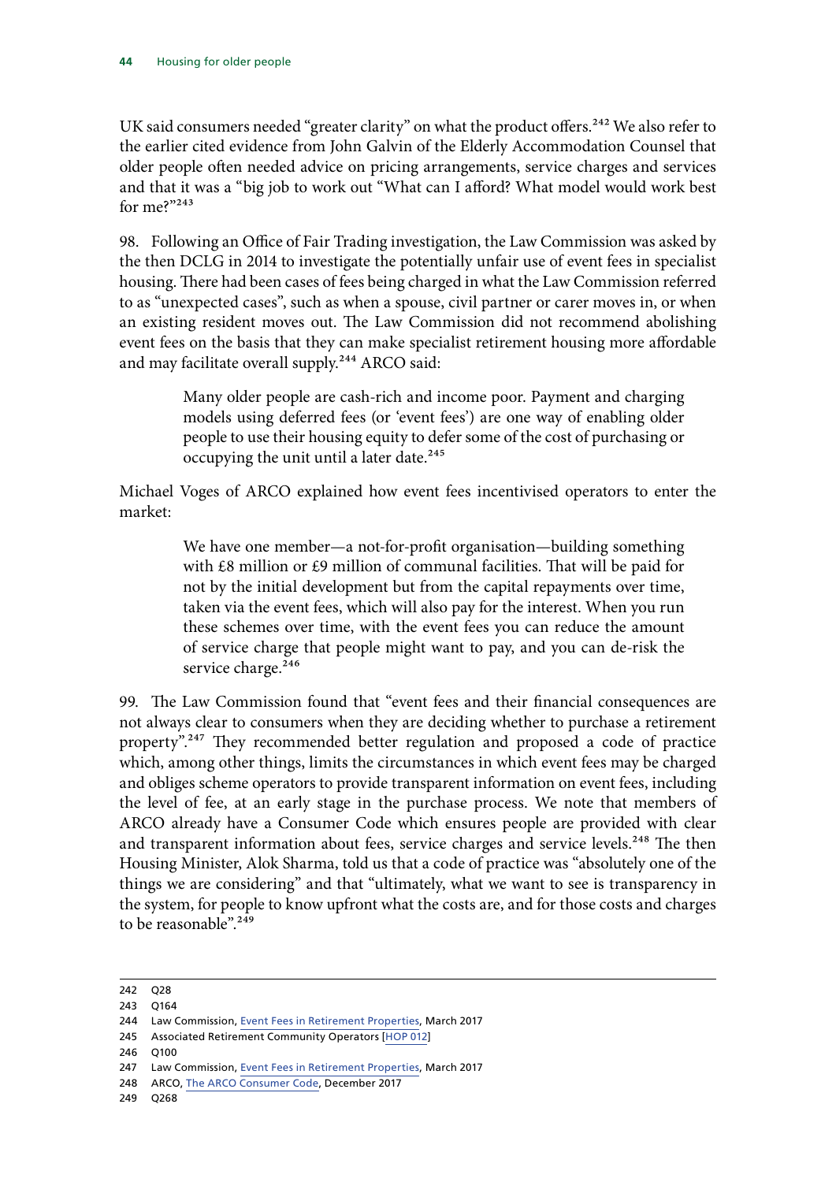UK said consumers needed "greater clarity" on what the product offers.[242] We also refer to the earlier cited evidence from John Galvin of the Elderly Accommodation Counsel that older people often needed advice on pricing arrangements, service charges and services and that it was a "big job to work out "What can I afford? What model would work best for me?"[243]

98. Following an Office of Fair Trading investigation, the Law Commission was asked by the then DCLG in 2014 to investigate the potentially unfair use of event fees in specialist housing. There had been cases of fees being charged in what the Law Commission referred to as "unexpected cases", such as when a spouse, civil partner or carer moves in, or when an existing resident moves out. The Law Commission did not recommend abolishing event fees on the basis that they can make specialist retirement housing more affordable and may facilitate overall supply.[244] ARCO said:

> Many older people are cash-rich and income poor. Payment and charging models using deferred fees (or 'event fees') are one way of enabling older people to use their housing equity to defer some of the cost of purchasing or occupying the unit until a later date.[245]

Michael Voges of ARCO explained how event fees incentivised operators to enter the market:

> We have one member—a not-for-profit organisation—building something with £8 million or £9 million of communal facilities. That will be paid for not by the initial development but from the capital repayments over time, taken via the event fees, which will also pay for the interest. When you run these schemes over time, with the event fees you can reduce the amount of service charge that people might want to pay, and you can de-risk the service charge.[246]

99. The Law Commission found that "event fees and their financial consequences are not always clear to consumers when they are deciding whether to purchase a retirement property".[247] They recommended better regulation and proposed a code of practice which, among other things, limits the circumstances in which event fees may be charged and obliges scheme operators to provide transparent information on event fees, including the level of fee, at an early stage in the purchase process. We note that members of ARCO already have a Consumer Code which ensures people are provided with clear and transparent information about fees, service charges and service levels.[248] The then Housing Minister, Alok Sharma, told us that a code of practice was "absolutely one of the things we are considering" and that "ultimately, what we want to see is transparency in the system, for people to know upfront what the costs are, and for those costs and charges to be reasonable".[249]

---

242 Q28

243 Q164

244 Law Commission, Event Fees in Retirement Properties, March 2017

245 Associated Retirement Community Operators [HOP 012]

246 Q100

247 Law Commission, Event Fees in Retirement Properties, March 2017

248 ARCO, The ARCO Consumer Code, December 2017

249 Q268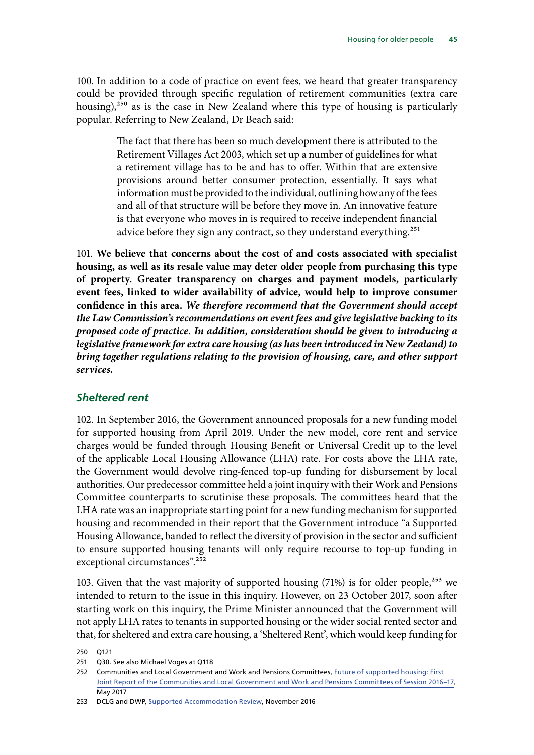100. In addition to a code of practice on event fees, we heard that greater transparency could be provided through specific regulation of retirement communities (extra care housing),[250] as is the case in New Zealand where this type of housing is particularly popular. Referring to New Zealand, Dr Beach said:

> The fact that there has been so much development there is attributed to the Retirement Villages Act 2003, which set up a number of guidelines for what a retirement village has to be and has to offer. Within that are extensive provisions around better consumer protection, essentially. It says what information must be provided to the individual, outlining how any of the fees and all of that structure will be before they move in. An innovative feature is that everyone who moves in is required to receive independent financial advice before they sign any contract, so they understand everything.[251]

101. **We believe that concerns about the cost of and costs associated with specialist housing, as well as its resale value may deter older people from purchasing this type of property. Greater transparency on charges and payment models, particularly event fees, linked to wider availability of advice, would help to improve consumer confidence in this area.** ***We therefore recommend that the Government should accept the Law Commission's recommendations on event fees and give legislative backing to its proposed code of practice. In addition, consideration should be given to introducing a legislative framework for extra care housing (as has been introduced in New Zealand) to bring together regulations relating to the provision of housing, care, and other support services.***

### *Sheltered rent*

102. In September 2016, the Government announced proposals for a new funding model for supported housing from April 2019. Under the new model, core rent and service charges would be funded through Housing Benefit or Universal Credit up to the level of the applicable Local Housing Allowance (LHA) rate. For costs above the LHA rate, the Government would devolve ring-fenced top-up funding for disbursement by local authorities. Our predecessor committee held a joint inquiry with their Work and Pensions Committee counterparts to scrutinise these proposals. The committees heard that the LHA rate was an inappropriate starting point for a new funding mechanism for supported housing and recommended in their report that the Government introduce "a Supported Housing Allowance, banded to reflect the diversity of provision in the sector and sufficient to ensure supported housing tenants will only require recourse to top-up funding in exceptional circumstances".[252]

103. Given that the vast majority of supported housing (71%) is for older people,[253] we intended to return to the issue in this inquiry. However, on 23 October 2017, soon after starting work on this inquiry, the Prime Minister announced that the Government will not apply LHA rates to tenants in supported housing or the wider social rented sector and that, for sheltered and extra care housing, a 'Sheltered Rent', which would keep funding for

250 Q121

251 Q30. See also Michael Voges at Q118

252 Communities and Local Government and Work and Pensions Committees, Future of supported housing: First Joint Report of the Communities and Local Government and Work and Pensions Committees of Session 2016–17, May 2017

253 DCLG and DWP, Supported Accommodation Review, November 2016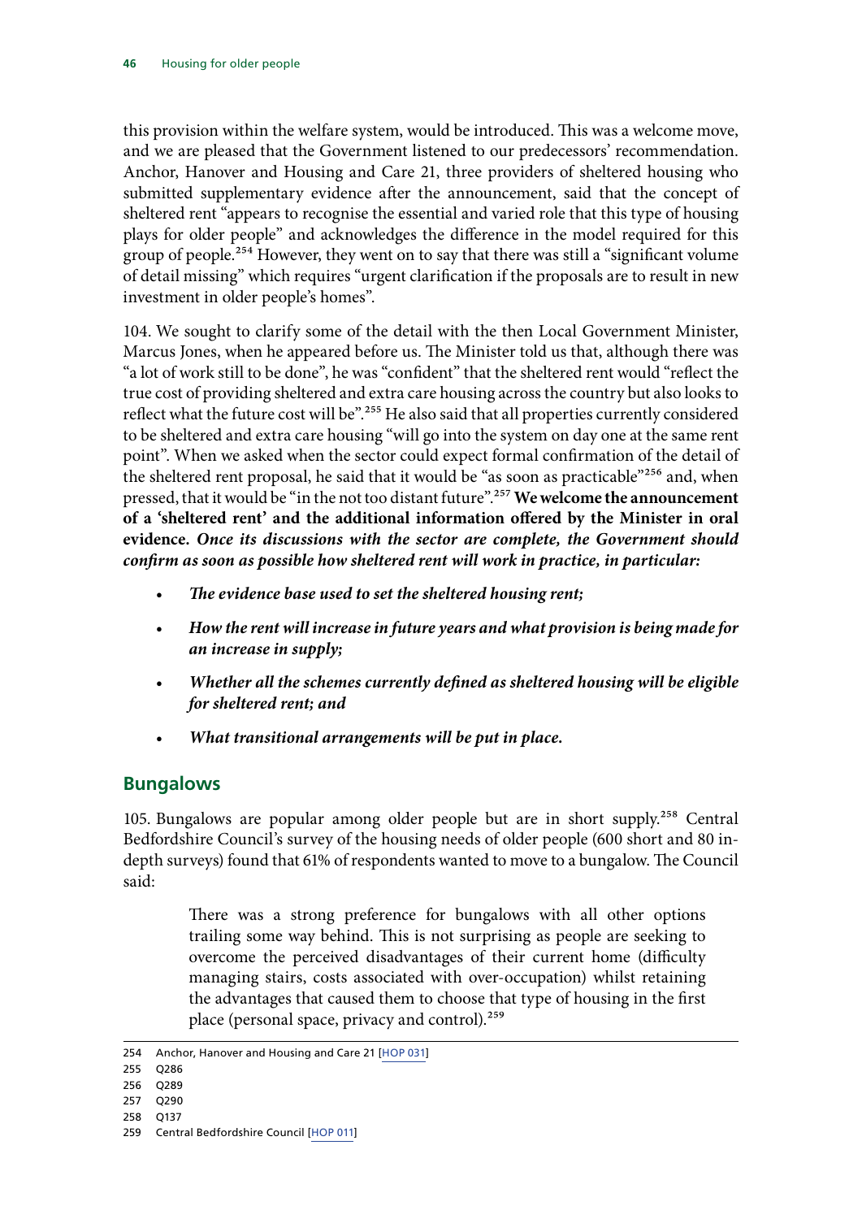this provision within the welfare system, would be introduced. This was a welcome move, and we are pleased that the Government listened to our predecessors' recommendation. Anchor, Hanover and Housing and Care 21, three providers of sheltered housing who submitted supplementary evidence after the announcement, said that the concept of sheltered rent "appears to recognise the essential and varied role that this type of housing plays for older people" and acknowledges the difference in the model required for this group of people.[254] However, they went on to say that there was still a "significant volume of detail missing" which requires "urgent clarification if the proposals are to result in new investment in older people's homes".

104. We sought to clarify some of the detail with the then Local Government Minister, Marcus Jones, when he appeared before us. The Minister told us that, although there was "a lot of work still to be done", he was "confident" that the sheltered rent would "reflect the true cost of providing sheltered and extra care housing across the country but also looks to reflect what the future cost will be".[255] He also said that all properties currently considered to be sheltered and extra care housing "will go into the system on day one at the same rent point". When we asked when the sector could expect formal confirmation of the detail of the sheltered rent proposal, he said that it would be "as soon as practicable"[256] and, when pressed, that it would be "in the not too distant future".[257] **We welcome the announcement of a 'sheltered rent' and the additional information offered by the Minister in oral evidence.** ***Once its discussions with the sector are complete, the Government should confirm as soon as possible how sheltered rent will work in practice, in particular:***

- ***The evidence base used to set the sheltered housing rent;***
- ***How the rent will increase in future years and what provision is being made for an increase in supply;***
- ***Whether all the schemes currently defined as sheltered housing will be eligible for sheltered rent; and***
- ***What transitional arrangements will be put in place.***

## Bungalows

105. Bungalows are popular among older people but are in short supply.[258] Central Bedfordshire Council's survey of the housing needs of older people (600 short and 80 in-depth surveys) found that 61% of respondents wanted to move to a bungalow. The Council said:

> There was a strong preference for bungalows with all other options trailing some way behind. This is not surprising as people are seeking to overcome the perceived disadvantages of their current home (difficulty managing stairs, costs associated with over-occupation) whilst retaining the advantages that caused them to choose that type of housing in the first place (personal space, privacy and control).[259]

254 Anchor, Hanover and Housing and Care 21 [HOP 031]

255 Q286

256 Q289

257 Q290

258 Q137

259 Central Bedfordshire Council [HOP 011]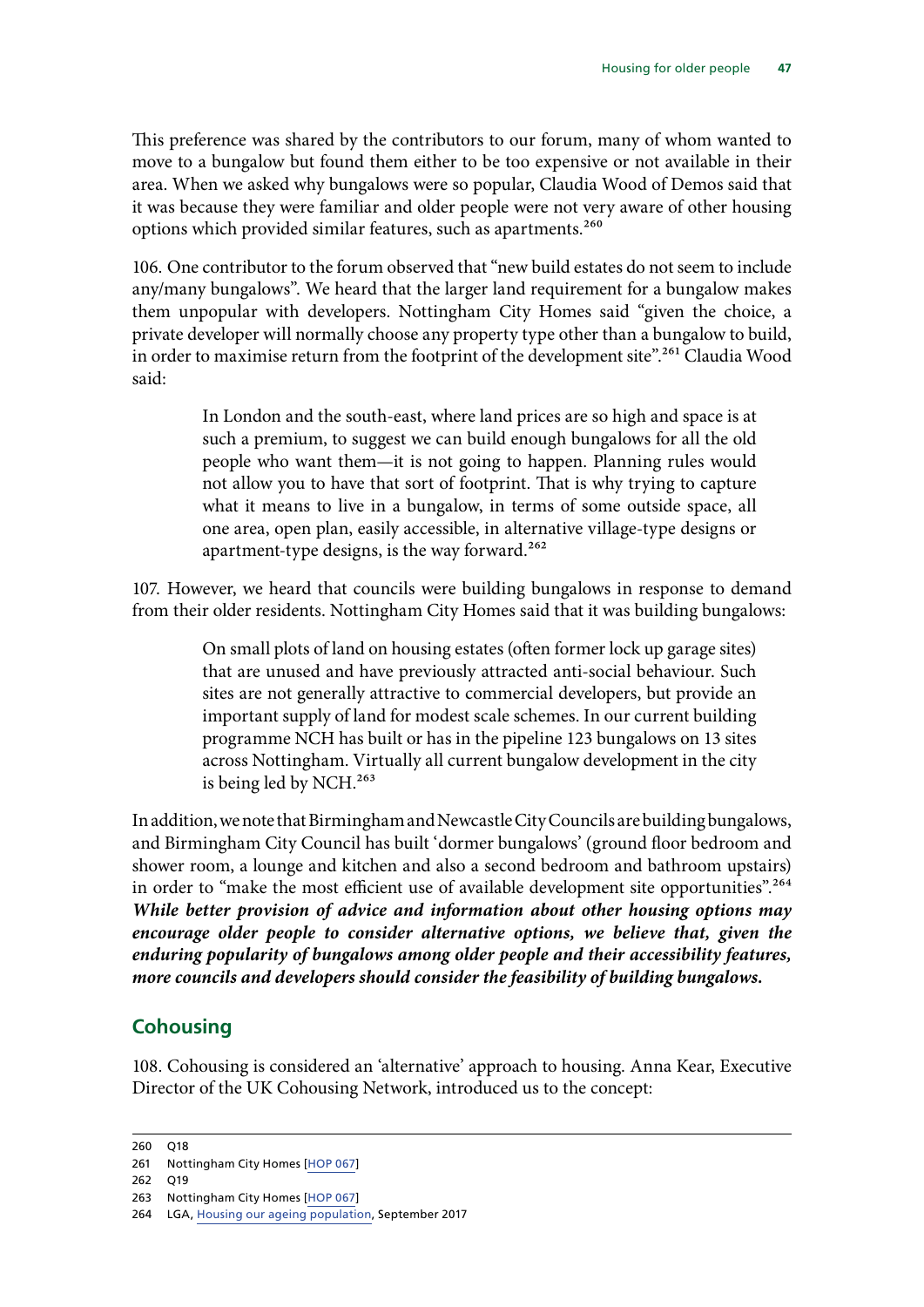This preference was shared by the contributors to our forum, many of whom wanted to move to a bungalow but found them either to be too expensive or not available in their area. When we asked why bungalows were so popular, Claudia Wood of Demos said that it was because they were familiar and older people were not very aware of other housing options which provided similar features, such as apartments.[260]

106. One contributor to the forum observed that "new build estates do not seem to include any/many bungalows". We heard that the larger land requirement for a bungalow makes them unpopular with developers. Nottingham City Homes said "given the choice, a private developer will normally choose any property type other than a bungalow to build, in order to maximise return from the footprint of the development site".[261] Claudia Wood said:

> In London and the south-east, where land prices are so high and space is at such a premium, to suggest we can build enough bungalows for all the old people who want them—it is not going to happen. Planning rules would not allow you to have that sort of footprint. That is why trying to capture what it means to live in a bungalow, in terms of some outside space, all one area, open plan, easily accessible, in alternative village-type designs or apartment-type designs, is the way forward.[262]

107. However, we heard that councils were building bungalows in response to demand from their older residents. Nottingham City Homes said that it was building bungalows:

> On small plots of land on housing estates (often former lock up garage sites) that are unused and have previously attracted anti-social behaviour. Such sites are not generally attractive to commercial developers, but provide an important supply of land for modest scale schemes. In our current building programme NCH has built or has in the pipeline 123 bungalows on 13 sites across Nottingham. Virtually all current bungalow development in the city is being led by NCH.[263]

In addition, we note that Birmingham and Newcastle City Councils are building bungalows, and Birmingham City Council has built 'dormer bungalows' (ground floor bedroom and shower room, a lounge and kitchen and also a second bedroom and bathroom upstairs) in order to "make the most efficient use of available development site opportunities".[264] ***While better provision of advice and information about other housing options may encourage older people to consider alternative options, we believe that, given the enduring popularity of bungalows among older people and their accessibility features, more councils and developers should consider the feasibility of building bungalows.***

## Cohousing

108. Cohousing is considered an 'alternative' approach to housing. Anna Kear, Executive Director of the UK Cohousing Network, introduced us to the concept:

---

260 Q18

261 Nottingham City Homes [HOP 067]

262 Q19

263 Nottingham City Homes [HOP 067]

264 LGA, Housing our ageing population, September 2017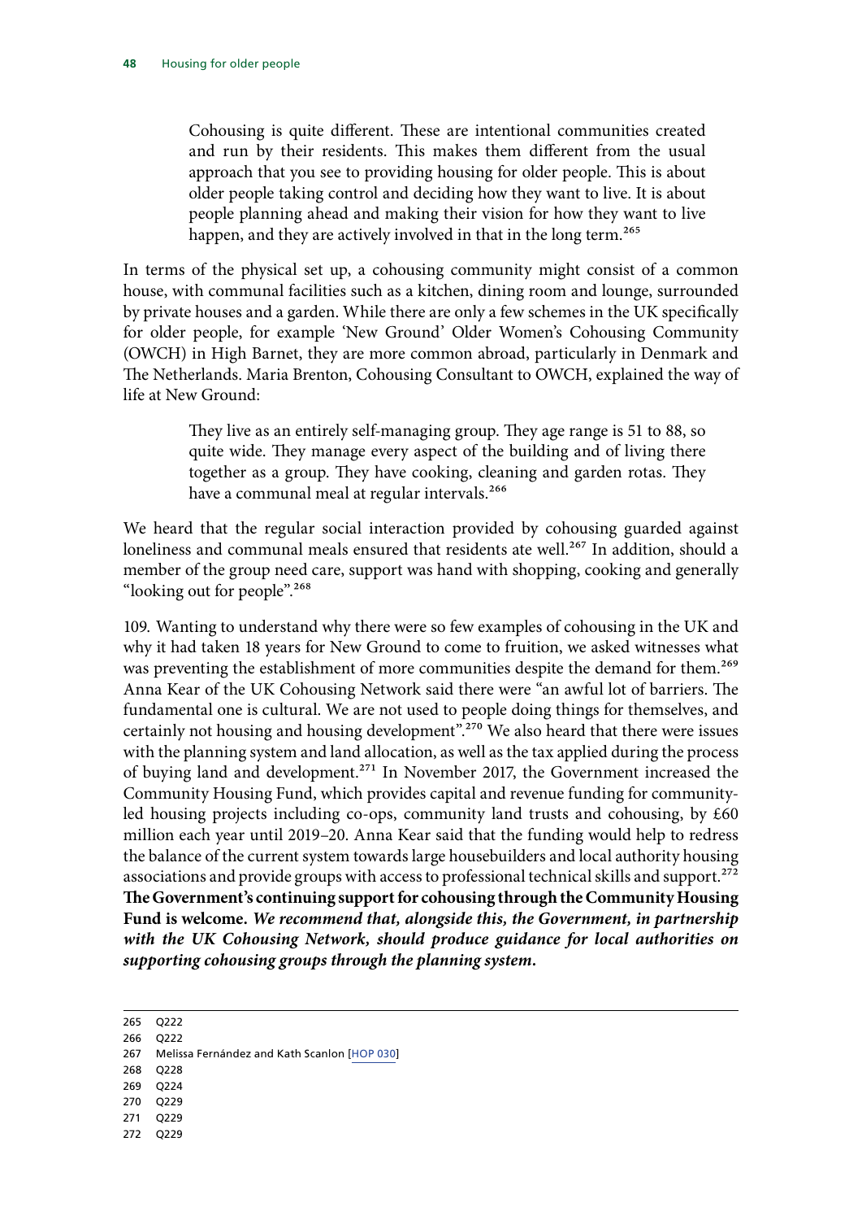> Cohousing is quite different. These are intentional communities created and run by their residents. This makes them different from the usual approach that you see to providing housing for older people. This is about older people taking control and deciding how they want to live. It is about people planning ahead and making their vision for how they want to live happen, and they are actively involved in that in the long term.[265]

In terms of the physical set up, a cohousing community might consist of a common house, with communal facilities such as a kitchen, dining room and lounge, surrounded by private houses and a garden. While there are only a few schemes in the UK specifically for older people, for example 'New Ground' Older Women's Cohousing Community (OWCH) in High Barnet, they are more common abroad, particularly in Denmark and The Netherlands. Maria Brenton, Cohousing Consultant to OWCH, explained the way of life at New Ground:

> They live as an entirely self-managing group. They age range is 51 to 88, so quite wide. They manage every aspect of the building and of living there together as a group. They have cooking, cleaning and garden rotas. They have a communal meal at regular intervals.[266]

We heard that the regular social interaction provided by cohousing guarded against loneliness and communal meals ensured that residents ate well.[267] In addition, should a member of the group need care, support was hand with shopping, cooking and generally "looking out for people".[268]

109. Wanting to understand why there were so few examples of cohousing in the UK and why it had taken 18 years for New Ground to come to fruition, we asked witnesses what was preventing the establishment of more communities despite the demand for them.[269] Anna Kear of the UK Cohousing Network said there were "an awful lot of barriers. The fundamental one is cultural. We are not used to people doing things for themselves, and certainly not housing and housing development".[270] We also heard that there were issues with the planning system and land allocation, as well as the tax applied during the process of buying land and development.[271] In November 2017, the Government increased the Community Housing Fund, which provides capital and revenue funding for community-led housing projects including co-ops, community land trusts and cohousing, by £60 million each year until 2019–20. Anna Kear said that the funding would help to redress the balance of the current system towards large housebuilders and local authority housing associations and provide groups with access to professional technical skills and support.[272] **The Government's continuing support for cohousing through the Community Housing Fund is welcome.** ***We recommend that, alongside this, the Government, in partnership with the UK Cohousing Network, should produce guidance for local authorities on supporting cohousing groups through the planning system.***

---

265 Q222
266 Q222
267 Melissa Fernández and Kath Scanlon [HOP 030]
268 Q228
269 Q224
270 Q229
271 Q229
272 Q229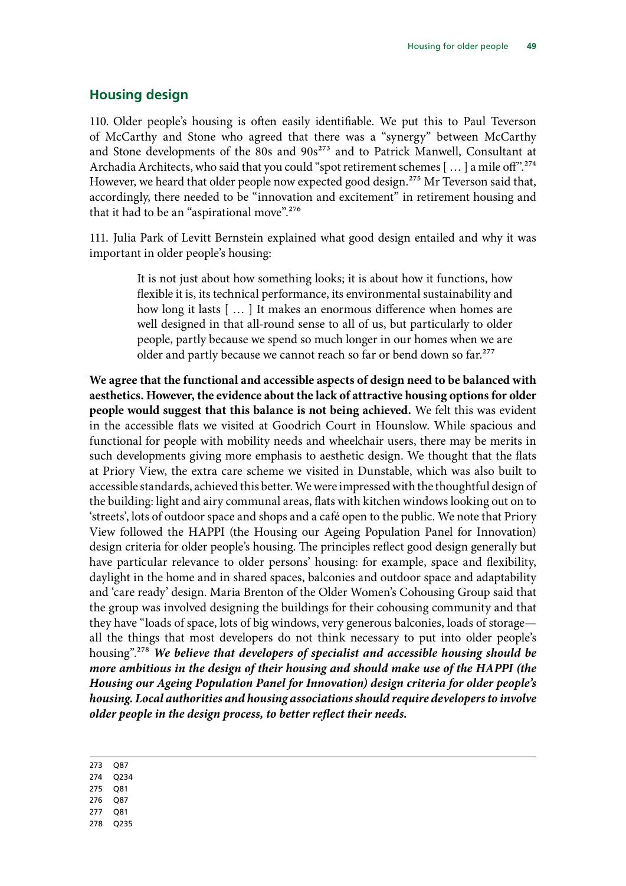## Housing design

110. Older people's housing is often easily identifiable. We put this to Paul Teverson of McCarthy and Stone who agreed that there was a "synergy" between McCarthy and Stone developments of the 80s and 90s[273] and to Patrick Manwell, Consultant at Archadia Architects, who said that you could "spot retirement schemes [ … ] a mile off".[274] However, we heard that older people now expected good design.[275] Mr Teverson said that, accordingly, there needed to be "innovation and excitement" in retirement housing and that it had to be an "aspirational move".[276]

111. Julia Park of Levitt Bernstein explained what good design entailed and why it was important in older people's housing:

> It is not just about how something looks; it is about how it functions, how flexible it is, its technical performance, its environmental sustainability and how long it lasts [ … ] It makes an enormous difference when homes are well designed in that all-round sense to all of us, but particularly to older people, partly because we spend so much longer in our homes when we are older and partly because we cannot reach so far or bend down so far.[277]

**We agree that the functional and accessible aspects of design need to be balanced with aesthetics. However, the evidence about the lack of attractive housing options for older people would suggest that this balance is not being achieved.** We felt this was evident in the accessible flats we visited at Goodrich Court in Hounslow. While spacious and functional for people with mobility needs and wheelchair users, there may be merits in such developments giving more emphasis to aesthetic design. We thought that the flats at Priory View, the extra care scheme we visited in Dunstable, which was also built to accessible standards, achieved this better. We were impressed with the thoughtful design of the building: light and airy communal areas, flats with kitchen windows looking out on to 'streets', lots of outdoor space and shops and a café open to the public. We note that Priory View followed the HAPPI (the Housing our Ageing Population Panel for Innovation) design criteria for older people's housing. The principles reflect good design generally but have particular relevance to older persons' housing: for example, space and flexibility, daylight in the home and in shared spaces, balconies and outdoor space and adaptability and 'care ready' design. Maria Brenton of the Older Women's Cohousing Group said that the group was involved designing the buildings for their cohousing community and that they have "loads of space, lots of big windows, very generous balconies, loads of storage—all the things that most developers do not think necessary to put into older people's housing".[278] ***We believe that developers of specialist and accessible housing should be more ambitious in the design of their housing and should make use of the HAPPI (the Housing our Ageing Population Panel for Innovation) design criteria for older people's housing. Local authorities and housing associations should require developers to involve older people in the design process, to better reflect their needs.***

273 Q87
274 Q234
275 Q81
276 Q87
277 Q81
278 Q235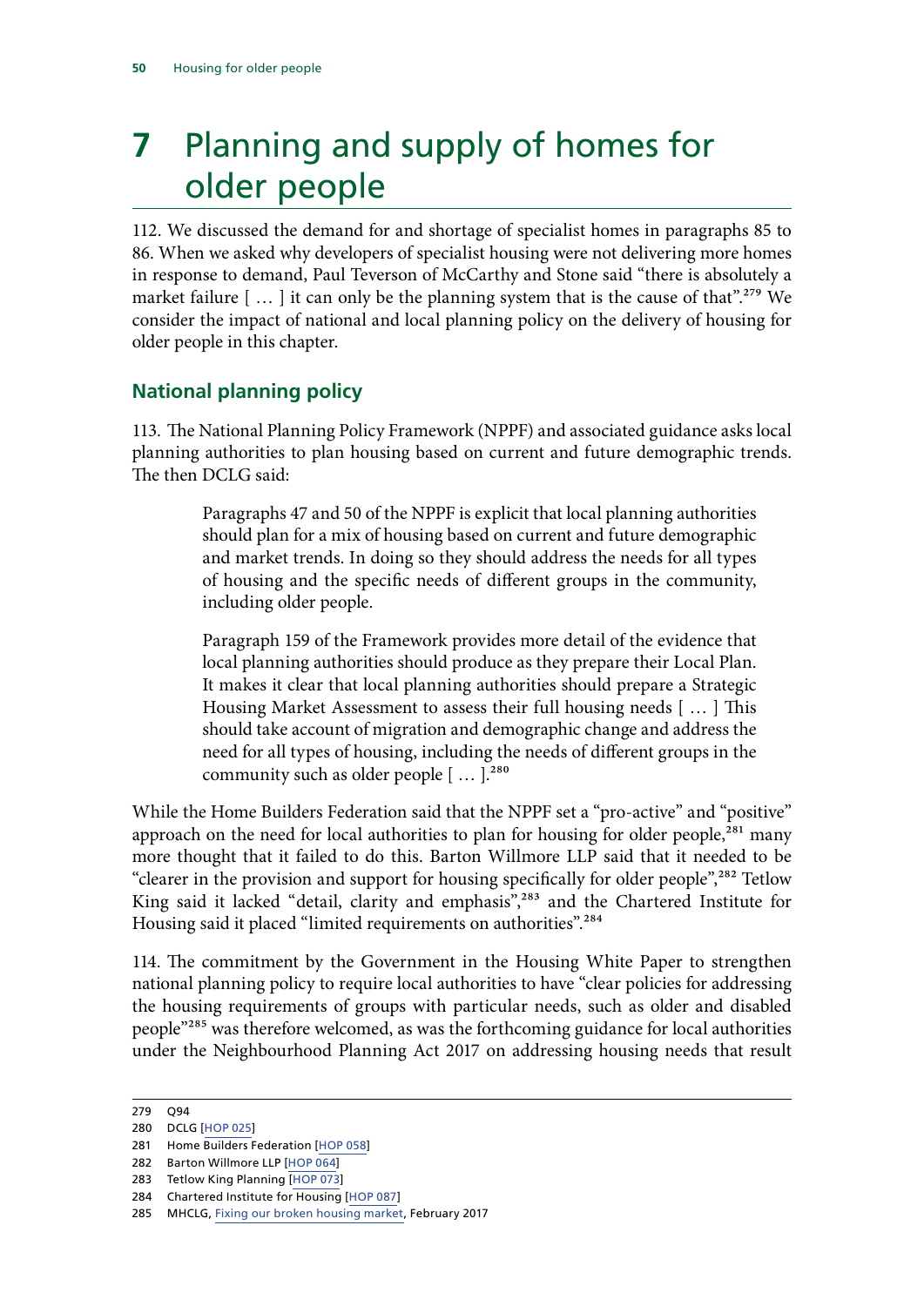# 7 Planning and supply of homes for older people

112. We discussed the demand for and shortage of specialist homes in paragraphs 85 to 86. When we asked why developers of specialist housing were not delivering more homes in response to demand, Paul Teverson of McCarthy and Stone said "there is absolutely a market failure [ … ] it can only be the planning system that is the cause of that".[279] We consider the impact of national and local planning policy on the delivery of housing for older people in this chapter.

## National planning policy

113. The National Planning Policy Framework (NPPF) and associated guidance asks local planning authorities to plan housing based on current and future demographic trends. The then DCLG said:

> Paragraphs 47 and 50 of the NPPF is explicit that local planning authorities should plan for a mix of housing based on current and future demographic and market trends. In doing so they should address the needs for all types of housing and the specific needs of different groups in the community, including older people.
>
> Paragraph 159 of the Framework provides more detail of the evidence that local planning authorities should produce as they prepare their Local Plan. It makes it clear that local planning authorities should prepare a Strategic Housing Market Assessment to assess their full housing needs [ … ] This should take account of migration and demographic change and address the need for all types of housing, including the needs of different groups in the community such as older people [ … ].[280]

While the Home Builders Federation said that the NPPF set a "pro-active" and "positive" approach on the need for local authorities to plan for housing for older people,[281] many more thought that it failed to do this. Barton Willmore LLP said that it needed to be "clearer in the provision and support for housing specifically for older people",[282] Tetlow King said it lacked "detail, clarity and emphasis",[283] and the Chartered Institute for Housing said it placed "limited requirements on authorities".[284]

114. The commitment by the Government in the Housing White Paper to strengthen national planning policy to require local authorities to have "clear policies for addressing the housing requirements of groups with particular needs, such as older and disabled people"[285] was therefore welcomed, as was the forthcoming guidance for local authorities under the Neighbourhood Planning Act 2017 on addressing housing needs that result

279 Q94
280 DCLG [HOP 025]
281 Home Builders Federation [HOP 058]
282 Barton Willmore LLP [HOP 064]
283 Tetlow King Planning [HOP 073]
284 Chartered Institute for Housing [HOP 087]
285 MHCLG, Fixing our broken housing market, February 2017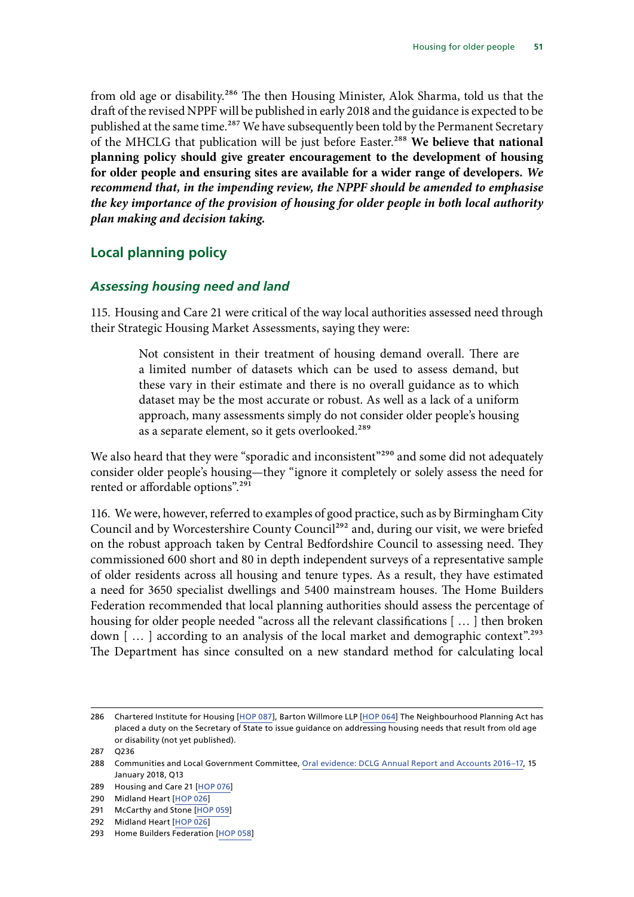from old age or disability.[286] The then Housing Minister, Alok Sharma, told us that the draft of the revised NPPF will be published in early 2018 and the guidance is expected to be published at the same time.[287] We have subsequently been told by the Permanent Secretary of the MHCLG that publication will be just before Easter.[288] **We believe that national planning policy should give greater encouragement to the development of housing for older people and ensuring sites are available for a wider range of developers.** ***We recommend that, in the impending review, the NPPF should be amended to emphasise the key importance of the provision of housing for older people in both local authority plan making and decision taking.***

## Local planning policy

### *Assessing housing need and land*

115. Housing and Care 21 were critical of the way local authorities assessed need through their Strategic Housing Market Assessments, saying they were:

> Not consistent in their treatment of housing demand overall. There are a limited number of datasets which can be used to assess demand, but these vary in their estimate and there is no overall guidance as to which dataset may be the most accurate or robust. As well as a lack of a uniform approach, many assessments simply do not consider older people's housing as a separate element, so it gets overlooked.[289]

We also heard that they were "sporadic and inconsistent"[290] and some did not adequately consider older people's housing—they "ignore it completely or solely assess the need for rented or affordable options".[291]

116. We were, however, referred to examples of good practice, such as by Birmingham City Council and by Worcestershire County Council[292] and, during our visit, we were briefed on the robust approach taken by Central Bedfordshire Council to assessing need. They commissioned 600 short and 80 in depth independent surveys of a representative sample of older residents across all housing and tenure types. As a result, they have estimated a need for 3650 specialist dwellings and 5400 mainstream houses. The Home Builders Federation recommended that local planning authorities should assess the percentage of housing for older people needed "across all the relevant classifications [ … ] then broken down [ … ] according to an analysis of the local market and demographic context".[293] The Department has since consulted on a new standard method for calculating local

---

286 Chartered Institute for Housing [HOP 087], Barton Willmore LLP [HOP 064] The Neighbourhood Planning Act has placed a duty on the Secretary of State to issue guidance on addressing housing needs that result from old age or disability (not yet published).

287 Q236

288 Communities and Local Government Committee, Oral evidence: DCLG Annual Report and Accounts 2016–17, 15 January 2018, Q13

289 Housing and Care 21 [HOP 076]

290 Midland Heart [HOP 026]

291 McCarthy and Stone [HOP 059]

292 Midland Heart [HOP 026]

293 Home Builders Federation [HOP 058]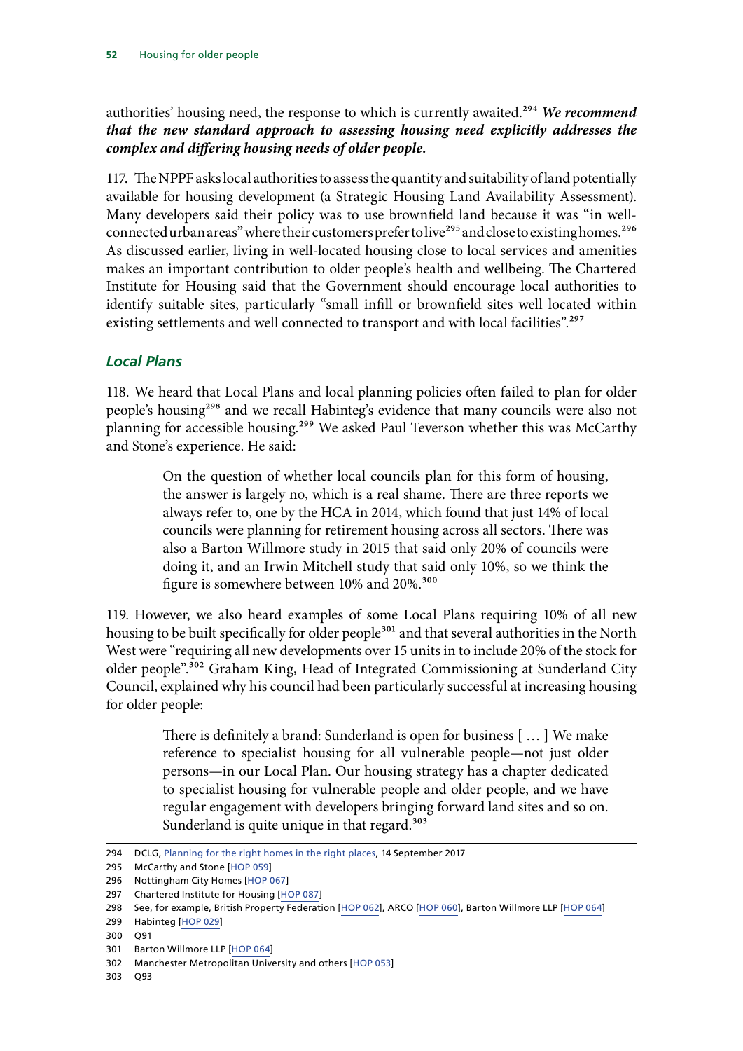authorities' housing need, the response to which is currently awaited.[294] ***We recommend that the new standard approach to assessing housing need explicitly addresses the complex and differing housing needs of older people.***

117. The NPPF asks local authorities to assess the quantity and suitability of land potentially available for housing development (a Strategic Housing Land Availability Assessment). Many developers said their policy was to use brownfield land because it was "in well-connected urban areas" where their customers prefer to live[295] and close to existing homes.[296] As discussed earlier, living in well-located housing close to local services and amenities makes an important contribution to older people's health and wellbeing. The Chartered Institute for Housing said that the Government should encourage local authorities to identify suitable sites, particularly "small infill or brownfield sites well located within existing settlements and well connected to transport and with local facilities".[297]

### Local Plans

118. We heard that Local Plans and local planning policies often failed to plan for older people's housing[298] and we recall Habinteg's evidence that many councils were also not planning for accessible housing.[299] We asked Paul Teverson whether this was McCarthy and Stone's experience. He said:

> On the question of whether local councils plan for this form of housing, the answer is largely no, which is a real shame. There are three reports we always refer to, one by the HCA in 2014, which found that just 14% of local councils were planning for retirement housing across all sectors. There was also a Barton Willmore study in 2015 that said only 20% of councils were doing it, and an Irwin Mitchell study that said only 10%, so we think the figure is somewhere between 10% and 20%.[300]

119. However, we also heard examples of some Local Plans requiring 10% of all new housing to be built specifically for older people[301] and that several authorities in the North West were "requiring all new developments over 15 units in to include 20% of the stock for older people".[302] Graham King, Head of Integrated Commissioning at Sunderland City Council, explained why his council had been particularly successful at increasing housing for older people:

> There is definitely a brand: Sunderland is open for business [ … ] We make reference to specialist housing for all vulnerable people—not just older persons—in our Local Plan. Our housing strategy has a chapter dedicated to specialist housing for vulnerable people and older people, and we have regular engagement with developers bringing forward land sites and so on. Sunderland is quite unique in that regard.[303]

294 DCLG, Planning for the right homes in the right places, 14 September 2017
295 McCarthy and Stone [HOP 059]
296 Nottingham City Homes [HOP 067]
297 Chartered Institute for Housing [HOP 087]
298 See, for example, British Property Federation [HOP 062], ARCO [HOP 060], Barton Willmore LLP [HOP 064]
299 Habinteg [HOP 029]
300 Q91
301 Barton Willmore LLP [HOP 064]
302 Manchester Metropolitan University and others [HOP 053]
303 Q93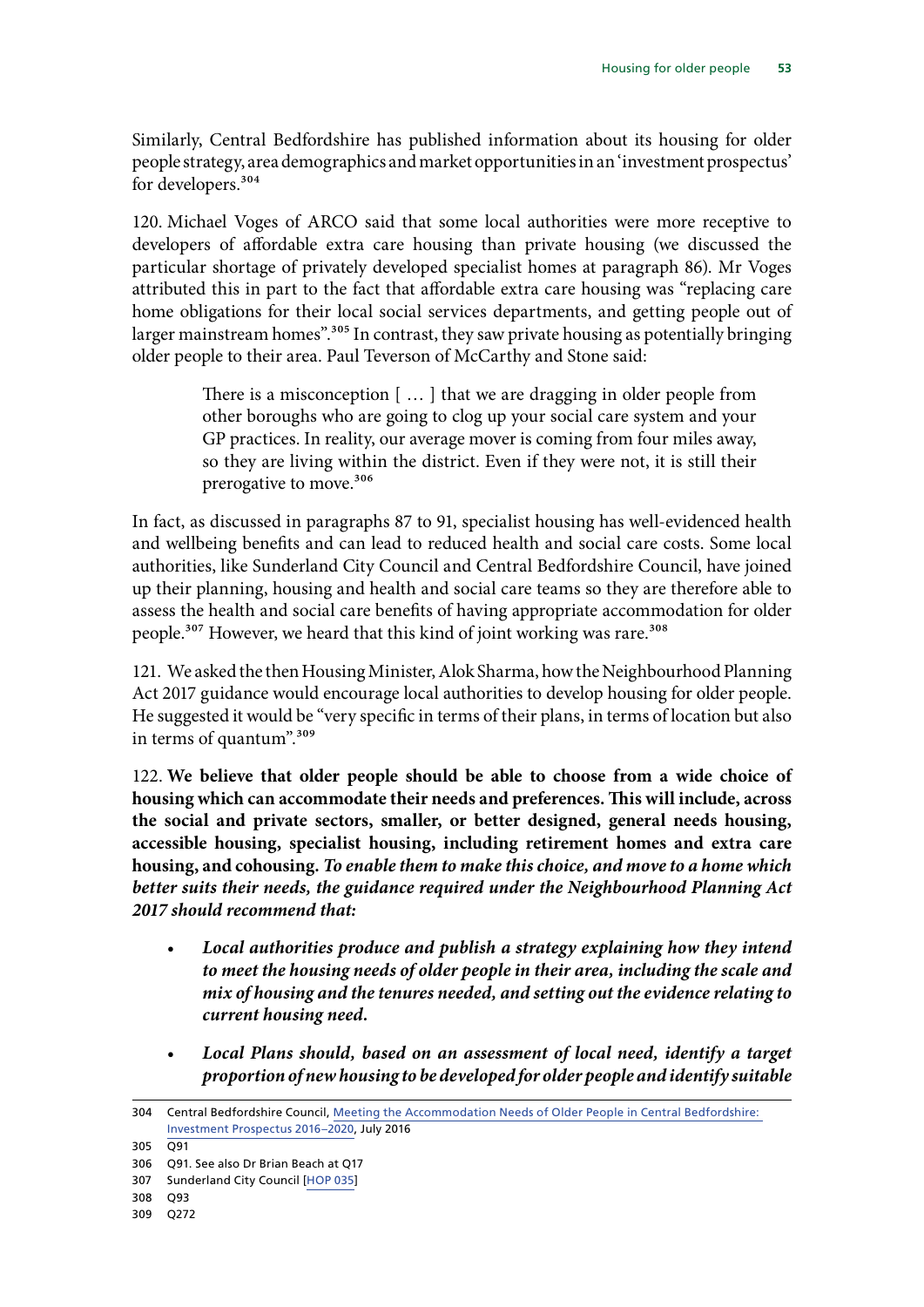Similarly, Central Bedfordshire has published information about its housing for older people strategy, area demographics and market opportunities in an 'investment prospectus' for developers.[304]

120. Michael Voges of ARCO said that some local authorities were more receptive to developers of affordable extra care housing than private housing (we discussed the particular shortage of privately developed specialist homes at paragraph 86). Mr Voges attributed this in part to the fact that affordable extra care housing was "replacing care home obligations for their local social services departments, and getting people out of larger mainstream homes".[305] In contrast, they saw private housing as potentially bringing older people to their area. Paul Teverson of McCarthy and Stone said:

> There is a misconception [ … ] that we are dragging in older people from other boroughs who are going to clog up your social care system and your GP practices. In reality, our average mover is coming from four miles away, so they are living within the district. Even if they were not, it is still their prerogative to move.[306]

In fact, as discussed in paragraphs 87 to 91, specialist housing has well-evidenced health and wellbeing benefits and can lead to reduced health and social care costs. Some local authorities, like Sunderland City Council and Central Bedfordshire Council, have joined up their planning, housing and health and social care teams so they are therefore able to assess the health and social care benefits of having appropriate accommodation for older people.[307] However, we heard that this kind of joint working was rare.[308]

121. We asked the then Housing Minister, Alok Sharma, how the Neighbourhood Planning Act 2017 guidance would encourage local authorities to develop housing for older people. He suggested it would be "very specific in terms of their plans, in terms of location but also in terms of quantum".[309]

122. **We believe that older people should be able to choose from a wide choice of housing which can accommodate their needs and preferences. This will include, across the social and private sectors, smaller, or better designed, general needs housing, accessible housing, specialist housing, including retirement homes and extra care housing, and cohousing.** ***To enable them to make this choice, and move to a home which better suits their needs, the guidance required under the Neighbourhood Planning Act 2017 should recommend that:***

- ***Local authorities produce and publish a strategy explaining how they intend to meet the housing needs of older people in their area, including the scale and mix of housing and the tenures needed, and setting out the evidence relating to current housing need.***

- ***Local Plans should, based on an assessment of local need, identify a target proportion of new housing to be developed for older people and identify suitable***

---

304 Central Bedfordshire Council, Meeting the Accommodation Needs of Older People in Central Bedfordshire: Investment Prospectus 2016–2020, July 2016

305 Q91

306 Q91. See also Dr Brian Beach at Q17

307 Sunderland City Council [HOP 035]

308 Q93

309 Q272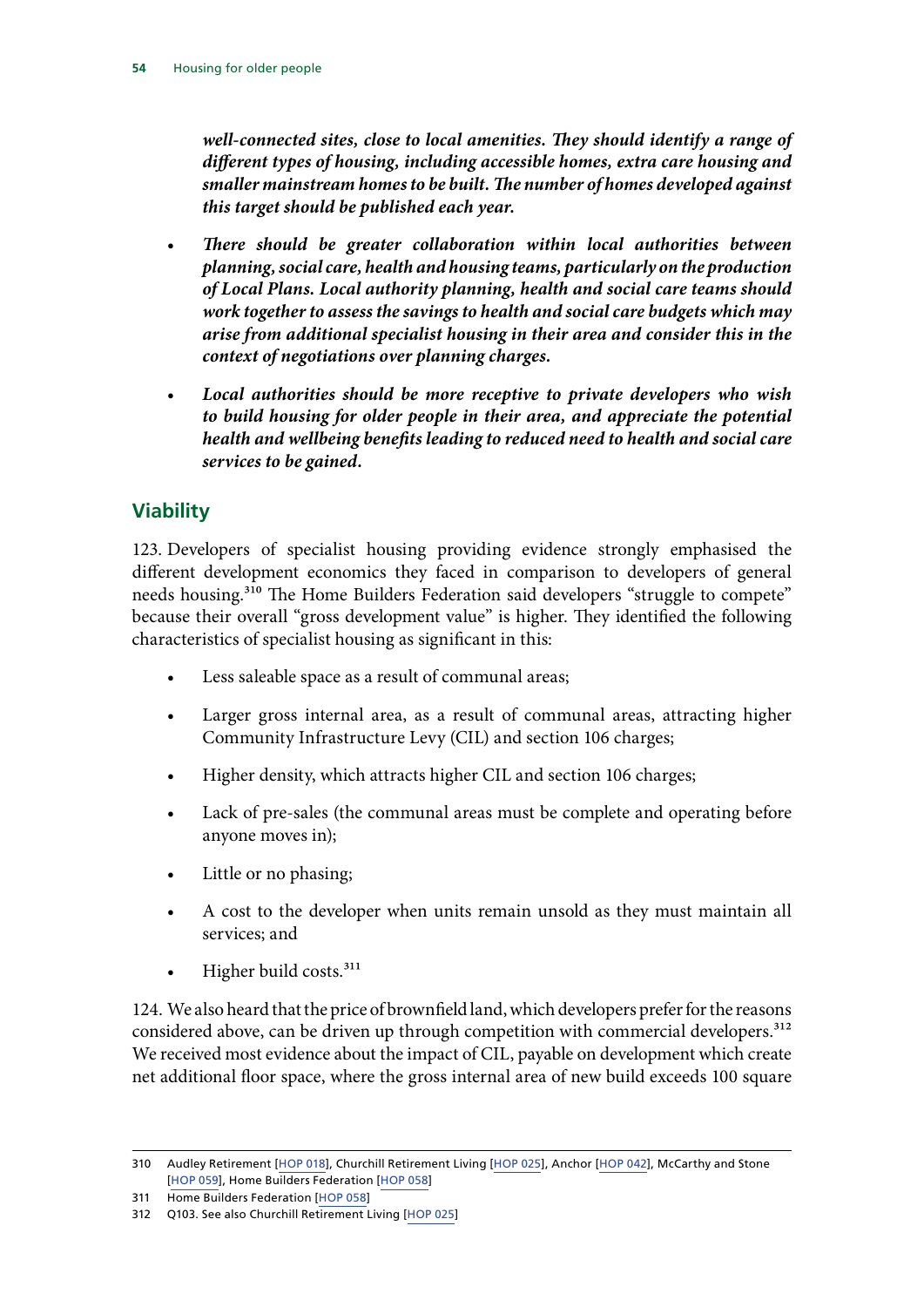***well-connected sites, close to local amenities. They should identify a range of different types of housing, including accessible homes, extra care housing and smaller mainstream homes to be built. The number of homes developed against this target should be published each year.***

- ***There should be greater collaboration within local authorities between planning, social care, health and housing teams, particularly on the production of Local Plans. Local authority planning, health and social care teams should work together to assess the savings to health and social care budgets which may arise from additional specialist housing in their area and consider this in the context of negotiations over planning charges.***

- ***Local authorities should be more receptive to private developers who wish to build housing for older people in their area, and appreciate the potential health and wellbeing benefits leading to reduced need to health and social care services to be gained.***

## Viability

123. Developers of specialist housing providing evidence strongly emphasised the different development economics they faced in comparison to developers of general needs housing.[310] The Home Builders Federation said developers "struggle to compete" because their overall "gross development value" is higher. They identified the following characteristics of specialist housing as significant in this:

- Less saleable space as a result of communal areas;
- Larger gross internal area, as a result of communal areas, attracting higher Community Infrastructure Levy (CIL) and section 106 charges;
- Higher density, which attracts higher CIL and section 106 charges;
- Lack of pre-sales (the communal areas must be complete and operating before anyone moves in);
- Little or no phasing;
- A cost to the developer when units remain unsold as they must maintain all services; and
- Higher build costs.[311]

124. We also heard that the price of brownfield land, which developers prefer for the reasons considered above, can be driven up through competition with commercial developers.[312] We received most evidence about the impact of CIL, payable on development which create net additional floor space, where the gross internal area of new build exceeds 100 square

310 Audley Retirement [HOP 018], Churchill Retirement Living [HOP 025], Anchor [HOP 042], McCarthy and Stone [HOP 059], Home Builders Federation [HOP 058]

311 Home Builders Federation [HOP 058]

312 Q103. See also Churchill Retirement Living [HOP 025]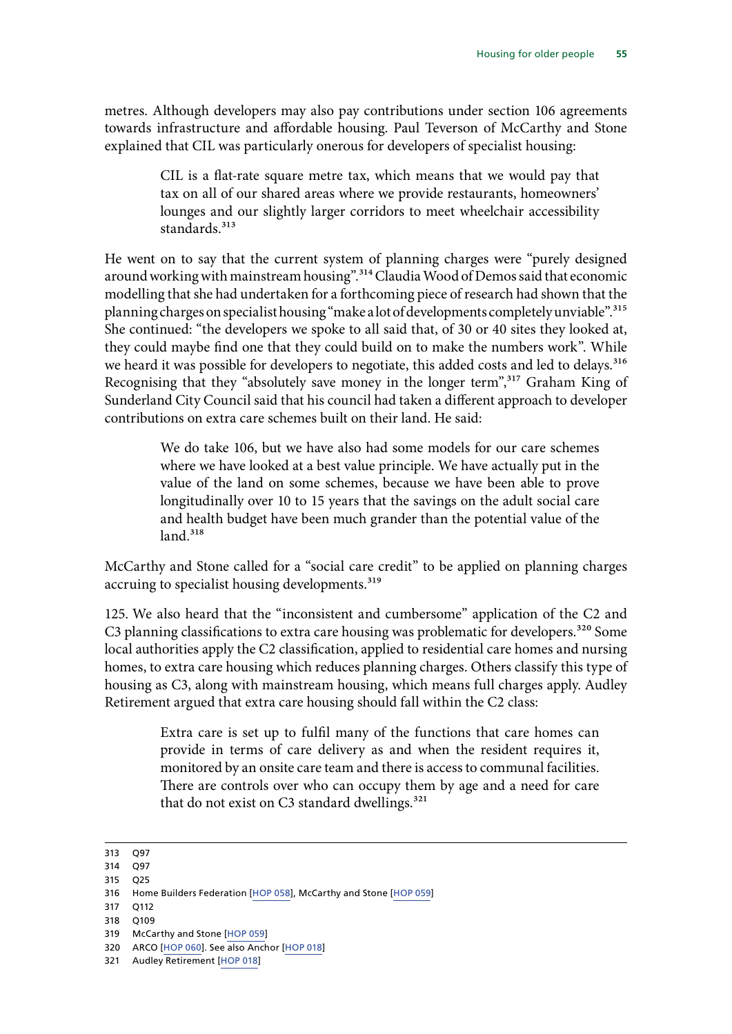metres. Although developers may also pay contributions under section 106 agreements towards infrastructure and affordable housing. Paul Teverson of McCarthy and Stone explained that CIL was particularly onerous for developers of specialist housing:

> CIL is a flat-rate square metre tax, which means that we would pay that tax on all of our shared areas where we provide restaurants, homeowners' lounges and our slightly larger corridors to meet wheelchair accessibility standards.[313]

He went on to say that the current system of planning charges were "purely designed around working with mainstream housing".[314] Claudia Wood of Demos said that economic modelling that she had undertaken for a forthcoming piece of research had shown that the planning charges on specialist housing "make a lot of developments completely unviable".[315] She continued: "the developers we spoke to all said that, of 30 or 40 sites they looked at, they could maybe find one that they could build on to make the numbers work". While we heard it was possible for developers to negotiate, this added costs and led to delays.[316] Recognising that they "absolutely save money in the longer term",[317] Graham King of Sunderland City Council said that his council had taken a different approach to developer contributions on extra care schemes built on their land. He said:

> We do take 106, but we have also had some models for our care schemes where we have looked at a best value principle. We have actually put in the value of the land on some schemes, because we have been able to prove longitudinally over 10 to 15 years that the savings on the adult social care and health budget have been much grander than the potential value of the land.[318]

McCarthy and Stone called for a "social care credit" to be applied on planning charges accruing to specialist housing developments.[319]

125. We also heard that the "inconsistent and cumbersome" application of the C2 and C3 planning classifications to extra care housing was problematic for developers.[320] Some local authorities apply the C2 classification, applied to residential care homes and nursing homes, to extra care housing which reduces planning charges. Others classify this type of housing as C3, along with mainstream housing, which means full charges apply. Audley Retirement argued that extra care housing should fall within the C2 class:

> Extra care is set up to fulfil many of the functions that care homes can provide in terms of care delivery as and when the resident requires it, monitored by an onsite care team and there is access to communal facilities. There are controls over who can occupy them by age and a need for care that do not exist on C3 standard dwellings.[321]

---

313 Q97
314 Q97
315 Q25
316 Home Builders Federation [HOP 058], McCarthy and Stone [HOP 059]
317 Q112
318 Q109
319 McCarthy and Stone [HOP 059]
320 ARCO [HOP 060]. See also Anchor [HOP 018]
321 Audley Retirement [HOP 018]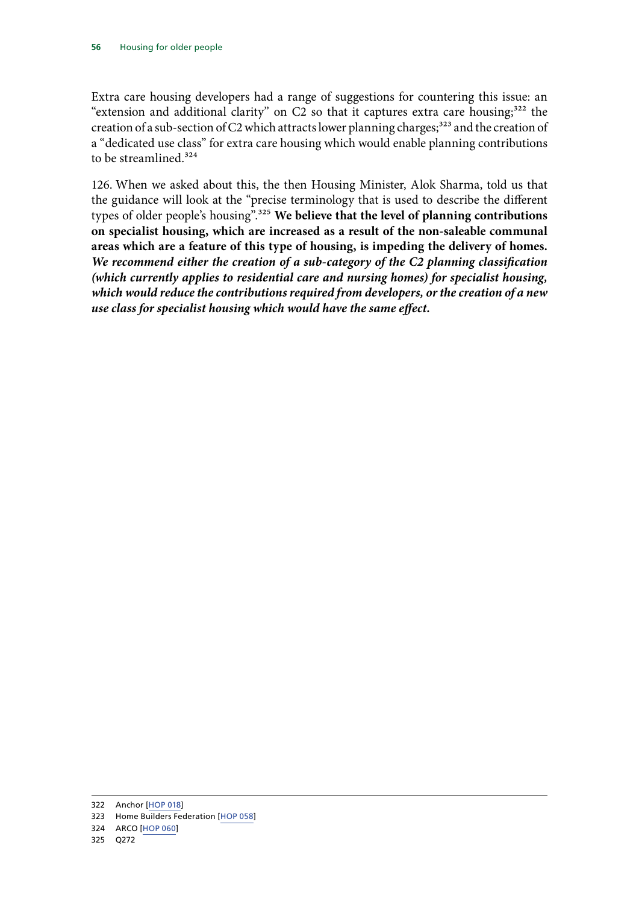Extra care housing developers had a range of suggestions for countering this issue: an "extension and additional clarity" on C2 so that it captures extra care housing;[322] the creation of a sub-section of C2 which attracts lower planning charges;[323] and the creation of a "dedicated use class" for extra care housing which would enable planning contributions to be streamlined.[324]

126. When we asked about this, the then Housing Minister, Alok Sharma, told us that the guidance will look at the "precise terminology that is used to describe the different types of older people's housing".[325] **We believe that the level of planning contributions on specialist housing, which are increased as a result of the non-saleable communal areas which are a feature of this type of housing, is impeding the delivery of homes.** ***We recommend either the creation of a sub-category of the C2 planning classification (which currently applies to residential care and nursing homes) for specialist housing, which would reduce the contributions required from developers, or the creation of a new use class for specialist housing which would have the same effect.***

322 Anchor [HOP 018]

323 Home Builders Federation [HOP 058]

324 ARCO [HOP 060]

325 Q272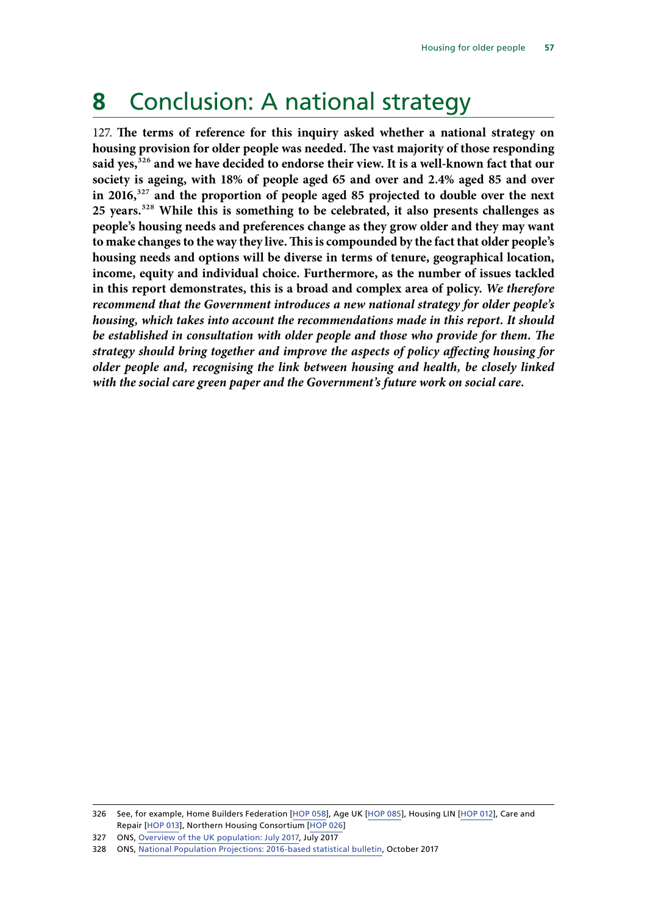# 8 Conclusion: A national strategy

127. **The terms of reference for this inquiry asked whether a national strategy on housing provision for older people was needed. The vast majority of those responding said yes,[326] and we have decided to endorse their view. It is a well-known fact that our society is ageing, with 18% of people aged 65 and over and 2.4% aged 85 and over in 2016,[327] and the proportion of people aged 85 projected to double over the next 25 years.[328] While this is something to be celebrated, it also presents challenges as people's housing needs and preferences change as they grow older and they may want to make changes to the way they live. This is compounded by the fact that older people's housing needs and options will be diverse in terms of tenure, geographical location, income, equity and individual choice. Furthermore, as the number of issues tackled in this report demonstrates, this is a broad and complex area of policy.** ***We therefore recommend that the Government introduces a new national strategy for older people's housing, which takes into account the recommendations made in this report. It should be established in consultation with older people and those who provide for them. The strategy should bring together and improve the aspects of policy affecting housing for older people and, recognising the link between housing and health, be closely linked with the social care green paper and the Government's future work on social care.***

326 See, for example, Home Builders Federation [HOP 058], Age UK [HOP 085], Housing LIN [HOP 012], Care and Repair [HOP 013], Northern Housing Consortium [HOP 026]

327 ONS, Overview of the UK population: July 2017, July 2017

328 ONS, National Population Projections: 2016-based statistical bulletin, October 2017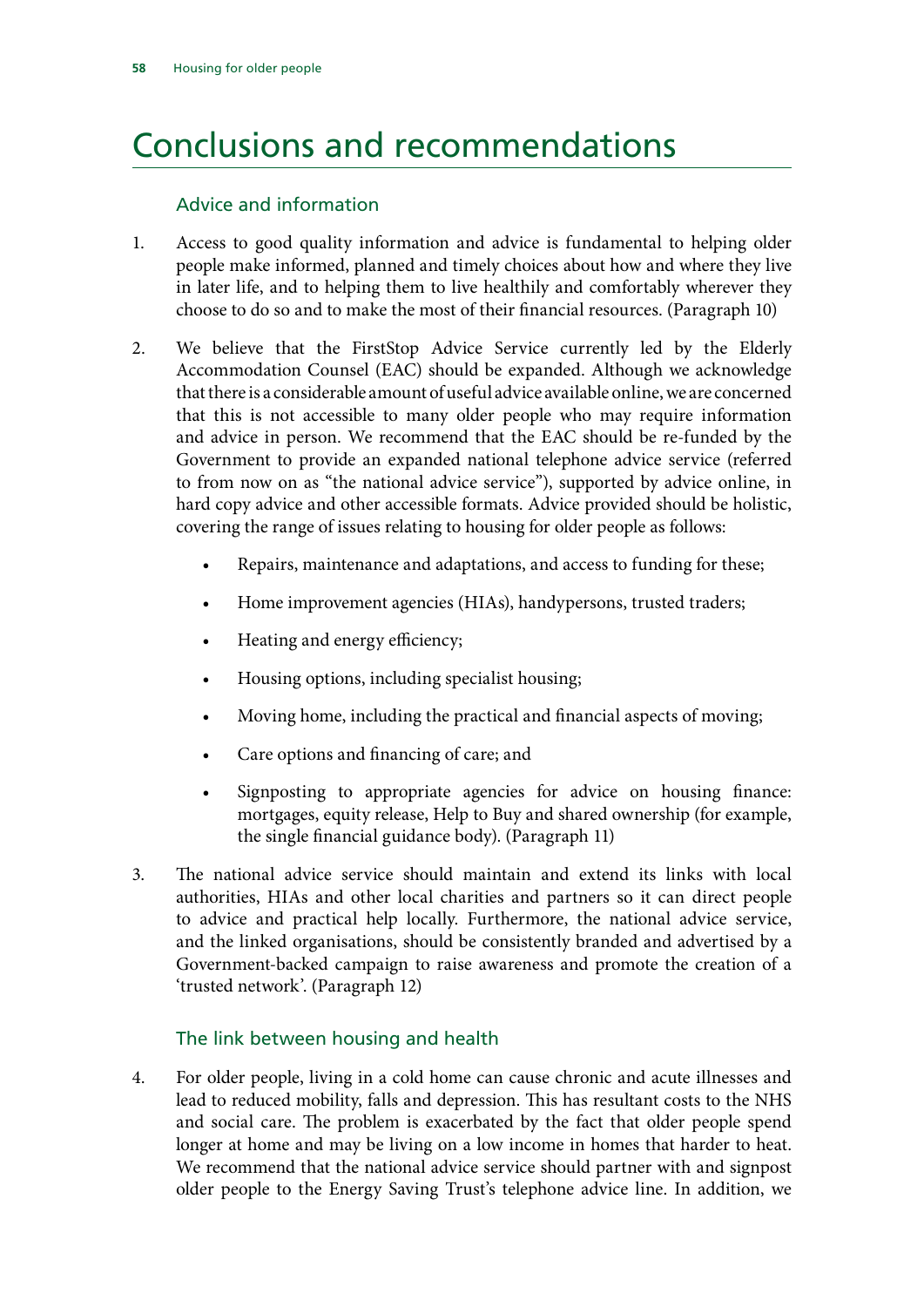# Conclusions and recommendations

## Advice and information

1. Access to good quality information and advice is fundamental to helping older people make informed, planned and timely choices about how and where they live in later life, and to helping them to live healthily and comfortably wherever they choose to do so and to make the most of their financial resources. (Paragraph 10)

2. We believe that the FirstStop Advice Service currently led by the Elderly Accommodation Counsel (EAC) should be expanded. Although we acknowledge that there is a considerable amount of useful advice available online, we are concerned that this is not accessible to many older people who may require information and advice in person. We recommend that the EAC should be re-funded by the Government to provide an expanded national telephone advice service (referred to from now on as "the national advice service"), supported by advice online, in hard copy advice and other accessible formats. Advice provided should be holistic, covering the range of issues relating to housing for older people as follows:

    - Repairs, maintenance and adaptations, and access to funding for these;
    - Home improvement agencies (HIAs), handypersons, trusted traders;
    - Heating and energy efficiency;
    - Housing options, including specialist housing;
    - Moving home, including the practical and financial aspects of moving;
    - Care options and financing of care; and
    - Signposting to appropriate agencies for advice on housing finance: mortgages, equity release, Help to Buy and shared ownership (for example, the single financial guidance body). (Paragraph 11)

3. The national advice service should maintain and extend its links with local authorities, HIAs and other local charities and partners so it can direct people to advice and practical help locally. Furthermore, the national advice service, and the linked organisations, should be consistently branded and advertised by a Government-backed campaign to raise awareness and promote the creation of a 'trusted network'. (Paragraph 12)

## The link between housing and health

4. For older people, living in a cold home can cause chronic and acute illnesses and lead to reduced mobility, falls and depression. This has resultant costs to the NHS and social care. The problem is exacerbated by the fact that older people spend longer at home and may be living on a low income in homes that harder to heat. We recommend that the national advice service should partner with and signpost older people to the Energy Saving Trust's telephone advice line. In addition, we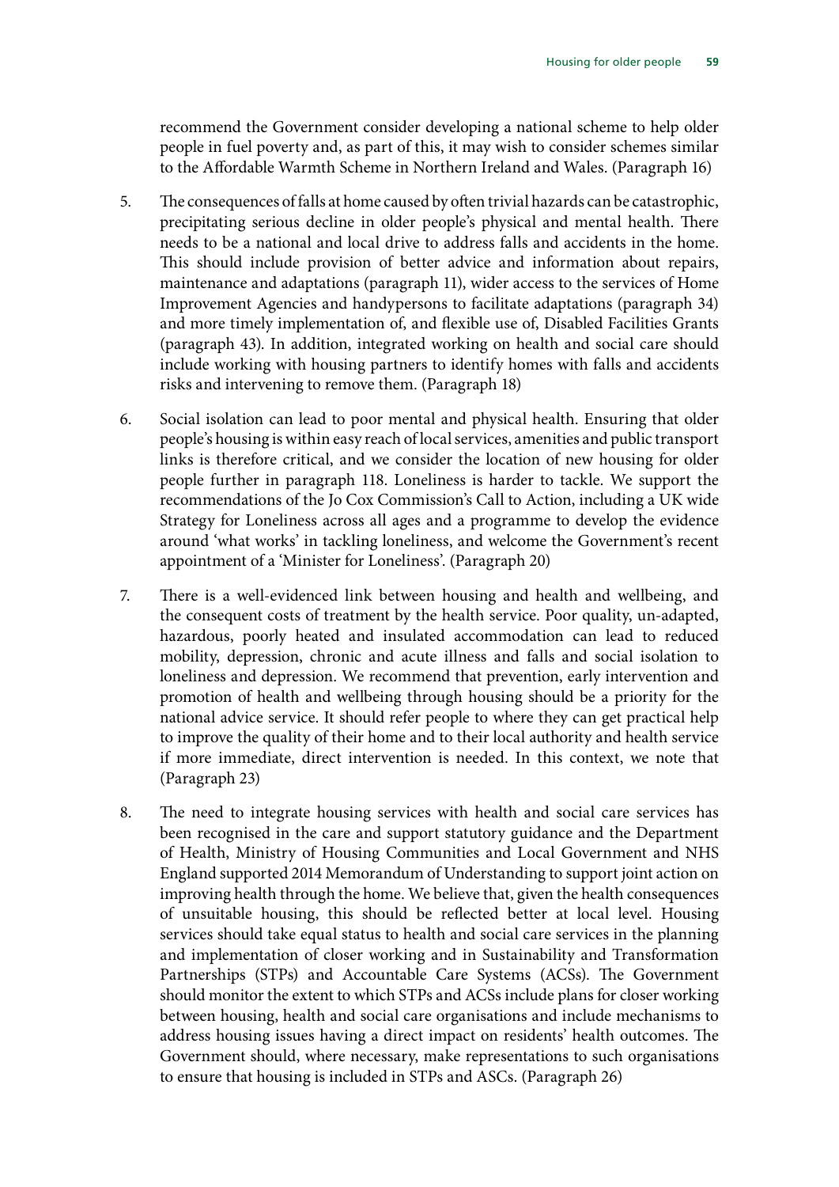recommend the Government consider developing a national scheme to help older people in fuel poverty and, as part of this, it may wish to consider schemes similar to the Affordable Warmth Scheme in Northern Ireland and Wales. (Paragraph 16)

5. The consequences of falls at home caused by often trivial hazards can be catastrophic, precipitating serious decline in older people's physical and mental health. There needs to be a national and local drive to address falls and accidents in the home. This should include provision of better advice and information about repairs, maintenance and adaptations (paragraph 11), wider access to the services of Home Improvement Agencies and handypersons to facilitate adaptations (paragraph 34) and more timely implementation of, and flexible use of, Disabled Facilities Grants (paragraph 43). In addition, integrated working on health and social care should include working with housing partners to identify homes with falls and accidents risks and intervening to remove them. (Paragraph 18)

6. Social isolation can lead to poor mental and physical health. Ensuring that older people's housing is within easy reach of local services, amenities and public transport links is therefore critical, and we consider the location of new housing for older people further in paragraph 118. Loneliness is harder to tackle. We support the recommendations of the Jo Cox Commission's Call to Action, including a UK wide Strategy for Loneliness across all ages and a programme to develop the evidence around 'what works' in tackling loneliness, and welcome the Government's recent appointment of a 'Minister for Loneliness'. (Paragraph 20)

7. There is a well-evidenced link between housing and health and wellbeing, and the consequent costs of treatment by the health service. Poor quality, un-adapted, hazardous, poorly heated and insulated accommodation can lead to reduced mobility, depression, chronic and acute illness and falls and social isolation to loneliness and depression. We recommend that prevention, early intervention and promotion of health and wellbeing through housing should be a priority for the national advice service. It should refer people to where they can get practical help to improve the quality of their home and to their local authority and health service if more immediate, direct intervention is needed. In this context, we note that (Paragraph 23)

8. The need to integrate housing services with health and social care services has been recognised in the care and support statutory guidance and the Department of Health, Ministry of Housing Communities and Local Government and NHS England supported 2014 Memorandum of Understanding to support joint action on improving health through the home. We believe that, given the health consequences of unsuitable housing, this should be reflected better at local level. Housing services should take equal status to health and social care services in the planning and implementation of closer working and in Sustainability and Transformation Partnerships (STPs) and Accountable Care Systems (ACSs). The Government should monitor the extent to which STPs and ACSs include plans for closer working between housing, health and social care organisations and include mechanisms to address housing issues having a direct impact on residents' health outcomes. The Government should, where necessary, make representations to such organisations to ensure that housing is included in STPs and ASCs. (Paragraph 26)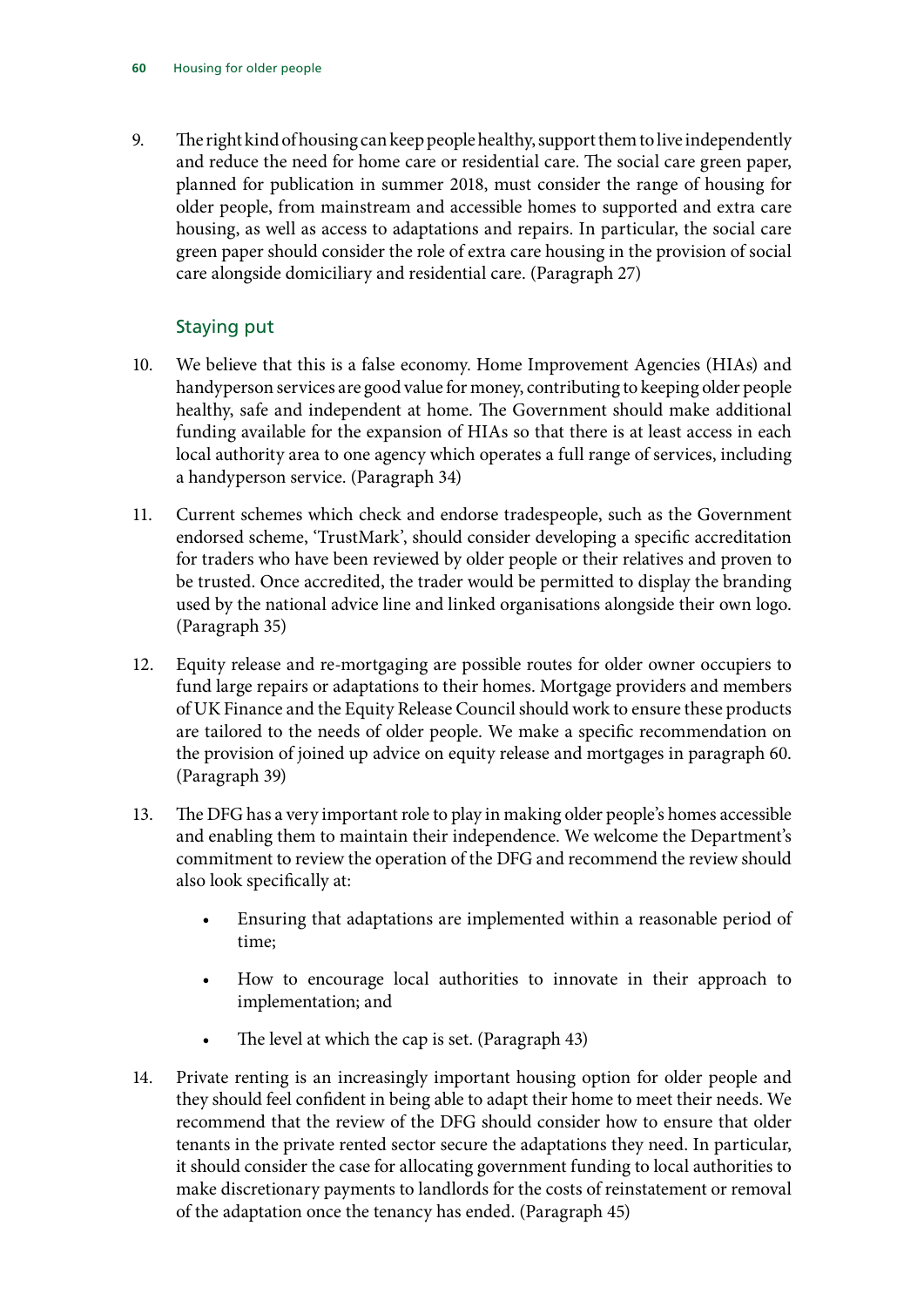9. The right kind of housing can keep people healthy, support them to live independently and reduce the need for home care or residential care. The social care green paper, planned for publication in summer 2018, must consider the range of housing for older people, from mainstream and accessible homes to supported and extra care housing, as well as access to adaptations and repairs. In particular, the social care green paper should consider the role of extra care housing in the provision of social care alongside domiciliary and residential care. (Paragraph 27)

## Staying put

10. We believe that this is a false economy. Home Improvement Agencies (HIAs) and handyperson services are good value for money, contributing to keeping older people healthy, safe and independent at home. The Government should make additional funding available for the expansion of HIAs so that there is at least access in each local authority area to one agency which operates a full range of services, including a handyperson service. (Paragraph 34)

11. Current schemes which check and endorse tradespeople, such as the Government endorsed scheme, 'TrustMark', should consider developing a specific accreditation for traders who have been reviewed by older people or their relatives and proven to be trusted. Once accredited, the trader would be permitted to display the branding used by the national advice line and linked organisations alongside their own logo. (Paragraph 35)

12. Equity release and re-mortgaging are possible routes for older owner occupiers to fund large repairs or adaptations to their homes. Mortgage providers and members of UK Finance and the Equity Release Council should work to ensure these products are tailored to the needs of older people. We make a specific recommendation on the provision of joined up advice on equity release and mortgages in paragraph 60. (Paragraph 39)

13. The DFG has a very important role to play in making older people's homes accessible and enabling them to maintain their independence. We welcome the Department's commitment to review the operation of the DFG and recommend the review should also look specifically at:

    - Ensuring that adaptations are implemented within a reasonable period of time;
    - How to encourage local authorities to innovate in their approach to implementation; and
    - The level at which the cap is set. (Paragraph 43)

14. Private renting is an increasingly important housing option for older people and they should feel confident in being able to adapt their home to meet their needs. We recommend that the review of the DFG should consider how to ensure that older tenants in the private rented sector secure the adaptations they need. In particular, it should consider the case for allocating government funding to local authorities to make discretionary payments to landlords for the costs of reinstatement or removal of the adaptation once the tenancy has ended. (Paragraph 45)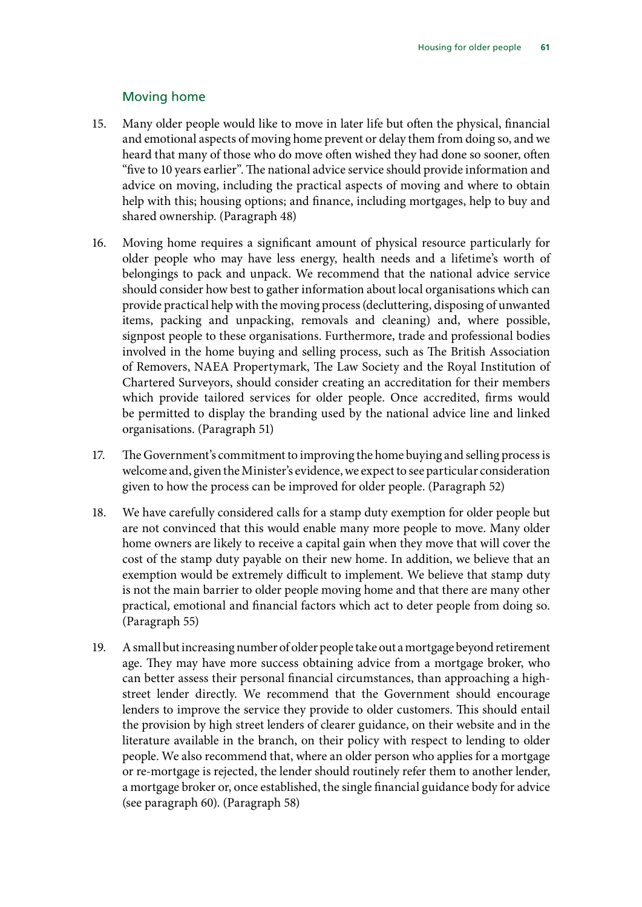## Moving home

15. Many older people would like to move in later life but often the physical, financial and emotional aspects of moving home prevent or delay them from doing so, and we heard that many of those who do move often wished they had done so sooner, often "five to 10 years earlier". The national advice service should provide information and advice on moving, including the practical aspects of moving and where to obtain help with this; housing options; and finance, including mortgages, help to buy and shared ownership. (Paragraph 48)

16. Moving home requires a significant amount of physical resource particularly for older people who may have less energy, health needs and a lifetime's worth of belongings to pack and unpack. We recommend that the national advice service should consider how best to gather information about local organisations which can provide practical help with the moving process (decluttering, disposing of unwanted items, packing and unpacking, removals and cleaning) and, where possible, signpost people to these organisations. Furthermore, trade and professional bodies involved in the home buying and selling process, such as The British Association of Removers, NAEA Propertymark, The Law Society and the Royal Institution of Chartered Surveyors, should consider creating an accreditation for their members which provide tailored services for older people. Once accredited, firms would be permitted to display the branding used by the national advice line and linked organisations. (Paragraph 51)

17. The Government's commitment to improving the home buying and selling process is welcome and, given the Minister's evidence, we expect to see particular consideration given to how the process can be improved for older people. (Paragraph 52)

18. We have carefully considered calls for a stamp duty exemption for older people but are not convinced that this would enable many more people to move. Many older home owners are likely to receive a capital gain when they move that will cover the cost of the stamp duty payable on their new home. In addition, we believe that an exemption would be extremely difficult to implement. We believe that stamp duty is not the main barrier to older people moving home and that there are many other practical, emotional and financial factors which act to deter people from doing so. (Paragraph 55)

19. A small but increasing number of older people take out a mortgage beyond retirement age. They may have more success obtaining advice from a mortgage broker, who can better assess their personal financial circumstances, than approaching a high-street lender directly. We recommend that the Government should encourage lenders to improve the service they provide to older customers. This should entail the provision by high street lenders of clearer guidance, on their website and in the literature available in the branch, on their policy with respect to lending to older people. We also recommend that, where an older person who applies for a mortgage or re-mortgage is rejected, the lender should routinely refer them to another lender, a mortgage broker or, once established, the single financial guidance body for advice (see paragraph 60). (Paragraph 58)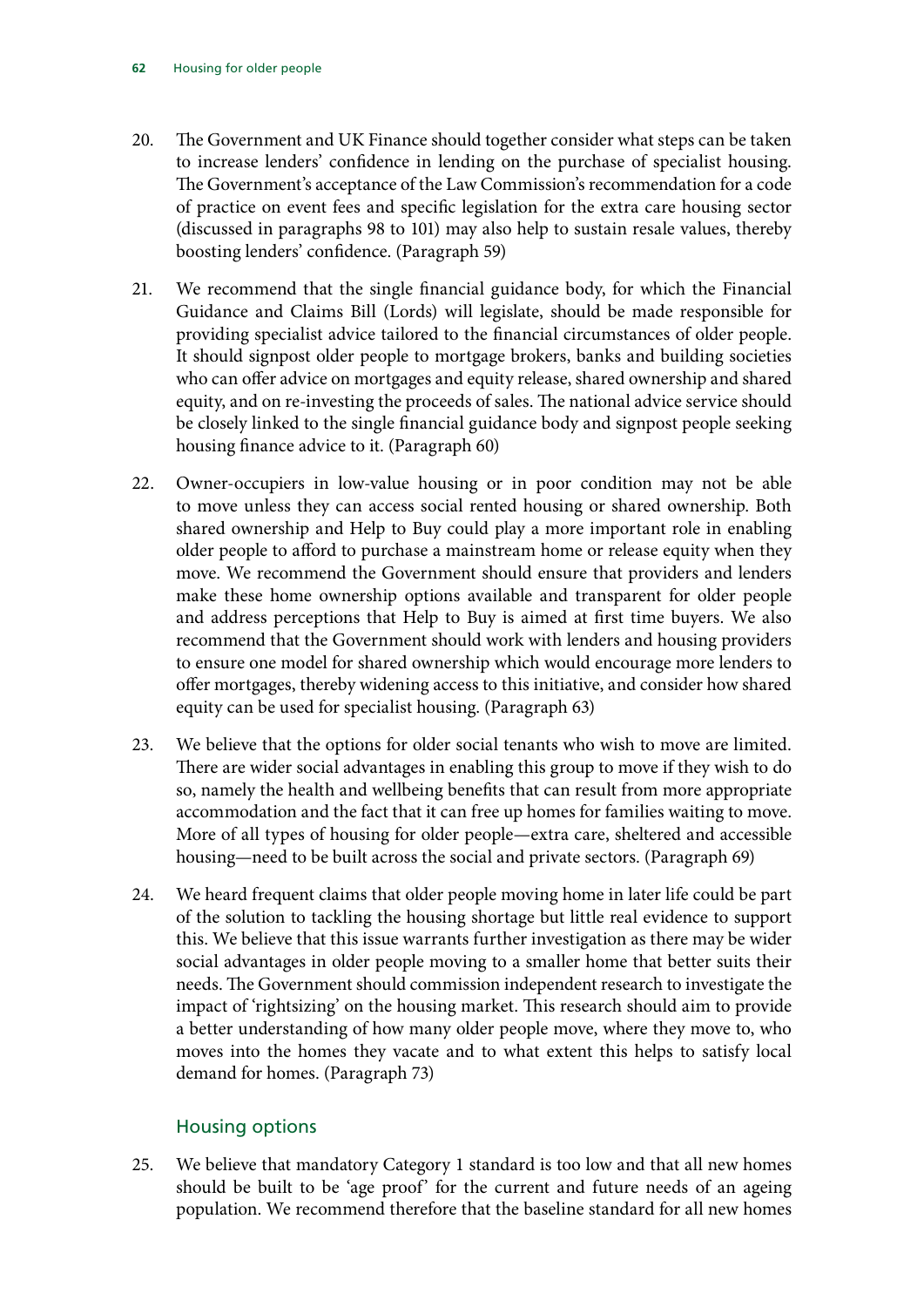20. The Government and UK Finance should together consider what steps can be taken to increase lenders' confidence in lending on the purchase of specialist housing. The Government's acceptance of the Law Commission's recommendation for a code of practice on event fees and specific legislation for the extra care housing sector (discussed in paragraphs 98 to 101) may also help to sustain resale values, thereby boosting lenders' confidence. (Paragraph 59)

21. We recommend that the single financial guidance body, for which the Financial Guidance and Claims Bill (Lords) will legislate, should be made responsible for providing specialist advice tailored to the financial circumstances of older people. It should signpost older people to mortgage brokers, banks and building societies who can offer advice on mortgages and equity release, shared ownership and shared equity, and on re-investing the proceeds of sales. The national advice service should be closely linked to the single financial guidance body and signpost people seeking housing finance advice to it. (Paragraph 60)

22. Owner-occupiers in low-value housing or in poor condition may not be able to move unless they can access social rented housing or shared ownership. Both shared ownership and Help to Buy could play a more important role in enabling older people to afford to purchase a mainstream home or release equity when they move. We recommend the Government should ensure that providers and lenders make these home ownership options available and transparent for older people and address perceptions that Help to Buy is aimed at first time buyers. We also recommend that the Government should work with lenders and housing providers to ensure one model for shared ownership which would encourage more lenders to offer mortgages, thereby widening access to this initiative, and consider how shared equity can be used for specialist housing. (Paragraph 63)

23. We believe that the options for older social tenants who wish to move are limited. There are wider social advantages in enabling this group to move if they wish to do so, namely the health and wellbeing benefits that can result from more appropriate accommodation and the fact that it can free up homes for families waiting to move. More of all types of housing for older people—extra care, sheltered and accessible housing—need to be built across the social and private sectors. (Paragraph 69)

24. We heard frequent claims that older people moving home in later life could be part of the solution to tackling the housing shortage but little real evidence to support this. We believe that this issue warrants further investigation as there may be wider social advantages in older people moving to a smaller home that better suits their needs. The Government should commission independent research to investigate the impact of 'rightsizing' on the housing market. This research should aim to provide a better understanding of how many older people move, where they move to, who moves into the homes they vacate and to what extent this helps to satisfy local demand for homes. (Paragraph 73)

### Housing options

25. We believe that mandatory Category 1 standard is too low and that all new homes should be built to be 'age proof' for the current and future needs of an ageing population. We recommend therefore that the baseline standard for all new homes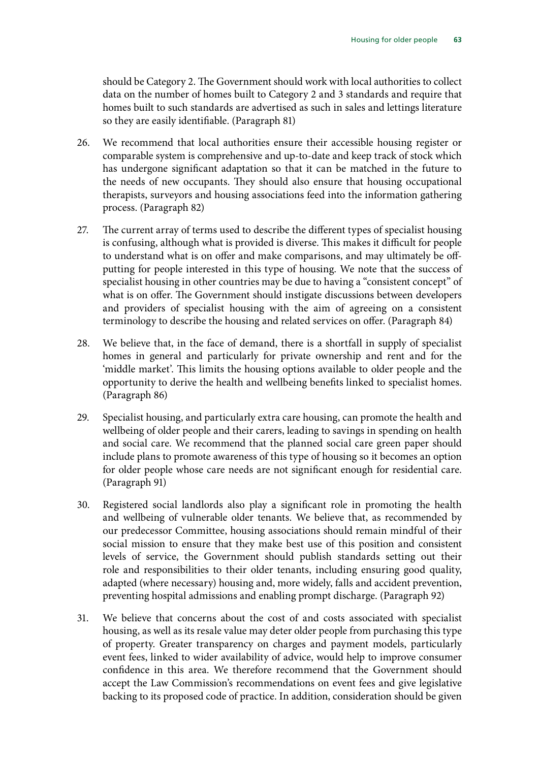should be Category 2. The Government should work with local authorities to collect data on the number of homes built to Category 2 and 3 standards and require that homes built to such standards are advertised as such in sales and lettings literature so they are easily identifiable. (Paragraph 81)

26. We recommend that local authorities ensure their accessible housing register or comparable system is comprehensive and up-to-date and keep track of stock which has undergone significant adaptation so that it can be matched in the future to the needs of new occupants. They should also ensure that housing occupational therapists, surveyors and housing associations feed into the information gathering process. (Paragraph 82)

27. The current array of terms used to describe the different types of specialist housing is confusing, although what is provided is diverse. This makes it difficult for people to understand what is on offer and make comparisons, and may ultimately be off-putting for people interested in this type of housing. We note that the success of specialist housing in other countries may be due to having a "consistent concept" of what is on offer. The Government should instigate discussions between developers and providers of specialist housing with the aim of agreeing on a consistent terminology to describe the housing and related services on offer. (Paragraph 84)

28. We believe that, in the face of demand, there is a shortfall in supply of specialist homes in general and particularly for private ownership and rent and for the 'middle market'. This limits the housing options available to older people and the opportunity to derive the health and wellbeing benefits linked to specialist homes. (Paragraph 86)

29. Specialist housing, and particularly extra care housing, can promote the health and wellbeing of older people and their carers, leading to savings in spending on health and social care. We recommend that the planned social care green paper should include plans to promote awareness of this type of housing so it becomes an option for older people whose care needs are not significant enough for residential care. (Paragraph 91)

30. Registered social landlords also play a significant role in promoting the health and wellbeing of vulnerable older tenants. We believe that, as recommended by our predecessor Committee, housing associations should remain mindful of their social mission to ensure that they make best use of this position and consistent levels of service, the Government should publish standards setting out their role and responsibilities to their older tenants, including ensuring good quality, adapted (where necessary) housing and, more widely, falls and accident prevention, preventing hospital admissions and enabling prompt discharge. (Paragraph 92)

31. We believe that concerns about the cost of and costs associated with specialist housing, as well as its resale value may deter older people from purchasing this type of property. Greater transparency on charges and payment models, particularly event fees, linked to wider availability of advice, would help to improve consumer confidence in this area. We therefore recommend that the Government should accept the Law Commission's recommendations on event fees and give legislative backing to its proposed code of practice. In addition, consideration should be given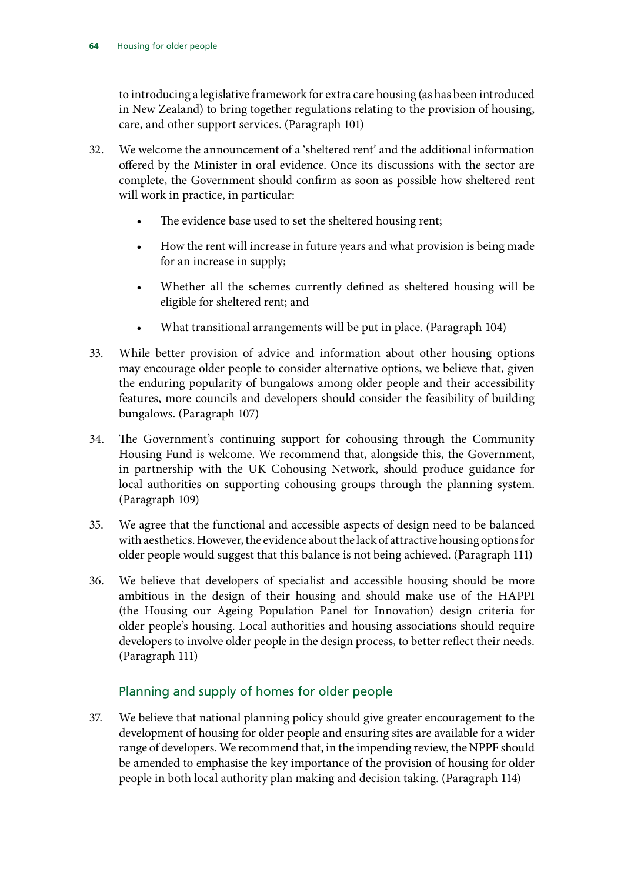to introducing a legislative framework for extra care housing (as has been introduced in New Zealand) to bring together regulations relating to the provision of housing, care, and other support services. (Paragraph 101)

32. We welcome the announcement of a 'sheltered rent' and the additional information offered by the Minister in oral evidence. Once its discussions with the sector are complete, the Government should confirm as soon as possible how sheltered rent will work in practice, in particular:

    - The evidence base used to set the sheltered housing rent;
    - How the rent will increase in future years and what provision is being made for an increase in supply;
    - Whether all the schemes currently defined as sheltered housing will be eligible for sheltered rent; and
    - What transitional arrangements will be put in place. (Paragraph 104)

33. While better provision of advice and information about other housing options may encourage older people to consider alternative options, we believe that, given the enduring popularity of bungalows among older people and their accessibility features, more councils and developers should consider the feasibility of building bungalows. (Paragraph 107)

34. The Government's continuing support for cohousing through the Community Housing Fund is welcome. We recommend that, alongside this, the Government, in partnership with the UK Cohousing Network, should produce guidance for local authorities on supporting cohousing groups through the planning system. (Paragraph 109)

35. We agree that the functional and accessible aspects of design need to be balanced with aesthetics. However, the evidence about the lack of attractive housing options for older people would suggest that this balance is not being achieved. (Paragraph 111)

36. We believe that developers of specialist and accessible housing should be more ambitious in the design of their housing and should make use of the HAPPI (the Housing our Ageing Population Panel for Innovation) design criteria for older people's housing. Local authorities and housing associations should require developers to involve older people in the design process, to better reflect their needs. (Paragraph 111)

## Planning and supply of homes for older people

37. We believe that national planning policy should give greater encouragement to the development of housing for older people and ensuring sites are available for a wider range of developers. We recommend that, in the impending review, the NPPF should be amended to emphasise the key importance of the provision of housing for older people in both local authority plan making and decision taking. (Paragraph 114)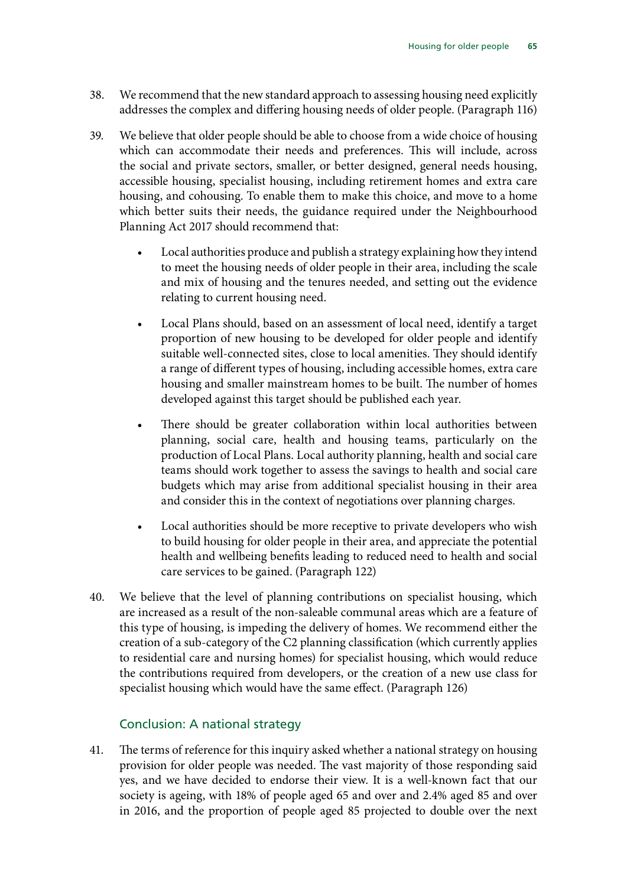38. We recommend that the new standard approach to assessing housing need explicitly addresses the complex and differing housing needs of older people. (Paragraph 116)

39. We believe that older people should be able to choose from a wide choice of housing which can accommodate their needs and preferences. This will include, across the social and private sectors, smaller, or better designed, general needs housing, accessible housing, specialist housing, including retirement homes and extra care housing, and cohousing. To enable them to make this choice, and move to a home which better suits their needs, the guidance required under the Neighbourhood Planning Act 2017 should recommend that:

    - Local authorities produce and publish a strategy explaining how they intend to meet the housing needs of older people in their area, including the scale and mix of housing and the tenures needed, and setting out the evidence relating to current housing need.

    - Local Plans should, based on an assessment of local need, identify a target proportion of new housing to be developed for older people and identify suitable well-connected sites, close to local amenities. They should identify a range of different types of housing, including accessible homes, extra care housing and smaller mainstream homes to be built. The number of homes developed against this target should be published each year.

    - There should be greater collaboration within local authorities between planning, social care, health and housing teams, particularly on the production of Local Plans. Local authority planning, health and social care teams should work together to assess the savings to health and social care budgets which may arise from additional specialist housing in their area and consider this in the context of negotiations over planning charges.

    - Local authorities should be more receptive to private developers who wish to build housing for older people in their area, and appreciate the potential health and wellbeing benefits leading to reduced need to health and social care services to be gained. (Paragraph 122)

40. We believe that the level of planning contributions on specialist housing, which are increased as a result of the non-saleable communal areas which are a feature of this type of housing, is impeding the delivery of homes. We recommend either the creation of a sub-category of the C2 planning classification (which currently applies to residential care and nursing homes) for specialist housing, which would reduce the contributions required from developers, or the creation of a new use class for specialist housing which would have the same effect. (Paragraph 126)

### Conclusion: A national strategy

41. The terms of reference for this inquiry asked whether a national strategy on housing provision for older people was needed. The vast majority of those responding said yes, and we have decided to endorse their view. It is a well-known fact that our society is ageing, with 18% of people aged 65 and over and 2.4% aged 85 and over in 2016, and the proportion of people aged 85 projected to double over the next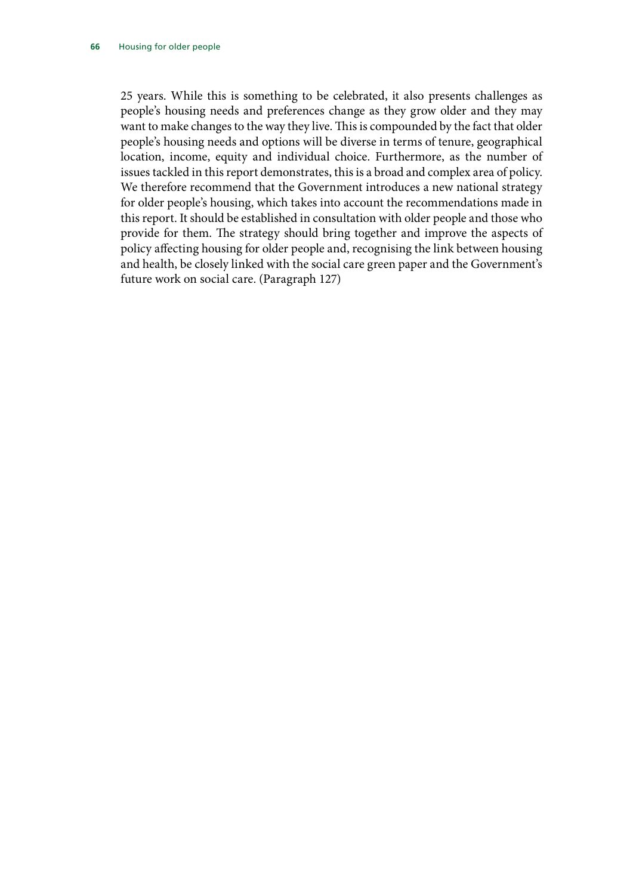25 years. While this is something to be celebrated, it also presents challenges as people's housing needs and preferences change as they grow older and they may want to make changes to the way they live. This is compounded by the fact that older people's housing needs and options will be diverse in terms of tenure, geographical location, income, equity and individual choice. Furthermore, as the number of issues tackled in this report demonstrates, this is a broad and complex area of policy. We therefore recommend that the Government introduces a new national strategy for older people's housing, which takes into account the recommendations made in this report. It should be established in consultation with older people and those who provide for them. The strategy should bring together and improve the aspects of policy affecting housing for older people and, recognising the link between housing and health, be closely linked with the social care green paper and the Government's future work on social care. (Paragraph 127)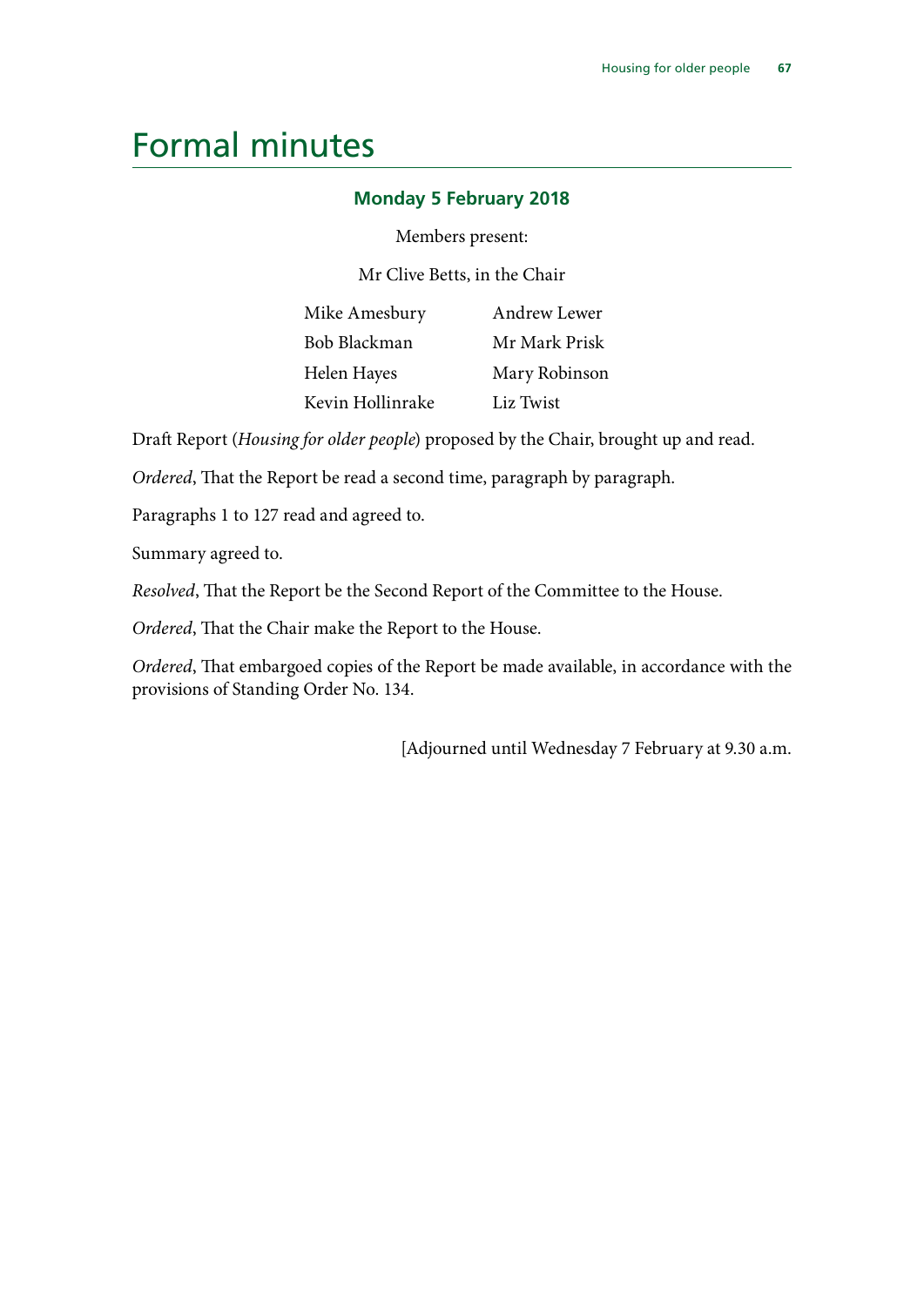# Formal minutes

### Monday 5 February 2018

Members present:

Mr Clive Betts, in the Chair

Mike Amesbury
Bob Blackman
Helen Hayes
Kevin Hollinrake
Andrew Lewer
Mr Mark Prisk
Mary Robinson
Liz Twist

Draft Report (*Housing for older people*) proposed by the Chair, brought up and read.

*Ordered*, That the Report be read a second time, paragraph by paragraph.

Paragraphs 1 to 127 read and agreed to.

Summary agreed to.

*Resolved*, That the Report be the Second Report of the Committee to the House.

*Ordered*, That the Chair make the Report to the House.

*Ordered*, That embargoed copies of the Report be made available, in accordance with the provisions of Standing Order No. 134.

[Adjourned until Wednesday 7 February at 9.30 a.m.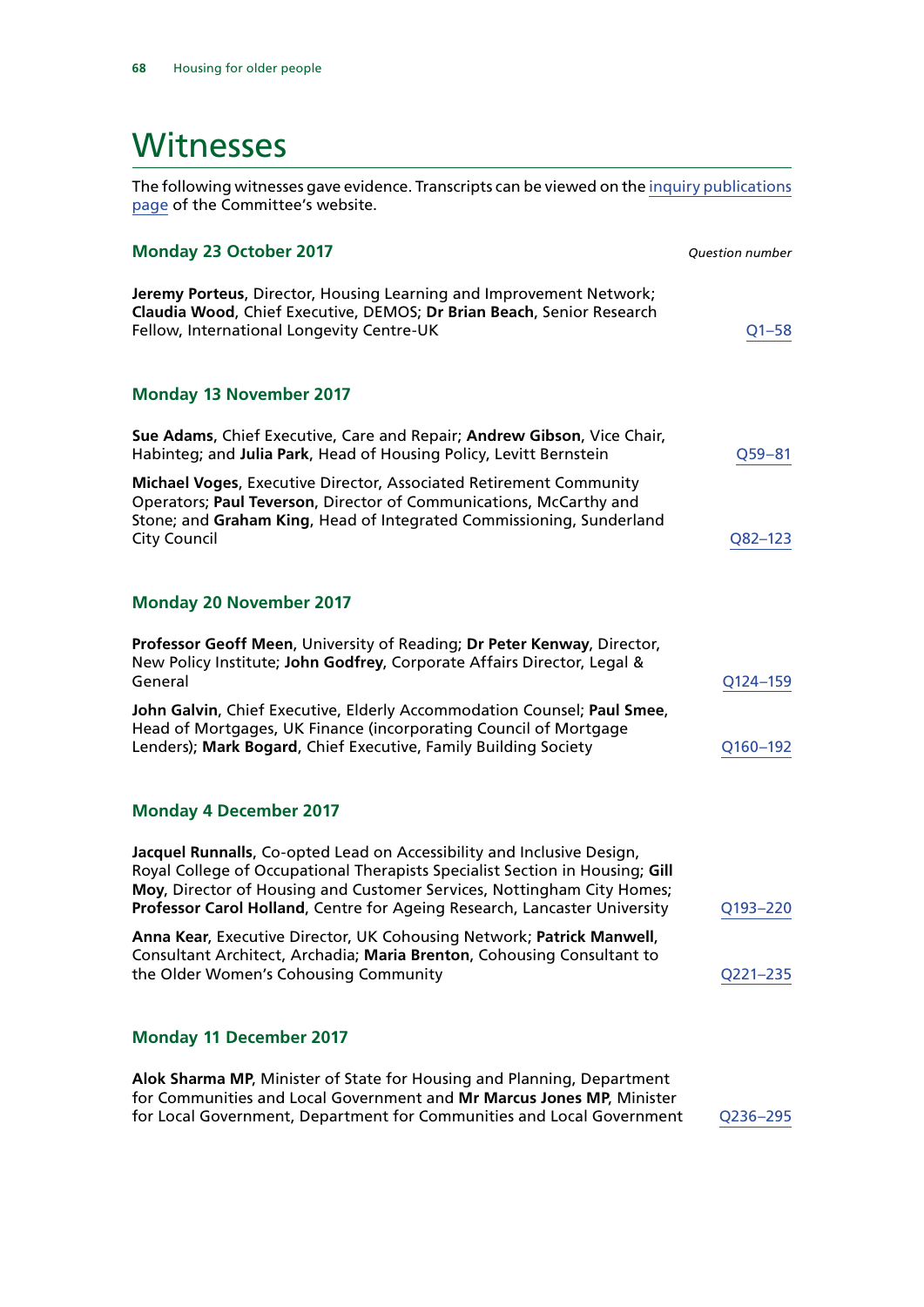# Witnesses

The following witnesses gave evidence. Transcripts can be viewed on the inquiry publications page of the Committee's website.

### Monday 23 October 2017

*Question number*

**Jeremy Porteus**, Director, Housing Learning and Improvement Network; **Claudia Wood**, Chief Executive, DEMOS; **Dr Brian Beach**, Senior Research Fellow, International Longevity Centre-UK — Q1–58

### Monday 13 November 2017

**Sue Adams**, Chief Executive, Care and Repair; **Andrew Gibson**, Vice Chair, Habinteg; and **Julia Park**, Head of Housing Policy, Levitt Bernstein — Q59–81

**Michael Voges**, Executive Director, Associated Retirement Community Operators; **Paul Teverson**, Director of Communications, McCarthy and Stone; and **Graham King**, Head of Integrated Commissioning, Sunderland City Council — Q82–123

### Monday 20 November 2017

**Professor Geoff Meen**, University of Reading; **Dr Peter Kenway**, Director, New Policy Institute; **John Godfrey**, Corporate Affairs Director, Legal & General — Q124–159

**John Galvin**, Chief Executive, Elderly Accommodation Counsel; **Paul Smee**, Head of Mortgages, UK Finance (incorporating Council of Mortgage Lenders); **Mark Bogard**, Chief Executive, Family Building Society — Q160–192

### Monday 4 December 2017

**Jacquel Runnalls**, Co-opted Lead on Accessibility and Inclusive Design, Royal College of Occupational Therapists Specialist Section in Housing; **Gill Moy**, Director of Housing and Customer Services, Nottingham City Homes; **Professor Carol Holland**, Centre for Ageing Research, Lancaster University — Q193–220

**Anna Kear**, Executive Director, UK Cohousing Network; **Patrick Manwell**, Consultant Architect, Archadia; **Maria Brenton**, Cohousing Consultant to the Older Women's Cohousing Community — Q221–235

### Monday 11 December 2017

**Alok Sharma MP**, Minister of State for Housing and Planning, Department for Communities and Local Government and **Mr Marcus Jones MP**, Minister for Local Government, Department for Communities and Local Government — Q236–295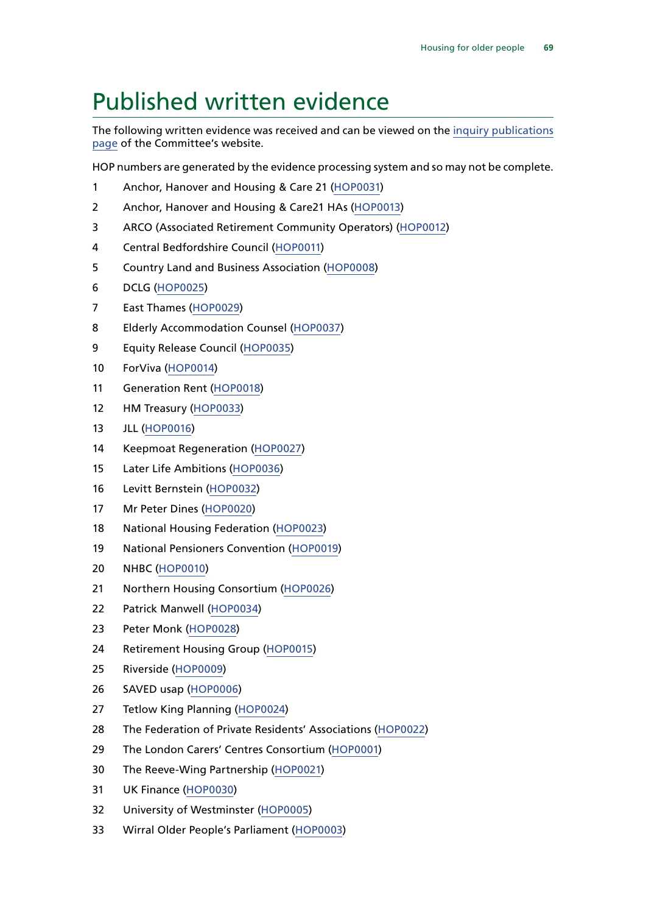# Published written evidence

The following written evidence was received and can be viewed on the inquiry publications page of the Committee's website.

HOP numbers are generated by the evidence processing system and so may not be complete.

1. Anchor, Hanover and Housing & Care 21 (HOP0031)
2. Anchor, Hanover and Housing & Care21 HAs (HOP0013)
3. ARCO (Associated Retirement Community Operators) (HOP0012)
4. Central Bedfordshire Council (HOP0011)
5. Country Land and Business Association (HOP0008)
6. DCLG (HOP0025)
7. East Thames (HOP0029)
8. Elderly Accommodation Counsel (HOP0037)
9. Equity Release Council (HOP0035)
10. ForViva (HOP0014)
11. Generation Rent (HOP0018)
12. HM Treasury (HOP0033)
13. JLL (HOP0016)
14. Keepmoat Regeneration (HOP0027)
15. Later Life Ambitions (HOP0036)
16. Levitt Bernstein (HOP0032)
17. Mr Peter Dines (HOP0020)
18. National Housing Federation (HOP0023)
19. National Pensioners Convention (HOP0019)
20. NHBC (HOP0010)
21. Northern Housing Consortium (HOP0026)
22. Patrick Manwell (HOP0034)
23. Peter Monk (HOP0028)
24. Retirement Housing Group (HOP0015)
25. Riverside (HOP0009)
26. SAVED usap (HOP0006)
27. Tetlow King Planning (HOP0024)
28. The Federation of Private Residents' Associations (HOP0022)
29. The London Carers' Centres Consortium (HOP0001)
30. The Reeve-Wing Partnership (HOP0021)
31. UK Finance (HOP0030)
32. University of Westminster (HOP0005)
33. Wirral Older People's Parliament (HOP0003)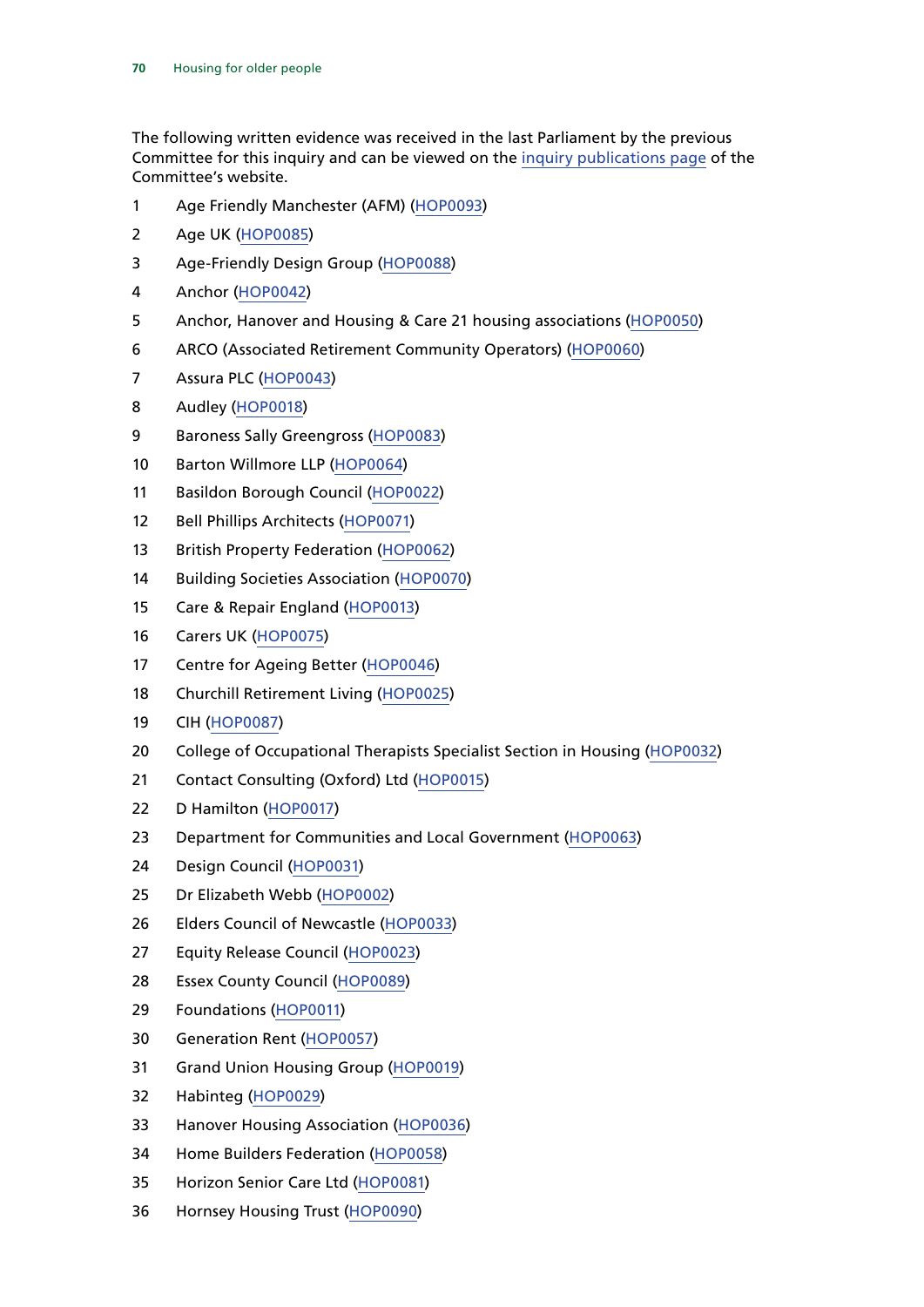The following written evidence was received in the last Parliament by the previous Committee for this inquiry and can be viewed on the inquiry publications page of the Committee's website.

1. Age Friendly Manchester (AFM) (HOP0093)
2. Age UK (HOP0085)
3. Age-Friendly Design Group (HOP0088)
4. Anchor (HOP0042)
5. Anchor, Hanover and Housing & Care 21 housing associations (HOP0050)
6. ARCO (Associated Retirement Community Operators) (HOP0060)
7. Assura PLC (HOP0043)
8. Audley (HOP0018)
9. Baroness Sally Greengross (HOP0083)
10. Barton Willmore LLP (HOP0064)
11. Basildon Borough Council (HOP0022)
12. Bell Phillips Architects (HOP0071)
13. British Property Federation (HOP0062)
14. Building Societies Association (HOP0070)
15. Care & Repair England (HOP0013)
16. Carers UK (HOP0075)
17. Centre for Ageing Better (HOP0046)
18. Churchill Retirement Living (HOP0025)
19. CIH (HOP0087)
20. College of Occupational Therapists Specialist Section in Housing (HOP0032)
21. Contact Consulting (Oxford) Ltd (HOP0015)
22. D Hamilton (HOP0017)
23. Department for Communities and Local Government (HOP0063)
24. Design Council (HOP0031)
25. Dr Elizabeth Webb (HOP0002)
26. Elders Council of Newcastle (HOP0033)
27. Equity Release Council (HOP0023)
28. Essex County Council (HOP0089)
29. Foundations (HOP0011)
30. Generation Rent (HOP0057)
31. Grand Union Housing Group (HOP0019)
32. Habinteg (HOP0029)
33. Hanover Housing Association (HOP0036)
34. Home Builders Federation (HOP0058)
35. Horizon Senior Care Ltd (HOP0081)
36. Hornsey Housing Trust (HOP0090)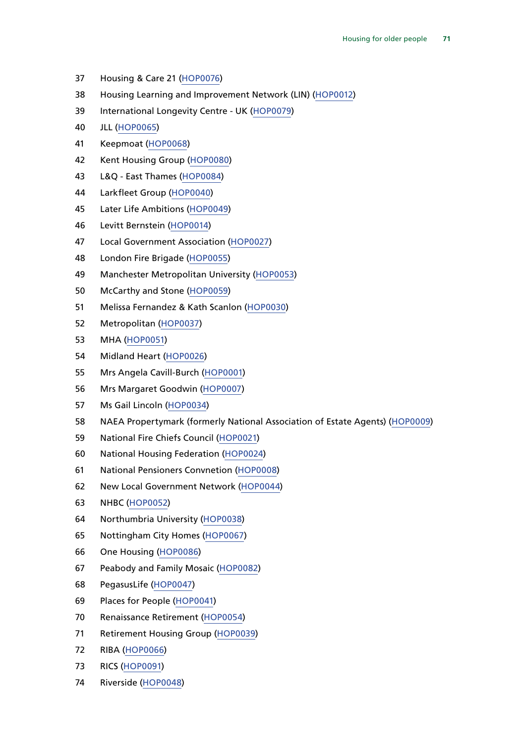37 Housing & Care 21 (HOP0076)

38 Housing Learning and Improvement Network (LIN) (HOP0012)

39 International Longevity Centre - UK (HOP0079)

40 JLL (HOP0065)

41 Keepmoat (HOP0068)

42 Kent Housing Group (HOP0080)

43 L&Q - East Thames (HOP0084)

44 Larkfleet Group (HOP0040)

45 Later Life Ambitions (HOP0049)

46 Levitt Bernstein (HOP0014)

47 Local Government Association (HOP0027)

48 London Fire Brigade (HOP0055)

49 Manchester Metropolitan University (HOP0053)

50 McCarthy and Stone (HOP0059)

51 Melissa Fernandez & Kath Scanlon (HOP0030)

52 Metropolitan (HOP0037)

53 MHA (HOP0051)

54 Midland Heart (HOP0026)

55 Mrs Angela Cavill-Burch (HOP0001)

56 Mrs Margaret Goodwin (HOP0007)

57 Ms Gail Lincoln (HOP0034)

58 NAEA Propertymark (formerly National Association of Estate Agents) (HOP0009)

59 National Fire Chiefs Council (HOP0021)

60 National Housing Federation (HOP0024)

61 National Pensioners Convnetion (HOP0008)

62 New Local Government Network (HOP0044)

63 NHBC (HOP0052)

64 Northumbria University (HOP0038)

65 Nottingham City Homes (HOP0067)

66 One Housing (HOP0086)

67 Peabody and Family Mosaic (HOP0082)

68 PegasusLife (HOP0047)

69 Places for People (HOP0041)

70 Renaissance Retirement (HOP0054)

71 Retirement Housing Group (HOP0039)

72 RIBA (HOP0066)

73 RICS (HOP0091)

74 Riverside (HOP0048)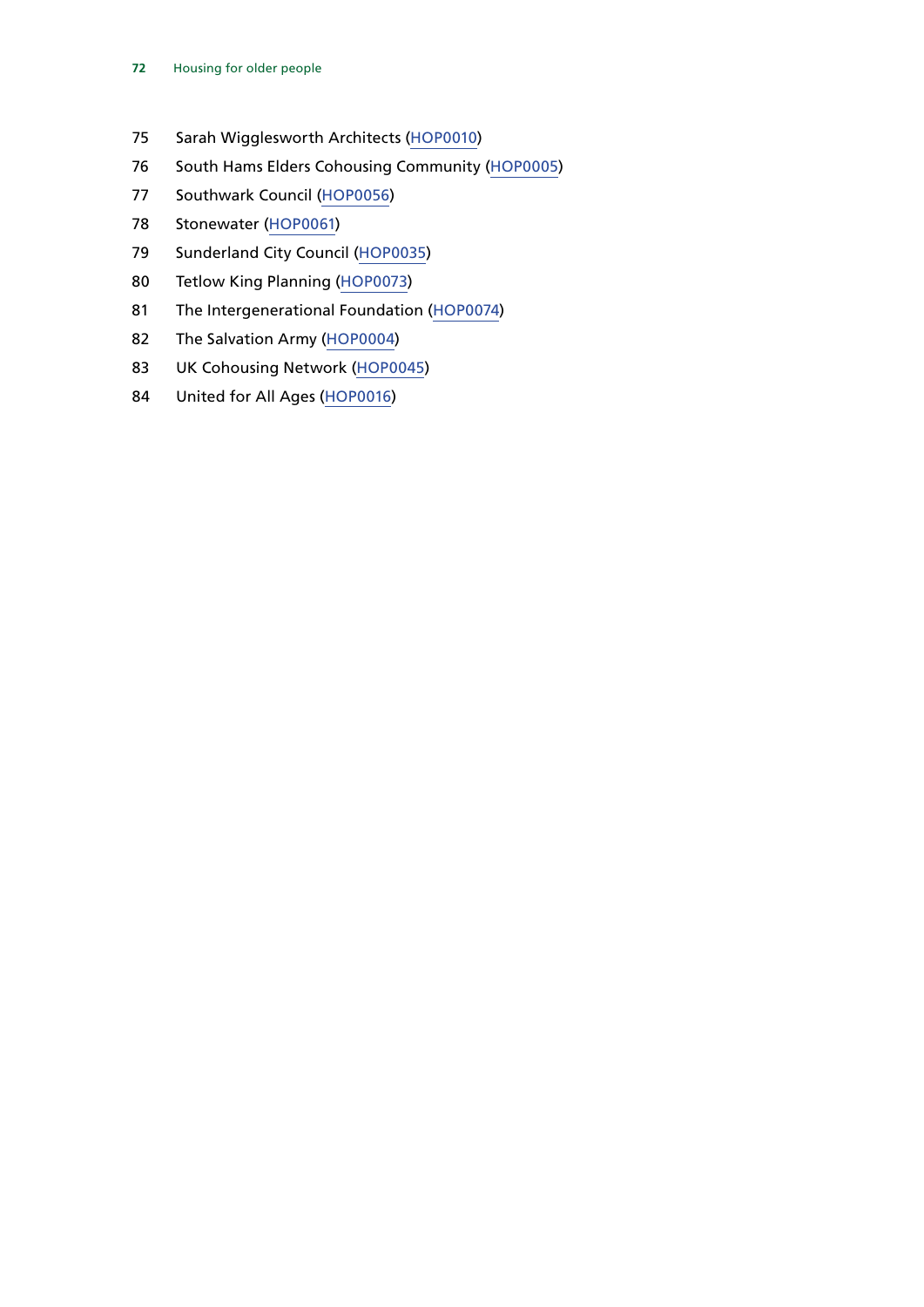75 Sarah Wigglesworth Architects (HOP0010)

76 South Hams Elders Cohousing Community (HOP0005)

77 Southwark Council (HOP0056)

78 Stonewater (HOP0061)

79 Sunderland City Council (HOP0035)

80 Tetlow King Planning (HOP0073)

81 The Intergenerational Foundation (HOP0074)

82 The Salvation Army (HOP0004)

83 UK Cohousing Network (HOP0045)

84 United for All Ages (HOP0016)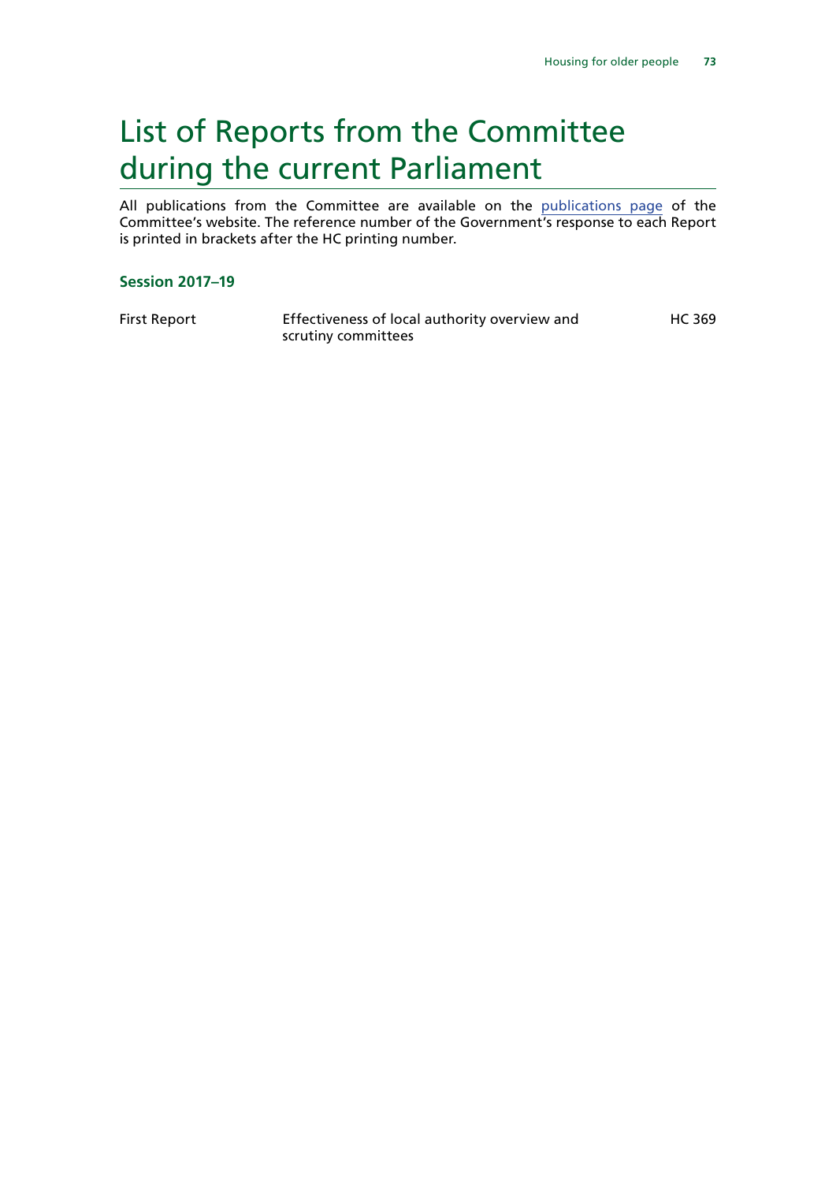# List of Reports from the Committee during the current Parliament

All publications from the Committee are available on the publications page of the Committee's website. The reference number of the Government's response to each Report is printed in brackets after the HC printing number.

### Session 2017–19

| | | |
|---|---|---|
| First Report | Effectiveness of local authority overview and scrutiny committees | HC 369 |